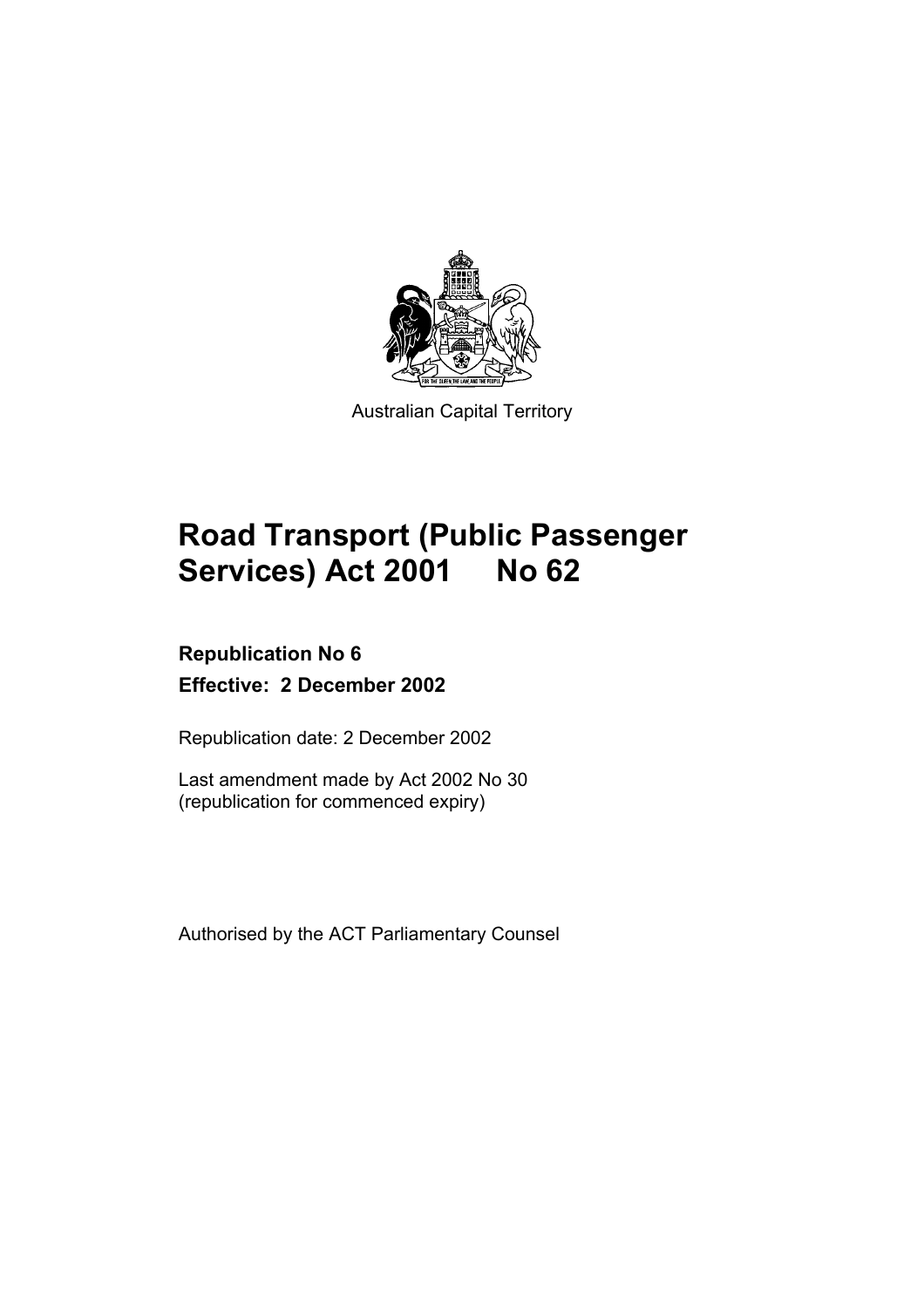Australian Capital Territory

# Road Transport (Public Passenger Services) Act 2001 No 62

**Republication No 6**

**Effective: 2 December 2002**

Republication date: 2 December 2002

Last amendment made by Act 2002 No 30
(republication for commenced expiry)

Authorised by the ACT Parliamentary Counsel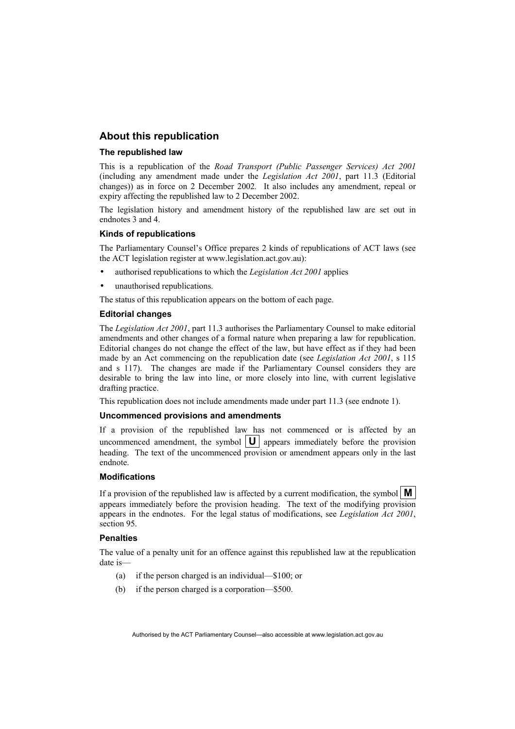## About this republication

### The republished law

This is a republication of the *Road Transport (Public Passenger Services) Act 2001* (including any amendment made under the *Legislation Act 2001*, part 11.3 (Editorial changes)) as in force on 2 December 2002*.* It also includes any amendment, repeal or expiry affecting the republished law to 2 December 2002.

The legislation history and amendment history of the republished law are set out in endnotes 3 and 4.

### Kinds of republications

The Parliamentary Counsel's Office prepares 2 kinds of republications of ACT laws (see the ACT legislation register at www.legislation.act.gov.au):

- authorised republications to which the *Legislation Act 2001* applies
- unauthorised republications.

The status of this republication appears on the bottom of each page.

### Editorial changes

The *Legislation Act 2001*, part 11.3 authorises the Parliamentary Counsel to make editorial amendments and other changes of a formal nature when preparing a law for republication. Editorial changes do not change the effect of the law, but have effect as if they had been made by an Act commencing on the republication date (see *Legislation Act 2001*, s 115 and s 117). The changes are made if the Parliamentary Counsel considers they are desirable to bring the law into line, or more closely into line, with current legislative drafting practice.

This republication does not include amendments made under part 11.3 (see endnote 1).

### Uncommenced provisions and amendments

If a provision of the republished law has not commenced or is affected by an uncommenced amendment, the symbol **U** appears immediately before the provision heading. The text of the uncommenced provision or amendment appears only in the last endnote.

### Modifications

If a provision of the republished law is affected by a current modification, the symbol **M** appears immediately before the provision heading. The text of the modifying provision appears in the endnotes. For the legal status of modifications, see *Legislation Act 2001*, section 95.

### Penalties

The value of a penalty unit for an offence against this republished law at the republication date is—

(a) if the person charged is an individual—$100; or

(b) if the person charged is a corporation—$500.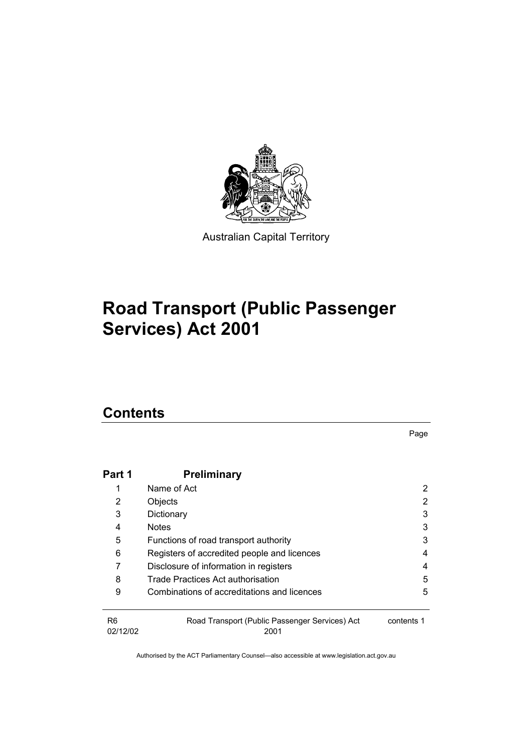Australian Capital Territory

# Road Transport (Public Passenger Services) Act 2001

## Contents

Page

| | | |
|---|---|---|
| **Part 1** | **Preliminary** | |
| 1 | Name of Act | 2 |
| 2 | Objects | 2 |
| 3 | Dictionary | 3 |
| 4 | Notes | 3 |
| 5 | Functions of road transport authority | 3 |
| 6 | Registers of accredited people and licences | 4 |
| 7 | Disclosure of information in registers | 4 |
| 8 | Trade Practices Act authorisation | 5 |
| 9 | Combinations of accreditations and licences | 5 |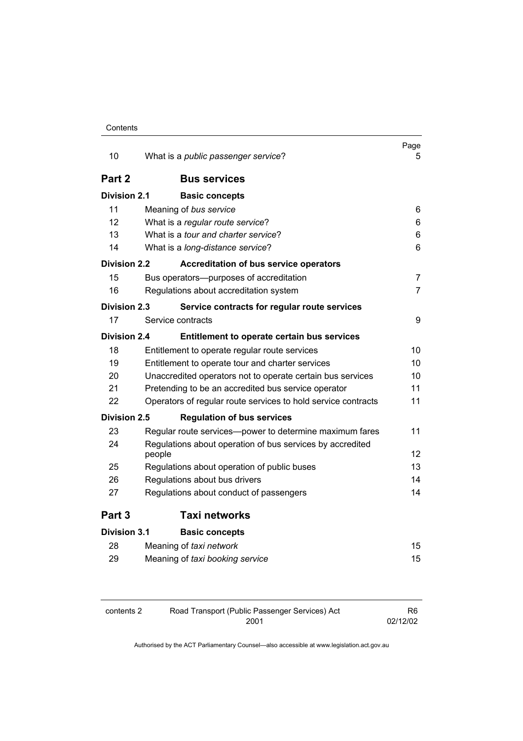| | | Page |
|---|---|---|
| 10 | What is a *public passenger service*? | 5 |
| **Part 2** | **Bus services** | |
| **Division 2.1** | **Basic concepts** | |
| 11 | Meaning of *bus service* | 6 |
| 12 | What is a *regular route service*? | 6 |
| 13 | What is a *tour and charter service*? | 6 |
| 14 | What is a *long-distance service*? | 6 |
| **Division 2.2** | **Accreditation of bus service operators** | |
| 15 | Bus operators—purposes of accreditation | 7 |
| 16 | Regulations about accreditation system | 7 |
| **Division 2.3** | **Service contracts for regular route services** | |
| 17 | Service contracts | 9 |
| **Division 2.4** | **Entitlement to operate certain bus services** | |
| 18 | Entitlement to operate regular route services | 10 |
| 19 | Entitlement to operate tour and charter services | 10 |
| 20 | Unaccredited operators not to operate certain bus services | 10 |
| 21 | Pretending to be an accredited bus service operator | 11 |
| 22 | Operators of regular route services to hold service contracts | 11 |
| **Division 2.5** | **Regulation of bus services** | |
| 23 | Regular route services—power to determine maximum fares | 11 |
| 24 | Regulations about operation of bus services by accredited people | 12 |
| 25 | Regulations about operation of public buses | 13 |
| 26 | Regulations about bus drivers | 14 |
| 27 | Regulations about conduct of passengers | 14 |
| **Part 3** | **Taxi networks** | |
| **Division 3.1** | **Basic concepts** | |
| 28 | Meaning of *taxi network* | 15 |
| 29 | Meaning of *taxi booking service* | 15 |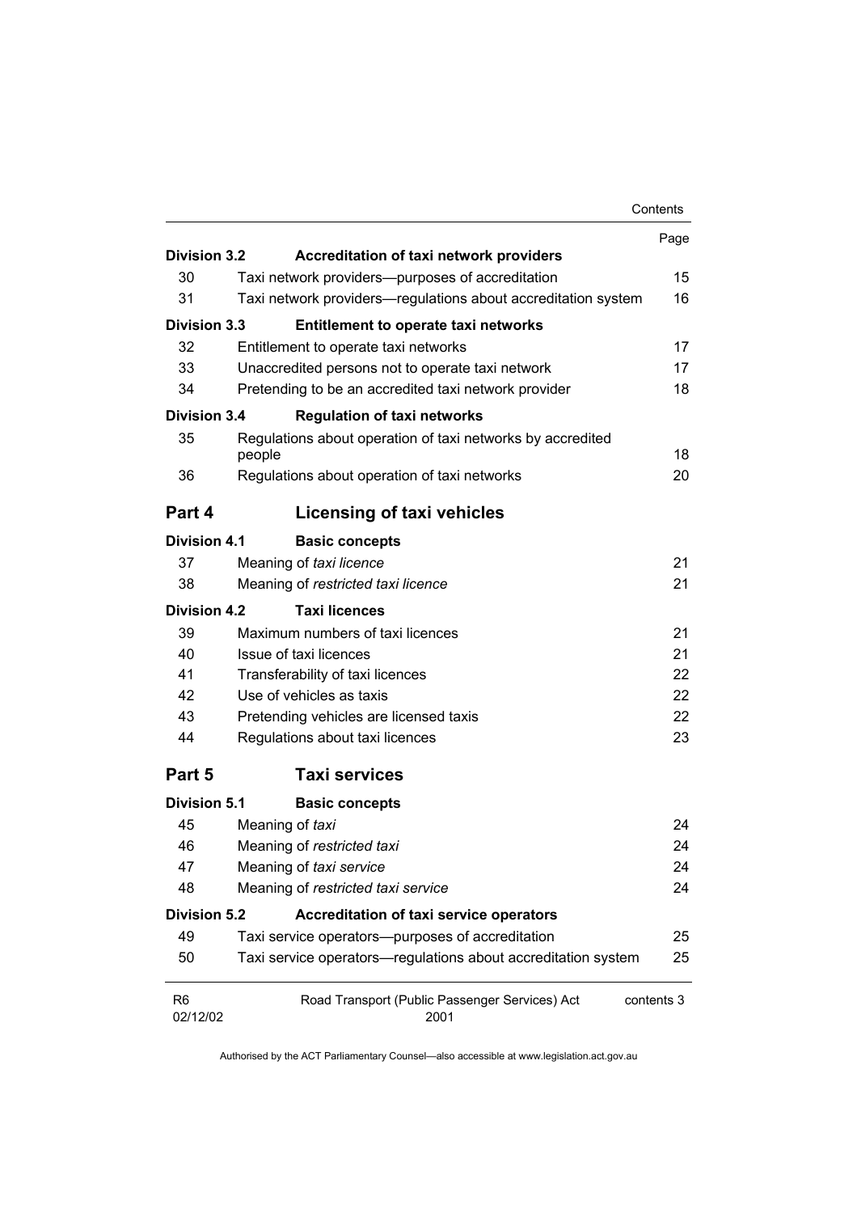| | | Page |
|---|---|---|
| **Division 3.2** | **Accreditation of taxi network providers** | |
| 30 | Taxi network providers—purposes of accreditation | 15 |
| 31 | Taxi network providers—regulations about accreditation system | 16 |
| **Division 3.3** | **Entitlement to operate taxi networks** | |
| 32 | Entitlement to operate taxi networks | 17 |
| 33 | Unaccredited persons not to operate taxi network | 17 |
| 34 | Pretending to be an accredited taxi network provider | 18 |
| **Division 3.4** | **Regulation of taxi networks** | |
| 35 | Regulations about operation of taxi networks by accredited people | 18 |
| 36 | Regulations about operation of taxi networks | 20 |

## Part 4 Licensing of taxi vehicles

| | | |
|---|---|---|
| **Division 4.1** | **Basic concepts** | |
| 37 | Meaning of *taxi licence* | 21 |
| 38 | Meaning of *restricted taxi licence* | 21 |
| **Division 4.2** | **Taxi licences** | |
| 39 | Maximum numbers of taxi licences | 21 |
| 40 | Issue of taxi licences | 21 |
| 41 | Transferability of taxi licences | 22 |
| 42 | Use of vehicles as taxis | 22 |
| 43 | Pretending vehicles are licensed taxis | 22 |
| 44 | Regulations about taxi licences | 23 |

## Part 5 Taxi services

| | | |
|---|---|---|
| **Division 5.1** | **Basic concepts** | |
| 45 | Meaning of *taxi* | 24 |
| 46 | Meaning of *restricted taxi* | 24 |
| 47 | Meaning of *taxi service* | 24 |
| 48 | Meaning of *restricted taxi service* | 24 |
| **Division 5.2** | **Accreditation of taxi service operators** | |
| 49 | Taxi service operators—purposes of accreditation | 25 |
| 50 | Taxi service operators—regulations about accreditation system | 25 |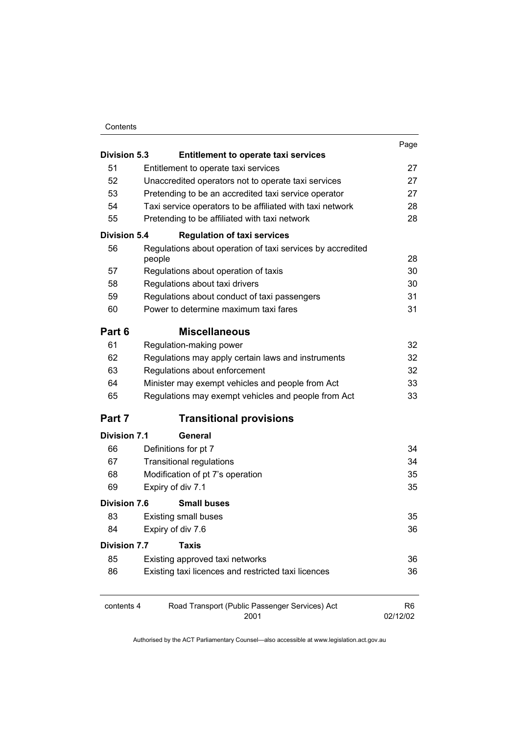| | | Page |
|---|---|---|
| **Division 5.3** | **Entitlement to operate taxi services** | |
| 51 | Entitlement to operate taxi services | 27 |
| 52 | Unaccredited operators not to operate taxi services | 27 |
| 53 | Pretending to be an accredited taxi service operator | 27 |
| 54 | Taxi service operators to be affiliated with taxi network | 28 |
| 55 | Pretending to be affiliated with taxi network | 28 |
| **Division 5.4** | **Regulation of taxi services** | |
| 56 | Regulations about operation of taxi services by accredited people | 28 |
| 57 | Regulations about operation of taxis | 30 |
| 58 | Regulations about taxi drivers | 30 |
| 59 | Regulations about conduct of taxi passengers | 31 |
| 60 | Power to determine maximum taxi fares | 31 |
| **Part 6** | **Miscellaneous** | |
| 61 | Regulation-making power | 32 |
| 62 | Regulations may apply certain laws and instruments | 32 |
| 63 | Regulations about enforcement | 32 |
| 64 | Minister may exempt vehicles and people from Act | 33 |
| 65 | Regulations may exempt vehicles and people from Act | 33 |
| **Part 7** | **Transitional provisions** | |
| **Division 7.1** | **General** | |
| 66 | Definitions for pt 7 | 34 |
| 67 | Transitional regulations | 34 |
| 68 | Modification of pt 7's operation | 35 |
| 69 | Expiry of div 7.1 | 35 |
| **Division 7.6** | **Small buses** | |
| 83 | Existing small buses | 35 |
| 84 | Expiry of div 7.6 | 36 |
| **Division 7.7** | **Taxis** | |
| 85 | Existing approved taxi networks | 36 |
| 86 | Existing taxi licences and restricted taxi licences | 36 |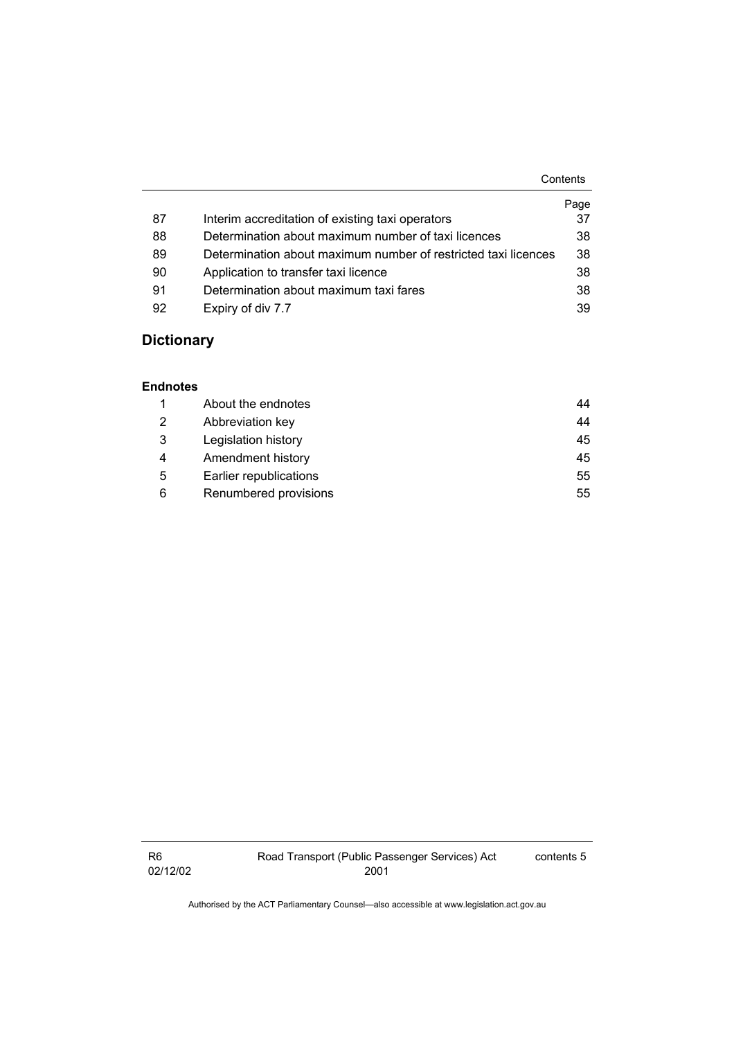| | | Page |
|---|---|---|
| 87 | Interim accreditation of existing taxi operators | 37 |
| 88 | Determination about maximum number of taxi licences | 38 |
| 89 | Determination about maximum number of restricted taxi licences | 38 |
| 90 | Application to transfer taxi licence | 38 |
| 91 | Determination about maximum taxi fares | 38 |
| 92 | Expiry of div 7.7 | 39 |

## Dictionary

### Endnotes

| | | |
|---|---|---|
| 1 | About the endnotes | 44 |
| 2 | Abbreviation key | 44 |
| 3 | Legislation history | 45 |
| 4 | Amendment history | 45 |
| 5 | Earlier republications | 55 |
| 6 | Renumbered provisions | 55 |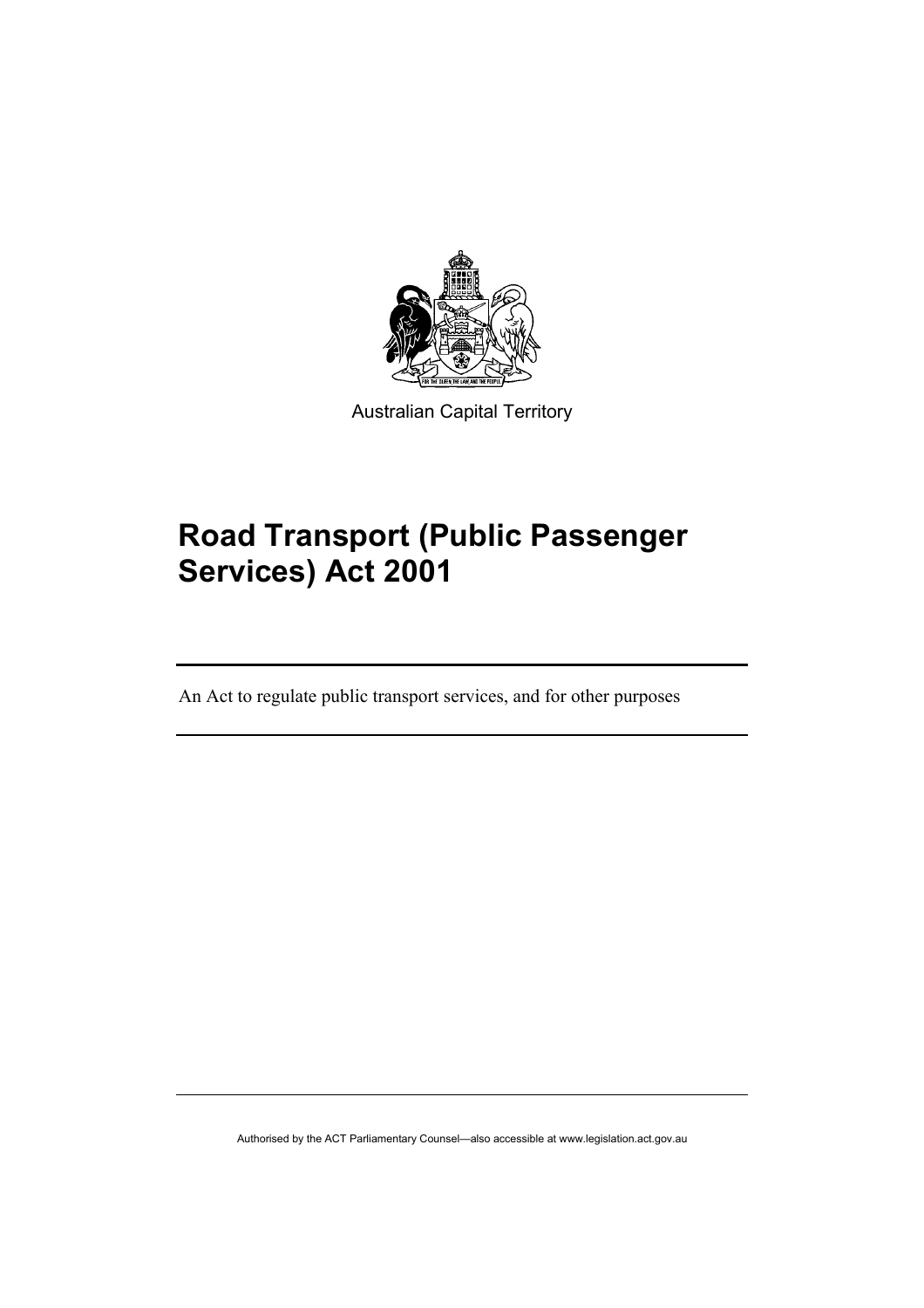Australian Capital Territory

# Road Transport (Public Passenger Services) Act 2001

An Act to regulate public transport services, and for other purposes

Authorised by the ACT Parliamentary Counsel—also accessible at www.legislation.act.gov.au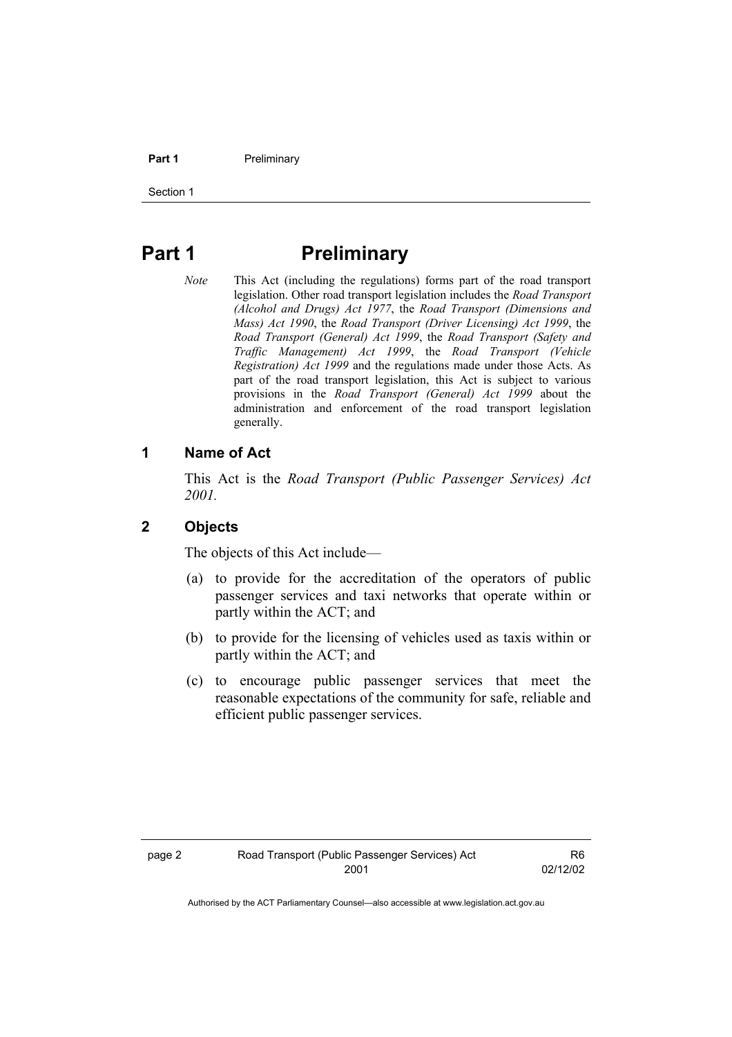# Part 1 Preliminary

*Note* This Act (including the regulations) forms part of the road transport legislation. Other road transport legislation includes the *Road Transport (Alcohol and Drugs) Act 1977*, the *Road Transport (Dimensions and Mass) Act 1990*, the *Road Transport (Driver Licensing) Act 1999*, the *Road Transport (General) Act 1999*, the *Road Transport (Safety and Traffic Management) Act 1999*, the *Road Transport (Vehicle Registration) Act 1999* and the regulations made under those Acts. As part of the road transport legislation, this Act is subject to various provisions in the *Road Transport (General) Act 1999* about the administration and enforcement of the road transport legislation generally.

## 1 Name of Act

This Act is the *Road Transport (Public Passenger Services) Act 2001.*

## 2 Objects

The objects of this Act include—

(a) to provide for the accreditation of the operators of public passenger services and taxi networks that operate within or partly within the ACT; and

(b) to provide for the licensing of vehicles used as taxis within or partly within the ACT; and

(c) to encourage public passenger services that meet the reasonable expectations of the community for safe, reliable and efficient public passenger services.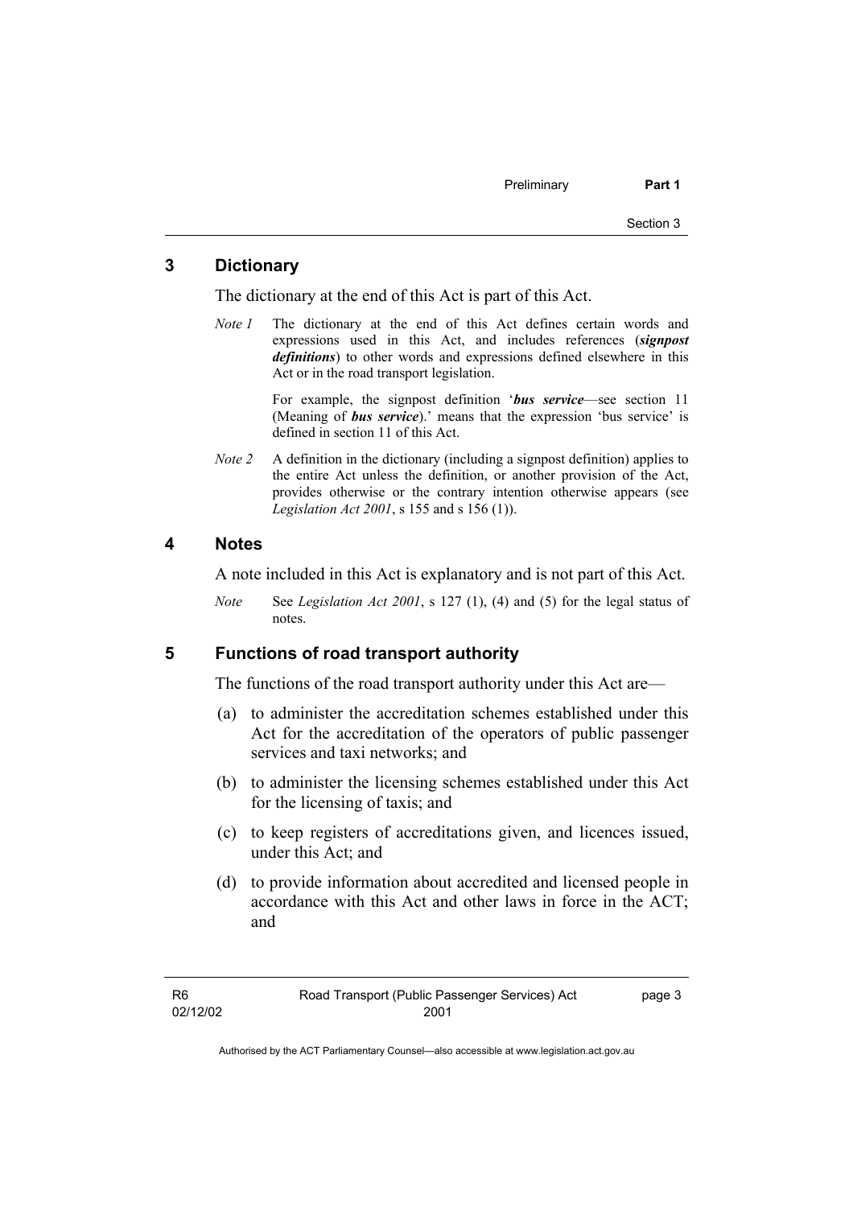## 3 Dictionary

The dictionary at the end of this Act is part of this Act.

*Note 1* The dictionary at the end of this Act defines certain words and expressions used in this Act, and includes references (***signpost definitions***) to other words and expressions defined elsewhere in this Act or in the road transport legislation.

For example, the signpost definition '***bus service***—see section 11 (Meaning of ***bus service***).' means that the expression 'bus service' is defined in section 11 of this Act.

*Note 2* A definition in the dictionary (including a signpost definition) applies to the entire Act unless the definition, or another provision of the Act, provides otherwise or the contrary intention otherwise appears (see *Legislation Act 2001*, s 155 and s 156 (1)).

## 4 Notes

A note included in this Act is explanatory and is not part of this Act.

*Note* See *Legislation Act 2001*, s 127 (1), (4) and (5) for the legal status of notes.

## 5 Functions of road transport authority

The functions of the road transport authority under this Act are—

(a) to administer the accreditation schemes established under this Act for the accreditation of the operators of public passenger services and taxi networks; and

(b) to administer the licensing schemes established under this Act for the licensing of taxis; and

(c) to keep registers of accreditations given, and licences issued, under this Act; and

(d) to provide information about accredited and licensed people in accordance with this Act and other laws in force in the ACT; and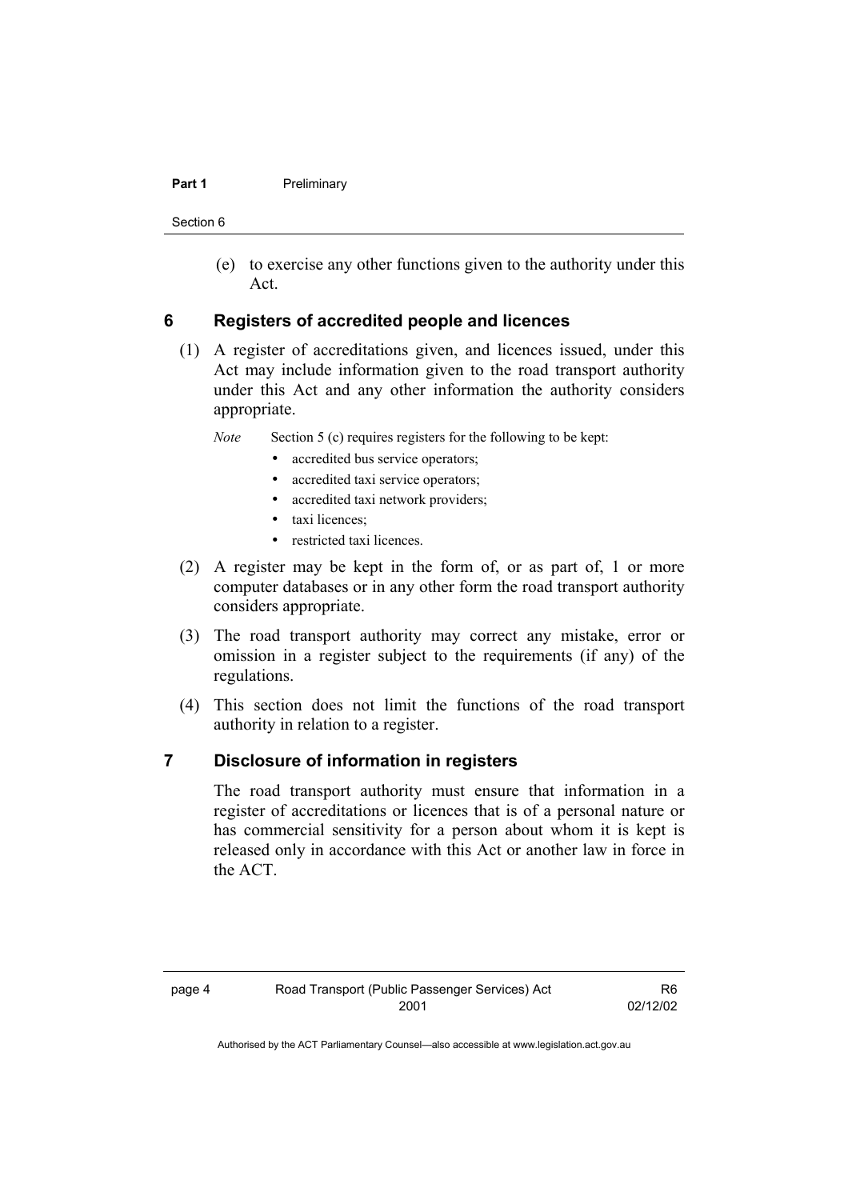(e) to exercise any other functions given to the authority under this Act.

## 6 Registers of accredited people and licences

(1) A register of accreditations given, and licences issued, under this Act may include information given to the road transport authority under this Act and any other information the authority considers appropriate.

*Note* Section 5 (c) requires registers for the following to be kept:

- accredited bus service operators;
- accredited taxi service operators;
- accredited taxi network providers;
- taxi licences;
- restricted taxi licences.

(2) A register may be kept in the form of, or as part of, 1 or more computer databases or in any other form the road transport authority considers appropriate.

(3) The road transport authority may correct any mistake, error or omission in a register subject to the requirements (if any) of the regulations.

(4) This section does not limit the functions of the road transport authority in relation to a register.

## 7 Disclosure of information in registers

The road transport authority must ensure that information in a register of accreditations or licences that is of a personal nature or has commercial sensitivity for a person about whom it is kept is released only in accordance with this Act or another law in force in the ACT.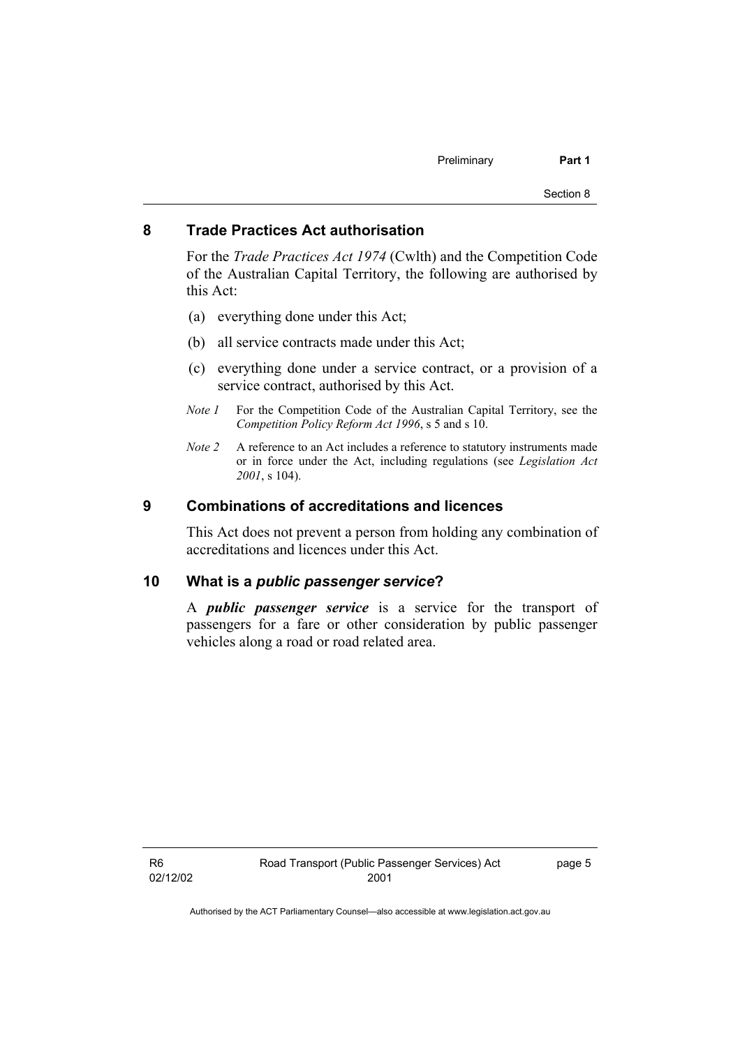## 8 Trade Practices Act authorisation

For the *Trade Practices Act 1974* (Cwlth) and the Competition Code of the Australian Capital Territory, the following are authorised by this Act:

(a) everything done under this Act;

(b) all service contracts made under this Act;

(c) everything done under a service contract, or a provision of a service contract, authorised by this Act.

*Note 1* For the Competition Code of the Australian Capital Territory, see the *Competition Policy Reform Act 1996*, s 5 and s 10.

*Note 2* A reference to an Act includes a reference to statutory instruments made or in force under the Act, including regulations (see *Legislation Act 2001*, s 104).

## 9 Combinations of accreditations and licences

This Act does not prevent a person from holding any combination of accreditations and licences under this Act.

## 10 What is a *public passenger service*?

A ***public passenger service*** is a service for the transport of passengers for a fare or other consideration by public passenger vehicles along a road or road related area.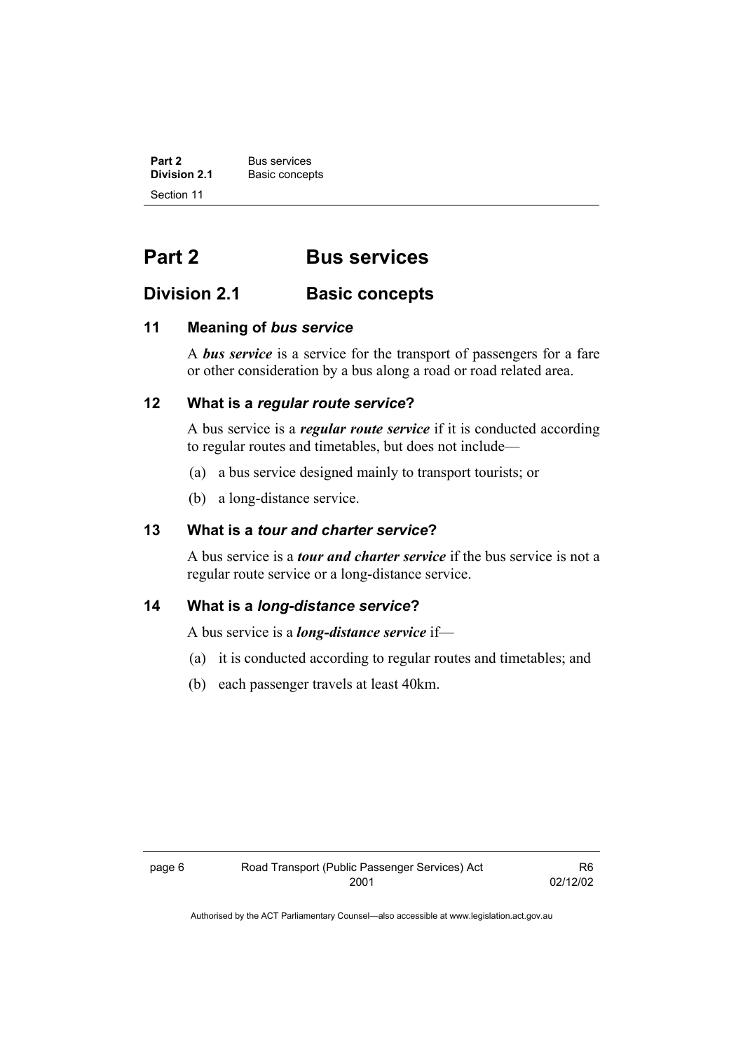# Part 2 Bus services

## Division 2.1 Basic concepts

### 11 Meaning of *bus service*

A ***bus service*** is a service for the transport of passengers for a fare or other consideration by a bus along a road or road related area.

### 12 What is a *regular route service*?

A bus service is a ***regular route service*** if it is conducted according to regular routes and timetables, but does not include—

(a) a bus service designed mainly to transport tourists; or

(b) a long-distance service.

### 13 What is a *tour and charter service*?

A bus service is a ***tour and charter service*** if the bus service is not a regular route service or a long-distance service.

### 14 What is a *long-distance service*?

A bus service is a ***long-distance service*** if—

(a) it is conducted according to regular routes and timetables; and

(b) each passenger travels at least 40km.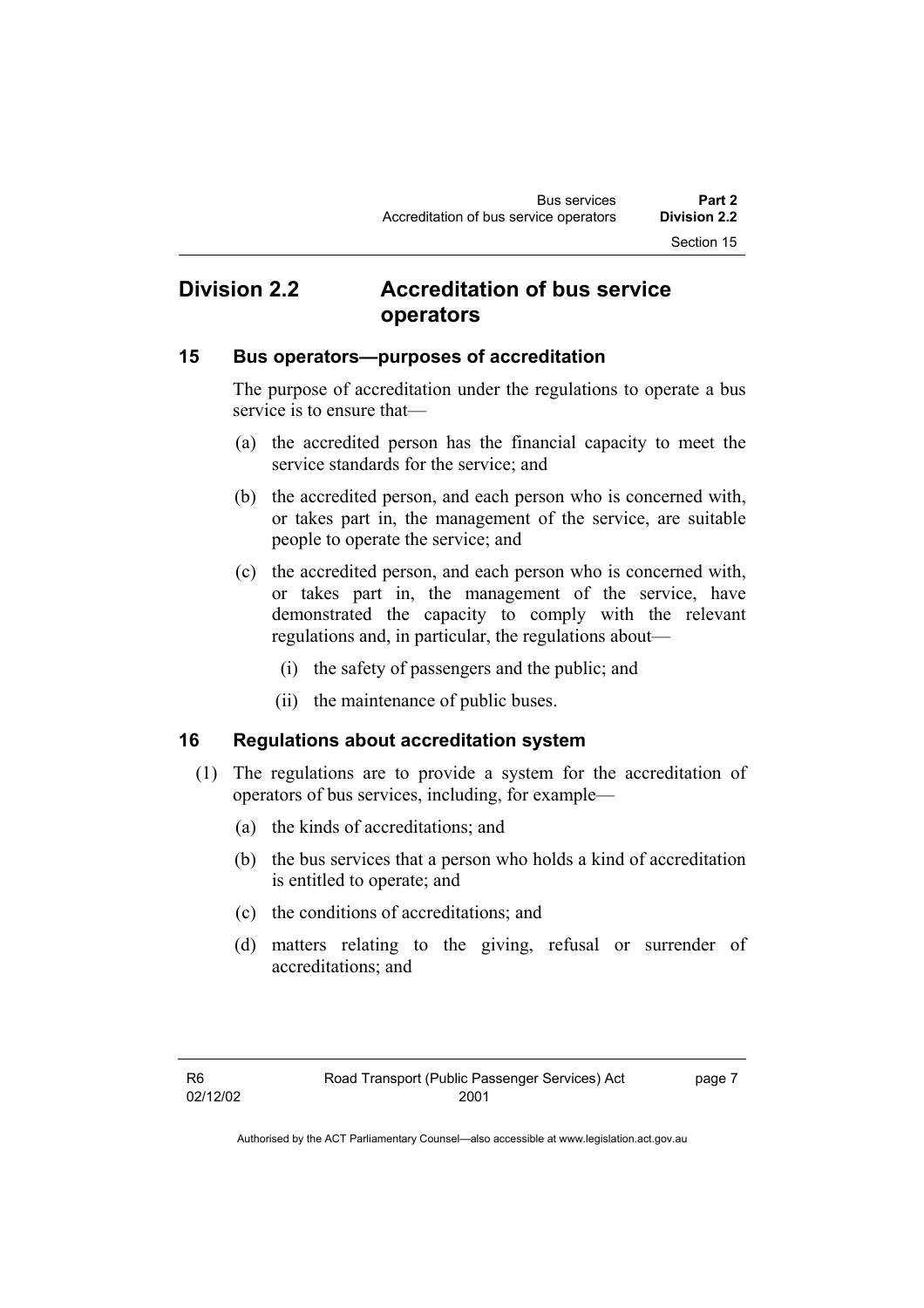## Division 2.2 Accreditation of bus service operators

### 15 Bus operators—purposes of accreditation

The purpose of accreditation under the regulations to operate a bus service is to ensure that—

(a) the accredited person has the financial capacity to meet the service standards for the service; and

(b) the accredited person, and each person who is concerned with, or takes part in, the management of the service, are suitable people to operate the service; and

(c) the accredited person, and each person who is concerned with, or takes part in, the management of the service, have demonstrated the capacity to comply with the relevant regulations and, in particular, the regulations about—

(i) the safety of passengers and the public; and

(ii) the maintenance of public buses.

### 16 Regulations about accreditation system

(1) The regulations are to provide a system for the accreditation of operators of bus services, including, for example—

(a) the kinds of accreditations; and

(b) the bus services that a person who holds a kind of accreditation is entitled to operate; and

(c) the conditions of accreditations; and

(d) matters relating to the giving, refusal or surrender of accreditations; and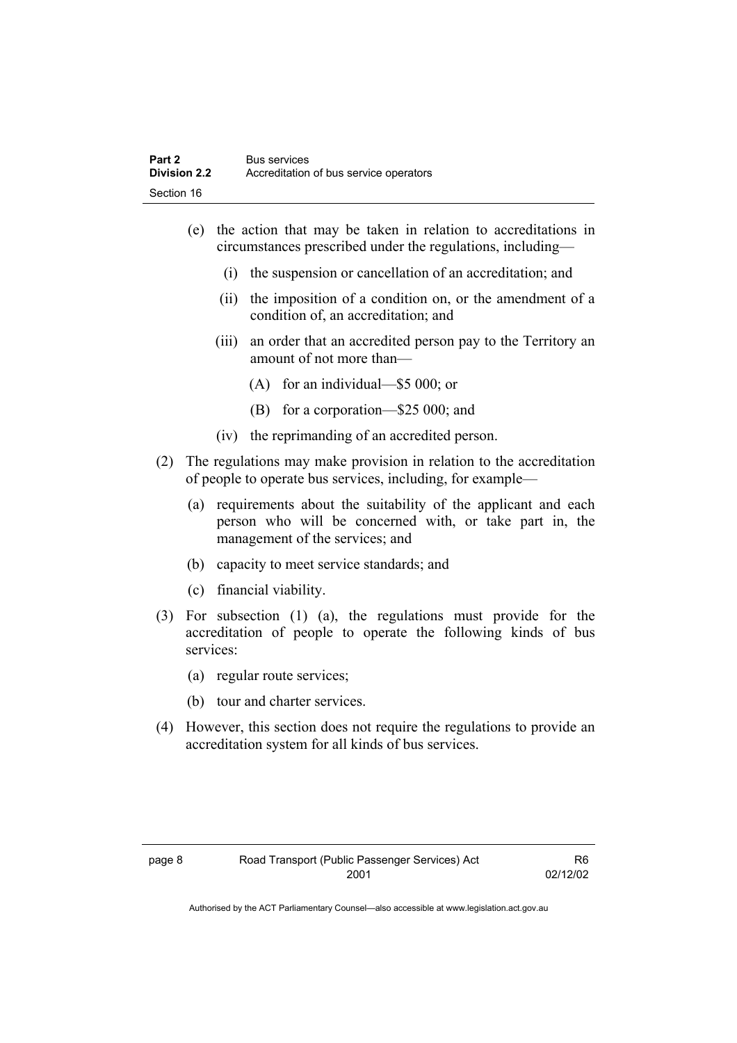(e) the action that may be taken in relation to accreditations in circumstances prescribed under the regulations, including—

  (i) the suspension or cancellation of an accreditation; and

  (ii) the imposition of a condition on, or the amendment of a condition of, an accreditation; and

  (iii) an order that an accredited person pay to the Territory an amount of not more than—

    (A) for an individual—$5 000; or

    (B) for a corporation—$25 000; and

  (iv) the reprimanding of an accredited person.

(2) The regulations may make provision in relation to the accreditation of people to operate bus services, including, for example—

  (a) requirements about the suitability of the applicant and each person who will be concerned with, or take part in, the management of the services; and

  (b) capacity to meet service standards; and

  (c) financial viability.

(3) For subsection (1) (a), the regulations must provide for the accreditation of people to operate the following kinds of bus services:

  (a) regular route services;

  (b) tour and charter services.

(4) However, this section does not require the regulations to provide an accreditation system for all kinds of bus services.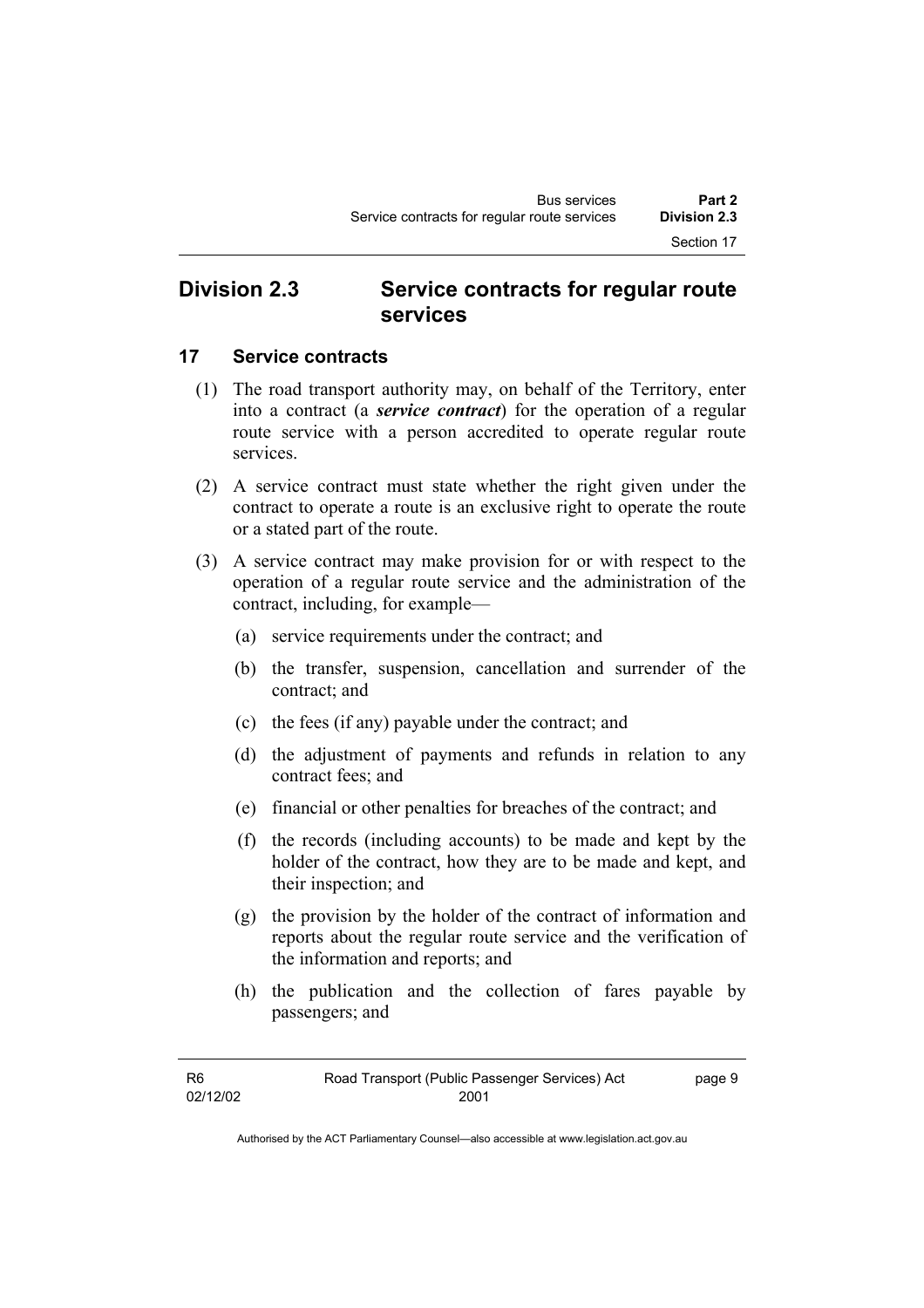## Division 2.3 Service contracts for regular route services

### 17 Service contracts

(1) The road transport authority may, on behalf of the Territory, enter into a contract (a ***service contract***) for the operation of a regular route service with a person accredited to operate regular route services.

(2) A service contract must state whether the right given under the contract to operate a route is an exclusive right to operate the route or a stated part of the route.

(3) A service contract may make provision for or with respect to the operation of a regular route service and the administration of the contract, including, for example—

(a) service requirements under the contract; and

(b) the transfer, suspension, cancellation and surrender of the contract; and

(c) the fees (if any) payable under the contract; and

(d) the adjustment of payments and refunds in relation to any contract fees; and

(e) financial or other penalties for breaches of the contract; and

(f) the records (including accounts) to be made and kept by the holder of the contract, how they are to be made and kept, and their inspection; and

(g) the provision by the holder of the contract of information and reports about the regular route service and the verification of the information and reports; and

(h) the publication and the collection of fares payable by passengers; and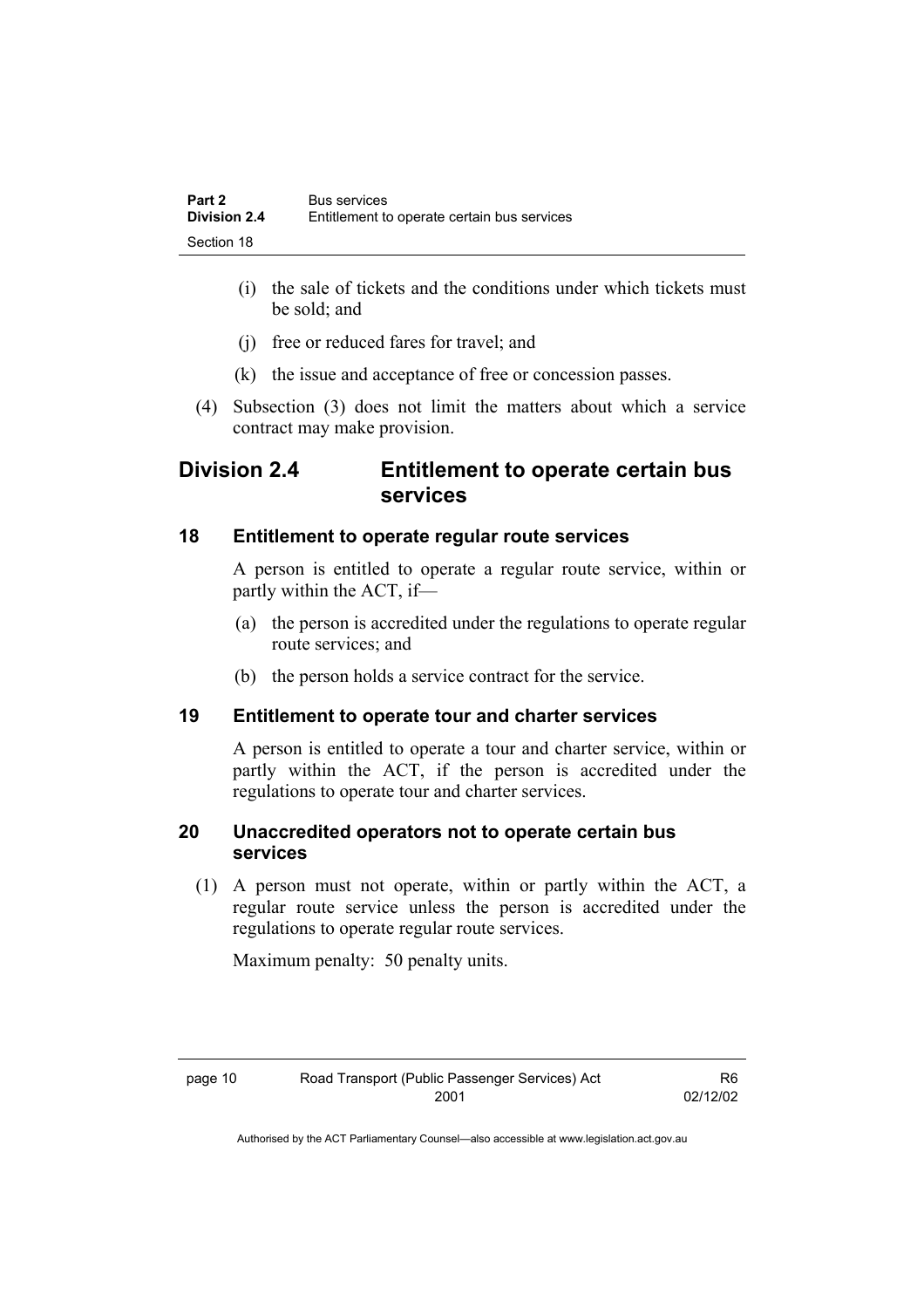(i) the sale of tickets and the conditions under which tickets must be sold; and

(j) free or reduced fares for travel; and

(k) the issue and acceptance of free or concession passes.

(4) Subsection (3) does not limit the matters about which a service contract may make provision.

## Division 2.4 Entitlement to operate certain bus services

### 18 Entitlement to operate regular route services

A person is entitled to operate a regular route service, within or partly within the ACT, if—

(a) the person is accredited under the regulations to operate regular route services; and

(b) the person holds a service contract for the service.

### 19 Entitlement to operate tour and charter services

A person is entitled to operate a tour and charter service, within or partly within the ACT, if the person is accredited under the regulations to operate tour and charter services.

### 20 Unaccredited operators not to operate certain bus services

(1) A person must not operate, within or partly within the ACT, a regular route service unless the person is accredited under the regulations to operate regular route services.

Maximum penalty: 50 penalty units.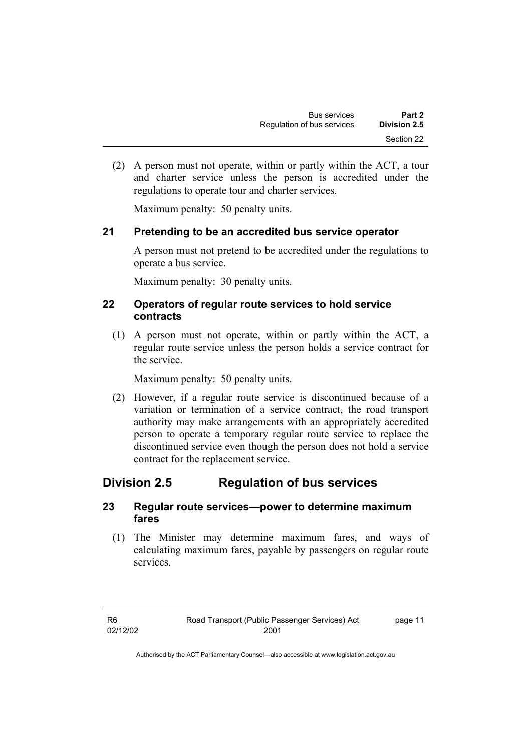(2) A person must not operate, within or partly within the ACT, a tour and charter service unless the person is accredited under the regulations to operate tour and charter services.

Maximum penalty: 50 penalty units.

### 21 Pretending to be an accredited bus service operator

A person must not pretend to be accredited under the regulations to operate a bus service.

Maximum penalty: 30 penalty units.

### 22 Operators of regular route services to hold service contracts

(1) A person must not operate, within or partly within the ACT, a regular route service unless the person holds a service contract for the service.

Maximum penalty: 50 penalty units.

(2) However, if a regular route service is discontinued because of a variation or termination of a service contract, the road transport authority may make arrangements with an appropriately accredited person to operate a temporary regular route service to replace the discontinued service even though the person does not hold a service contract for the replacement service.

## Division 2.5 Regulation of bus services

### 23 Regular route services—power to determine maximum fares

(1) The Minister may determine maximum fares, and ways of calculating maximum fares, payable by passengers on regular route services.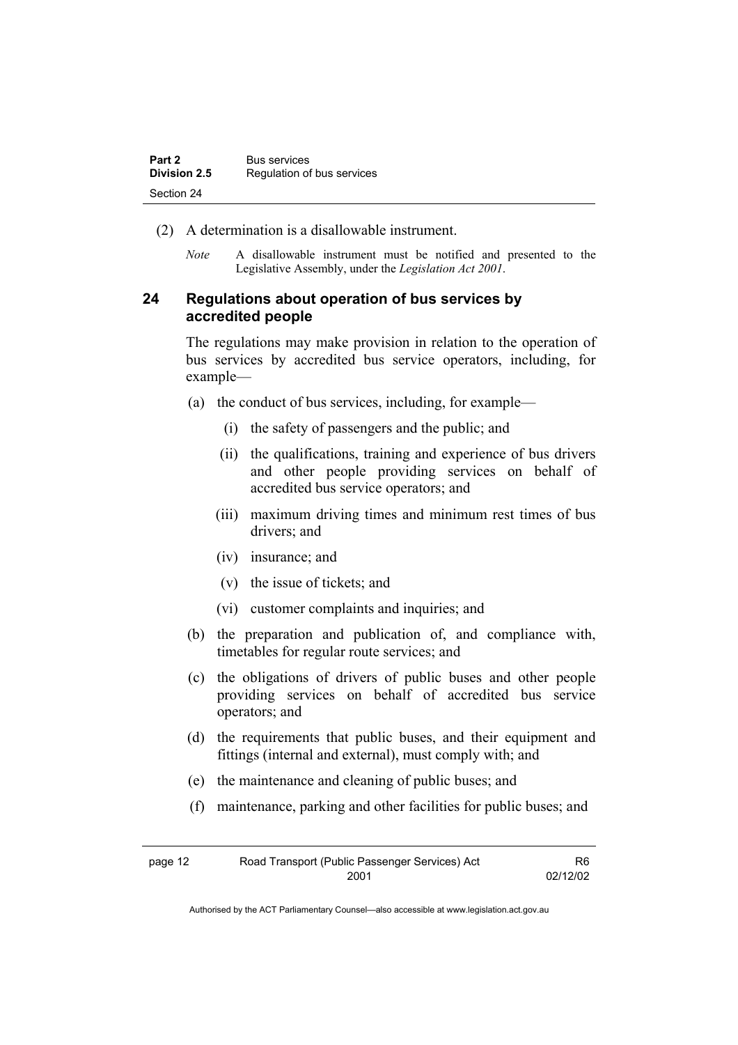(2) A determination is a disallowable instrument.

*Note* A disallowable instrument must be notified and presented to the Legislative Assembly, under the *Legislation Act 2001*.

### 24 Regulations about operation of bus services by accredited people

The regulations may make provision in relation to the operation of bus services by accredited bus service operators, including, for example—

(a) the conduct of bus services, including, for example—

   (i) the safety of passengers and the public; and

   (ii) the qualifications, training and experience of bus drivers and other people providing services on behalf of accredited bus service operators; and

   (iii) maximum driving times and minimum rest times of bus drivers; and

   (iv) insurance; and

   (v) the issue of tickets; and

   (vi) customer complaints and inquiries; and

(b) the preparation and publication of, and compliance with, timetables for regular route services; and

(c) the obligations of drivers of public buses and other people providing services on behalf of accredited bus service operators; and

(d) the requirements that public buses, and their equipment and fittings (internal and external), must comply with; and

(e) the maintenance and cleaning of public buses; and

(f) maintenance, parking and other facilities for public buses; and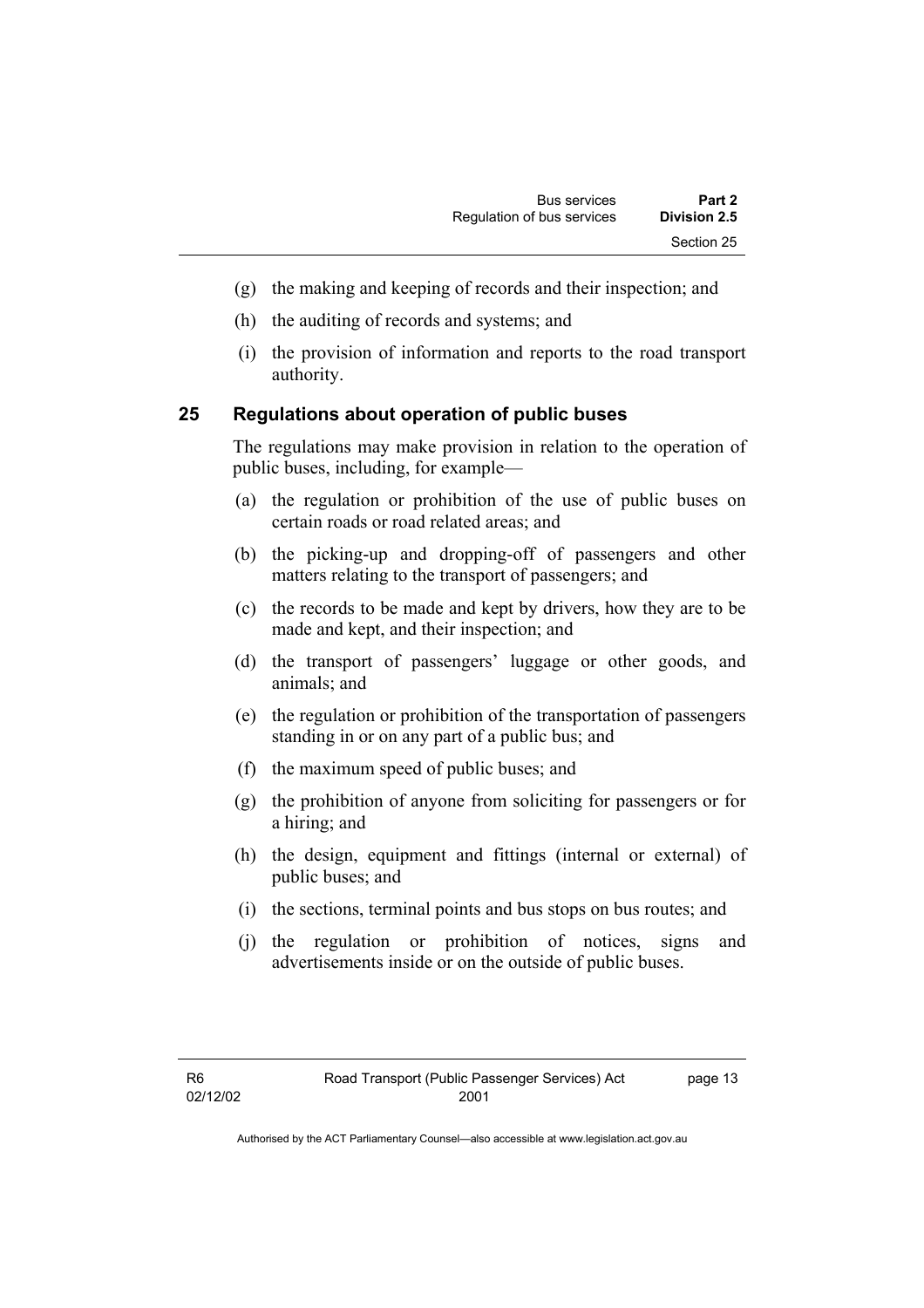(g) the making and keeping of records and their inspection; and

(h) the auditing of records and systems; and

(i) the provision of information and reports to the road transport authority.

## 25 Regulations about operation of public buses

The regulations may make provision in relation to the operation of public buses, including, for example—

(a) the regulation or prohibition of the use of public buses on certain roads or road related areas; and

(b) the picking-up and dropping-off of passengers and other matters relating to the transport of passengers; and

(c) the records to be made and kept by drivers, how they are to be made and kept, and their inspection; and

(d) the transport of passengers' luggage or other goods, and animals; and

(e) the regulation or prohibition of the transportation of passengers standing in or on any part of a public bus; and

(f) the maximum speed of public buses; and

(g) the prohibition of anyone from soliciting for passengers or for a hiring; and

(h) the design, equipment and fittings (internal or external) of public buses; and

(i) the sections, terminal points and bus stops on bus routes; and

(j) the regulation or prohibition of notices, signs and advertisements inside or on the outside of public buses.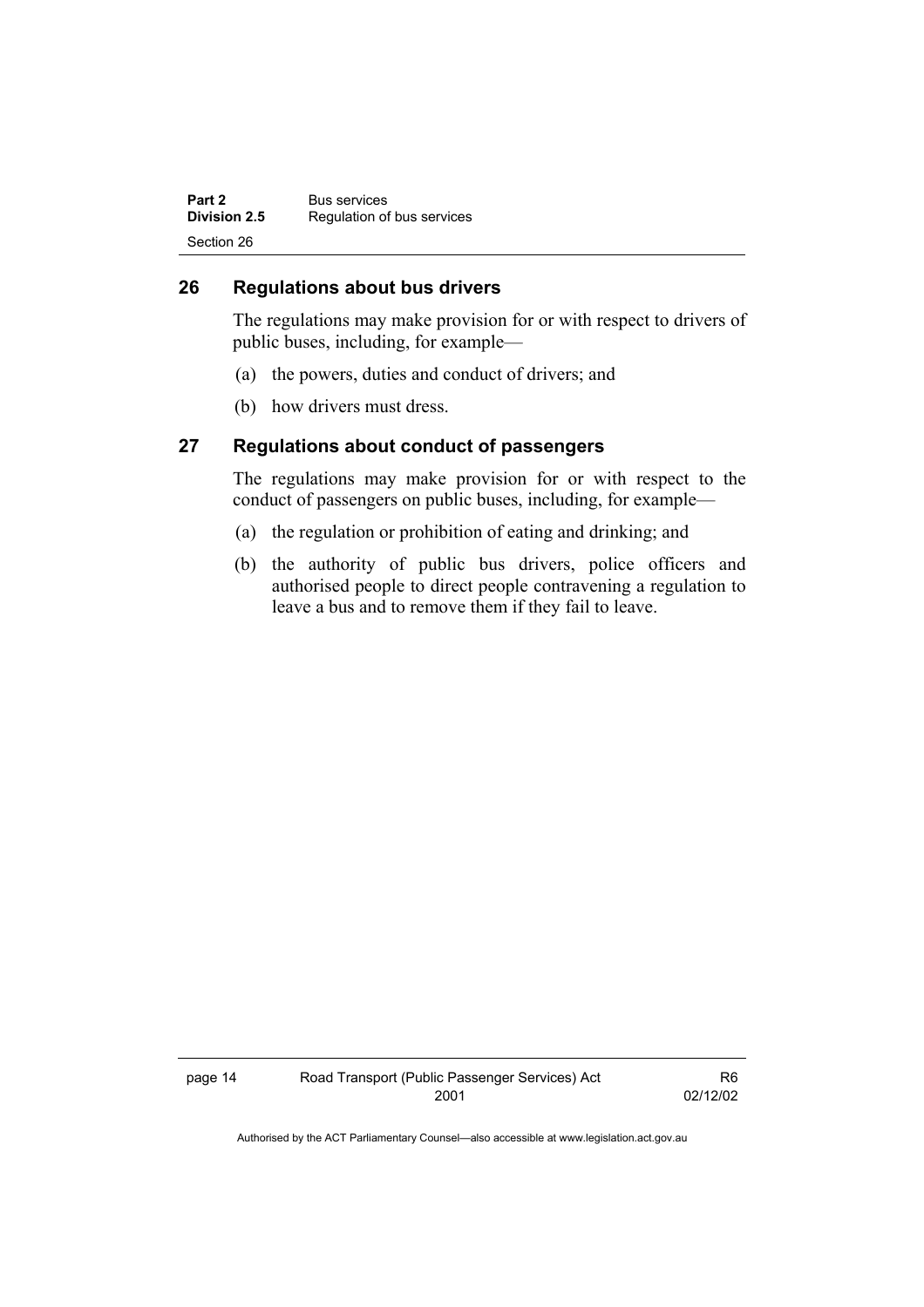## 26 Regulations about bus drivers

The regulations may make provision for or with respect to drivers of public buses, including, for example—

(a) the powers, duties and conduct of drivers; and

(b) how drivers must dress.

## 27 Regulations about conduct of passengers

The regulations may make provision for or with respect to the conduct of passengers on public buses, including, for example—

(a) the regulation or prohibition of eating and drinking; and

(b) the authority of public bus drivers, police officers and authorised people to direct people contravening a regulation to leave a bus and to remove them if they fail to leave.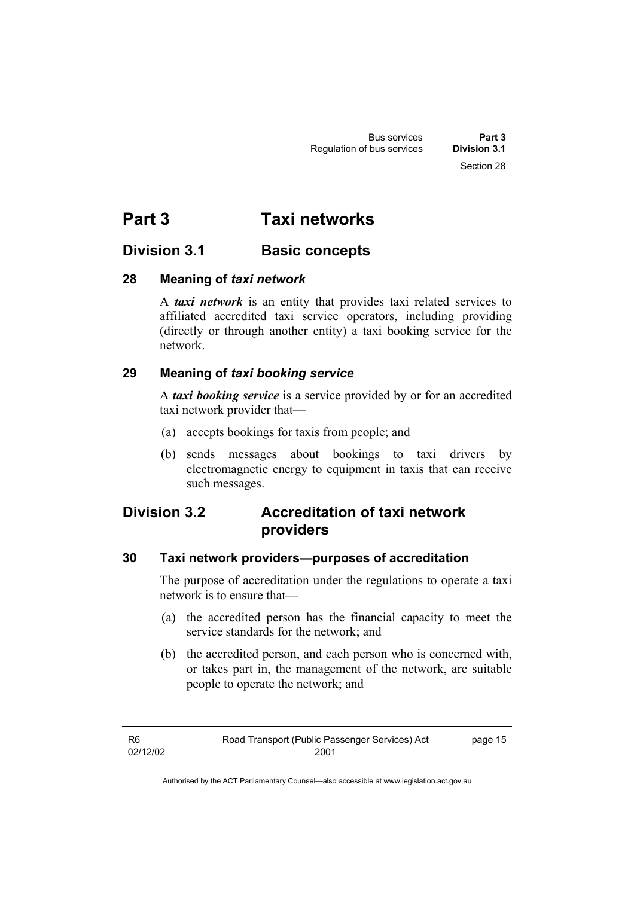# Part 3 Taxi networks

## Division 3.1 Basic concepts

### 28 Meaning of *taxi network*

A ***taxi network*** is an entity that provides taxi related services to affiliated accredited taxi service operators, including providing (directly or through another entity) a taxi booking service for the network.

### 29 Meaning of *taxi booking service*

A ***taxi booking service*** is a service provided by or for an accredited taxi network provider that—

(a) accepts bookings for taxis from people; and

(b) sends messages about bookings to taxi drivers by electromagnetic energy to equipment in taxis that can receive such messages.

## Division 3.2 Accreditation of taxi network providers

### 30 Taxi network providers—purposes of accreditation

The purpose of accreditation under the regulations to operate a taxi network is to ensure that—

(a) the accredited person has the financial capacity to meet the service standards for the network; and

(b) the accredited person, and each person who is concerned with, or takes part in, the management of the network, are suitable people to operate the network; and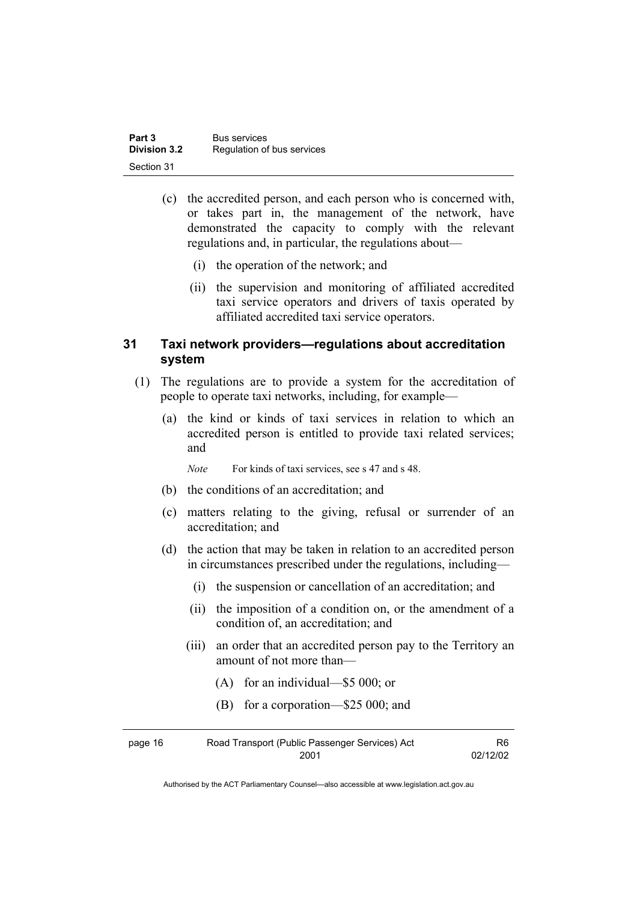(c) the accredited person, and each person who is concerned with, or takes part in, the management of the network, have demonstrated the capacity to comply with the relevant regulations and, in particular, the regulations about—

   (i) the operation of the network; and

   (ii) the supervision and monitoring of affiliated accredited taxi service operators and drivers of taxis operated by affiliated accredited taxi service operators.

## 31 Taxi network providers—regulations about accreditation system

(1) The regulations are to provide a system for the accreditation of people to operate taxi networks, including, for example—

   (a) the kind or kinds of taxi services in relation to which an accredited person is entitled to provide taxi related services; and

   *Note* For kinds of taxi services, see s 47 and s 48.

   (b) the conditions of an accreditation; and

   (c) matters relating to the giving, refusal or surrender of an accreditation; and

   (d) the action that may be taken in relation to an accredited person in circumstances prescribed under the regulations, including—

      (i) the suspension or cancellation of an accreditation; and

      (ii) the imposition of a condition on, or the amendment of a condition of, an accreditation; and

      (iii) an order that an accredited person pay to the Territory an amount of not more than—

         (A) for an individual—$5 000; or

         (B) for a corporation—$25 000; and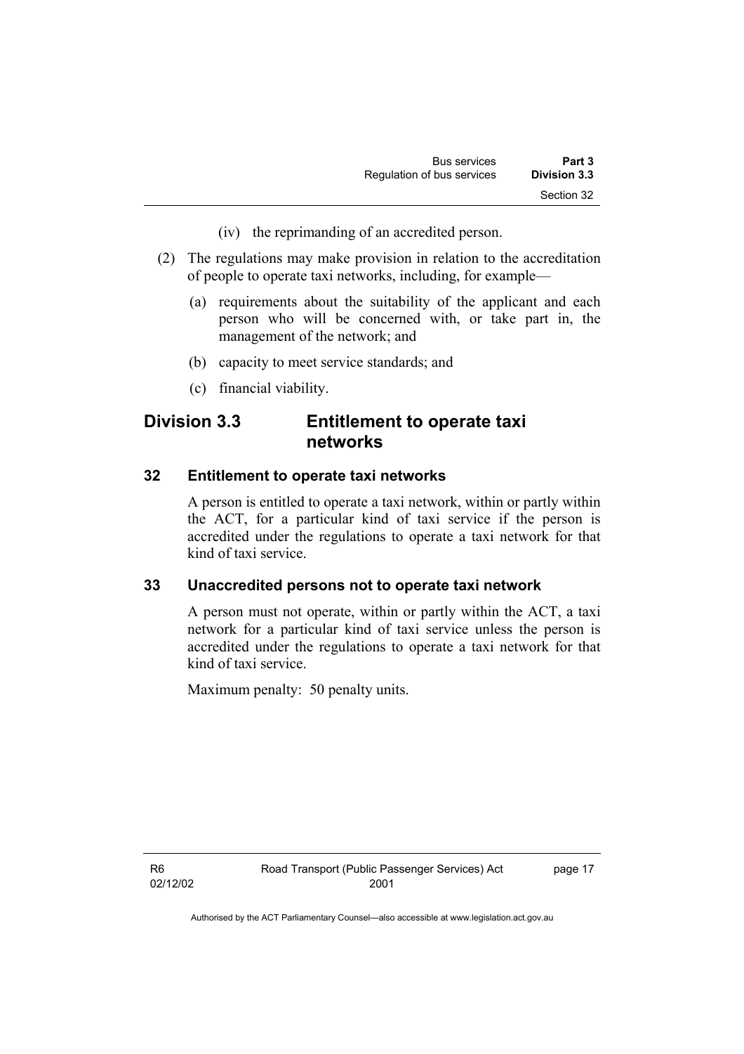(iv) the reprimanding of an accredited person.

(2) The regulations may make provision in relation to the accreditation of people to operate taxi networks, including, for example—

(a) requirements about the suitability of the applicant and each person who will be concerned with, or take part in, the management of the network; and

(b) capacity to meet service standards; and

(c) financial viability.

## Division 3.3 Entitlement to operate taxi networks

### 32 Entitlement to operate taxi networks

A person is entitled to operate a taxi network, within or partly within the ACT, for a particular kind of taxi service if the person is accredited under the regulations to operate a taxi network for that kind of taxi service.

### 33 Unaccredited persons not to operate taxi network

A person must not operate, within or partly within the ACT, a taxi network for a particular kind of taxi service unless the person is accredited under the regulations to operate a taxi network for that kind of taxi service.

Maximum penalty: 50 penalty units.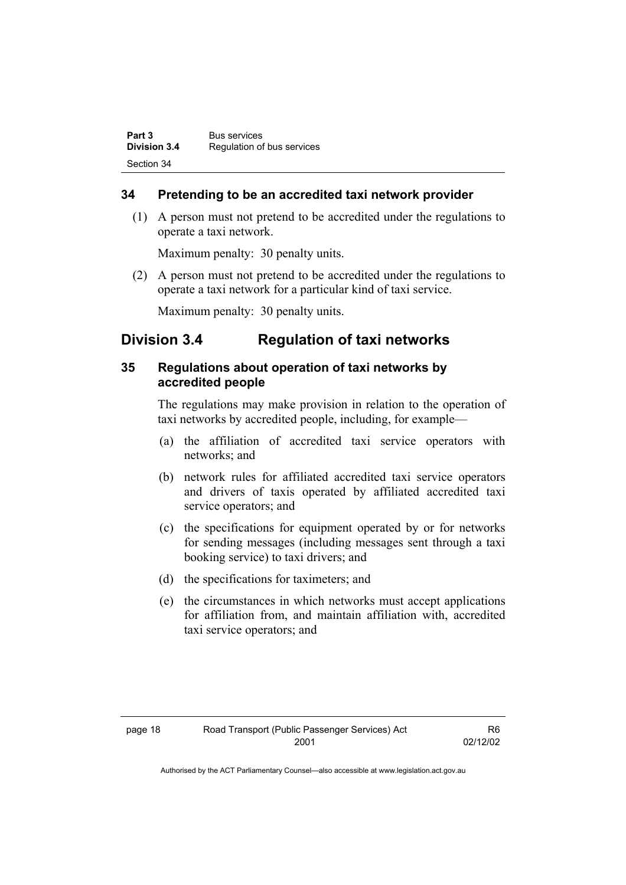## 34 Pretending to be an accredited taxi network provider

(1) A person must not pretend to be accredited under the regulations to operate a taxi network.

Maximum penalty: 30 penalty units.

(2) A person must not pretend to be accredited under the regulations to operate a taxi network for a particular kind of taxi service.

Maximum penalty: 30 penalty units.

# Division 3.4 Regulation of taxi networks

## 35 Regulations about operation of taxi networks by accredited people

The regulations may make provision in relation to the operation of taxi networks by accredited people, including, for example—

(a) the affiliation of accredited taxi service operators with networks; and

(b) network rules for affiliated accredited taxi service operators and drivers of taxis operated by affiliated accredited taxi service operators; and

(c) the specifications for equipment operated by or for networks for sending messages (including messages sent through a taxi booking service) to taxi drivers; and

(d) the specifications for taximeters; and

(e) the circumstances in which networks must accept applications for affiliation from, and maintain affiliation with, accredited taxi service operators; and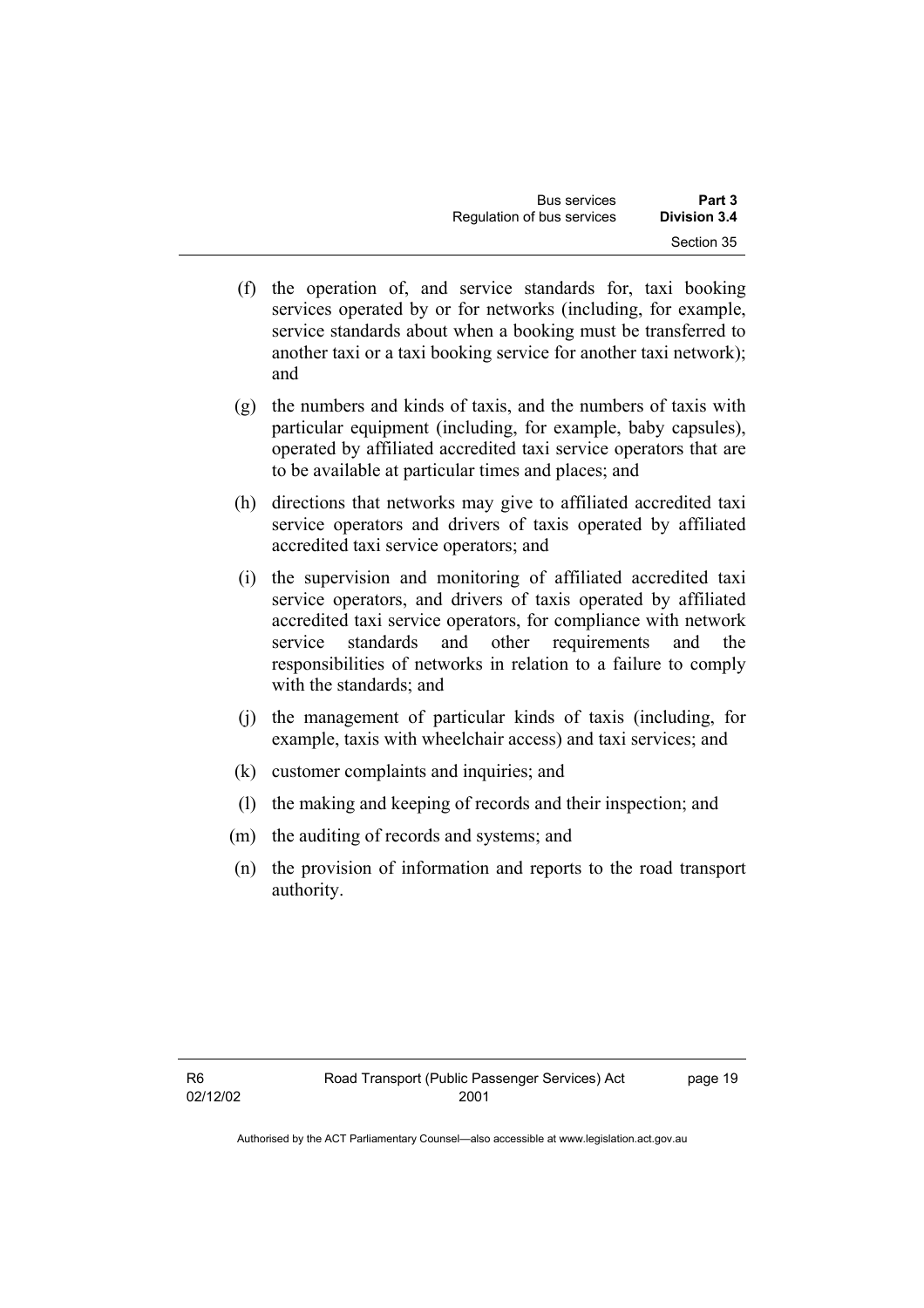(f) the operation of, and service standards for, taxi booking services operated by or for networks (including, for example, service standards about when a booking must be transferred to another taxi or a taxi booking service for another taxi network); and

(g) the numbers and kinds of taxis, and the numbers of taxis with particular equipment (including, for example, baby capsules), operated by affiliated accredited taxi service operators that are to be available at particular times and places; and

(h) directions that networks may give to affiliated accredited taxi service operators and drivers of taxis operated by affiliated accredited taxi service operators; and

(i) the supervision and monitoring of affiliated accredited taxi service operators, and drivers of taxis operated by affiliated accredited taxi service operators, for compliance with network service standards and other requirements and the responsibilities of networks in relation to a failure to comply with the standards; and

(j) the management of particular kinds of taxis (including, for example, taxis with wheelchair access) and taxi services; and

(k) customer complaints and inquiries; and

(l) the making and keeping of records and their inspection; and

(m) the auditing of records and systems; and

(n) the provision of information and reports to the road transport authority.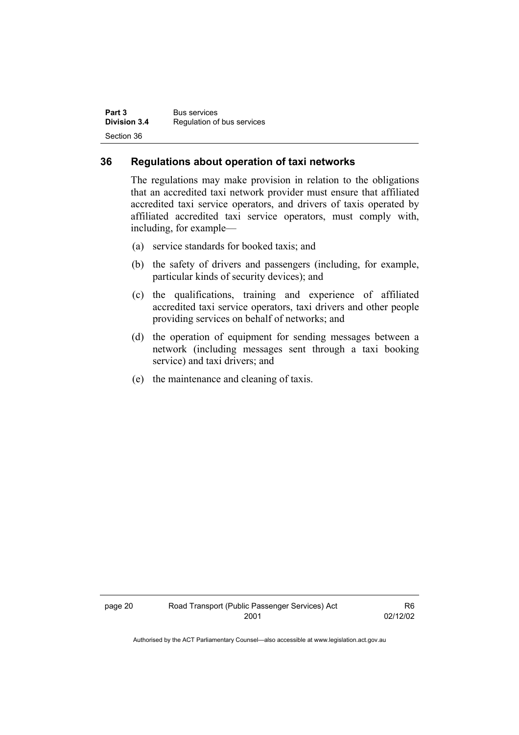## 36 Regulations about operation of taxi networks

The regulations may make provision in relation to the obligations that an accredited taxi network provider must ensure that affiliated accredited taxi service operators, and drivers of taxis operated by affiliated accredited taxi service operators, must comply with, including, for example—

(a) service standards for booked taxis; and

(b) the safety of drivers and passengers (including, for example, particular kinds of security devices); and

(c) the qualifications, training and experience of affiliated accredited taxi service operators, taxi drivers and other people providing services on behalf of networks; and

(d) the operation of equipment for sending messages between a network (including messages sent through a taxi booking service) and taxi drivers; and

(e) the maintenance and cleaning of taxis.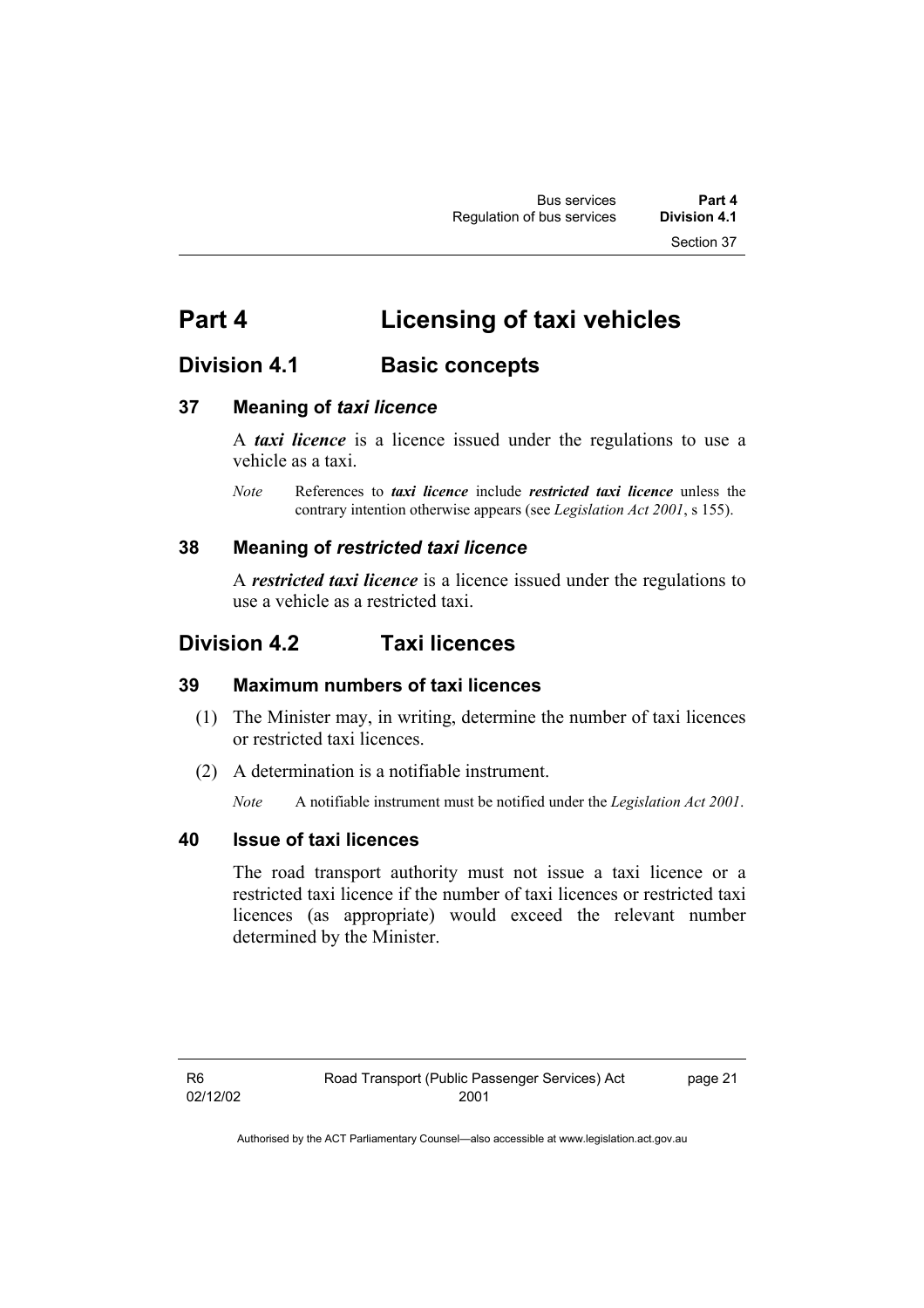# Part 4 Licensing of taxi vehicles

## Division 4.1 Basic concepts

### 37 Meaning of *taxi licence*

A ***taxi licence*** is a licence issued under the regulations to use a vehicle as a taxi.

*Note* References to ***taxi licence*** include ***restricted taxi licence*** unless the contrary intention otherwise appears (see *Legislation Act 2001*, s 155).

### 38 Meaning of *restricted taxi licence*

A ***restricted taxi licence*** is a licence issued under the regulations to use a vehicle as a restricted taxi.

## Division 4.2 Taxi licences

### 39 Maximum numbers of taxi licences

(1) The Minister may, in writing, determine the number of taxi licences or restricted taxi licences.

(2) A determination is a notifiable instrument.

*Note* A notifiable instrument must be notified under the *Legislation Act 2001*.

### 40 Issue of taxi licences

The road transport authority must not issue a taxi licence or a restricted taxi licence if the number of taxi licences or restricted taxi licences (as appropriate) would exceed the relevant number determined by the Minister.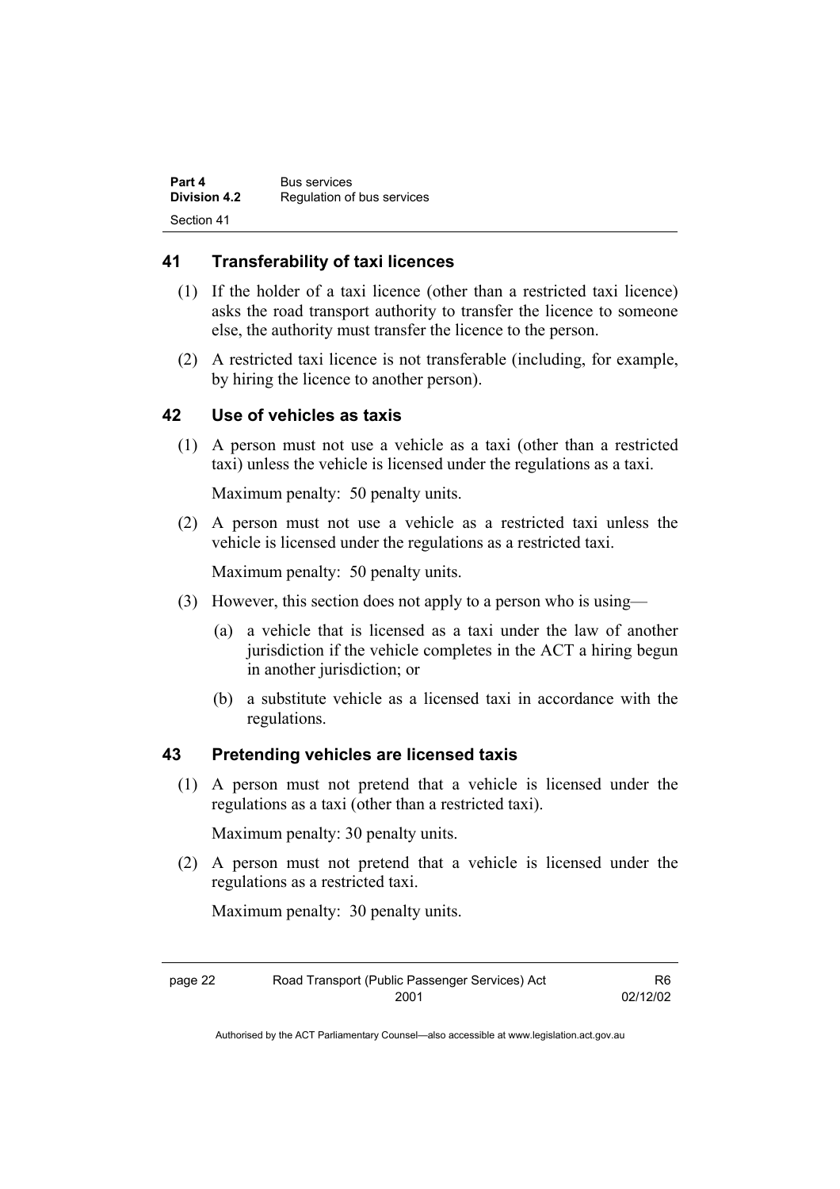## 41 Transferability of taxi licences

(1) If the holder of a taxi licence (other than a restricted taxi licence) asks the road transport authority to transfer the licence to someone else, the authority must transfer the licence to the person.

(2) A restricted taxi licence is not transferable (including, for example, by hiring the licence to another person).

## 42 Use of vehicles as taxis

(1) A person must not use a vehicle as a taxi (other than a restricted taxi) unless the vehicle is licensed under the regulations as a taxi.

Maximum penalty: 50 penalty units.

(2) A person must not use a vehicle as a restricted taxi unless the vehicle is licensed under the regulations as a restricted taxi.

Maximum penalty: 50 penalty units.

(3) However, this section does not apply to a person who is using—

(a) a vehicle that is licensed as a taxi under the law of another jurisdiction if the vehicle completes in the ACT a hiring begun in another jurisdiction; or

(b) a substitute vehicle as a licensed taxi in accordance with the regulations.

## 43 Pretending vehicles are licensed taxis

(1) A person must not pretend that a vehicle is licensed under the regulations as a taxi (other than a restricted taxi).

Maximum penalty: 30 penalty units.

(2) A person must not pretend that a vehicle is licensed under the regulations as a restricted taxi.

Maximum penalty: 30 penalty units.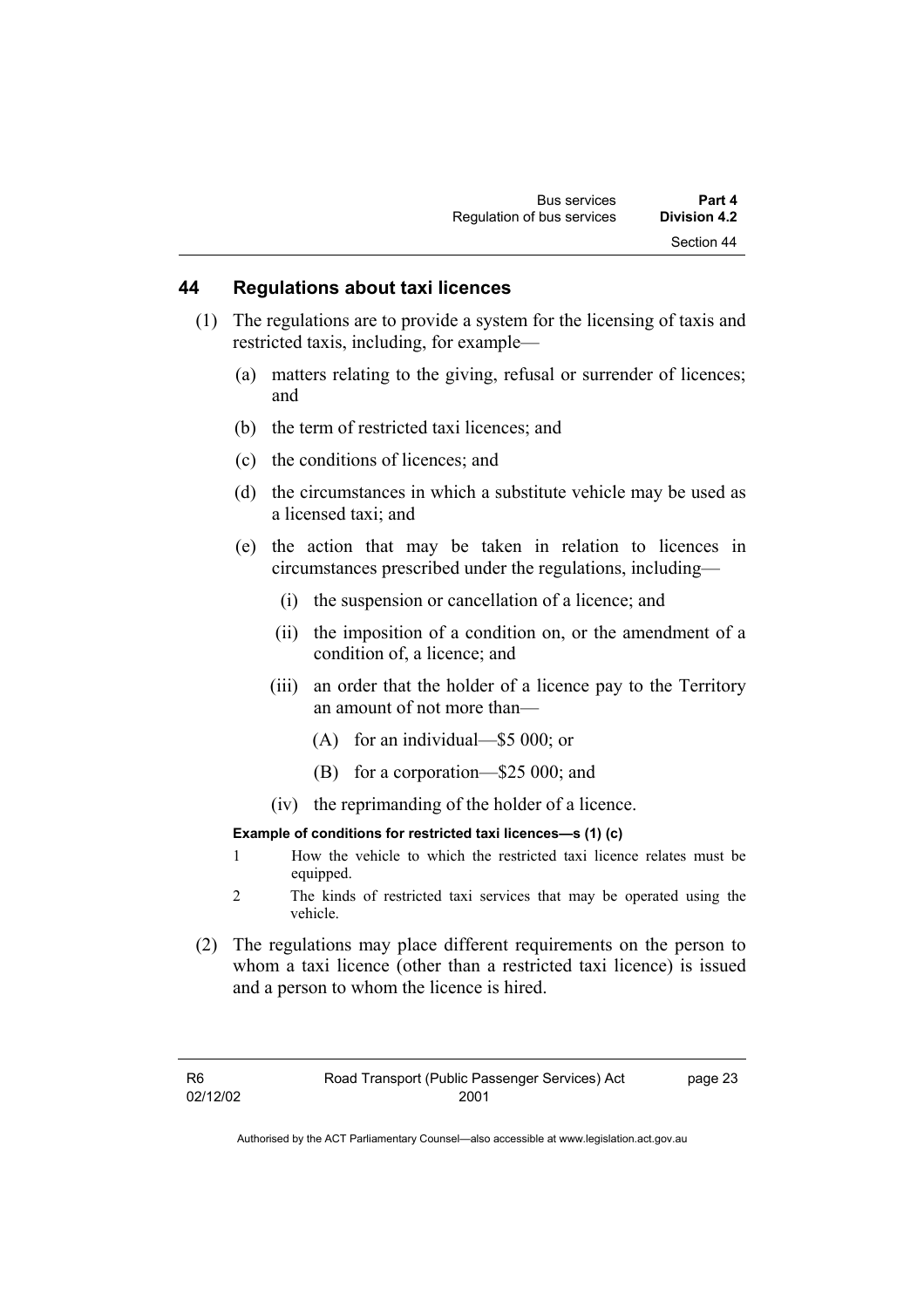## 44 Regulations about taxi licences

(1) The regulations are to provide a system for the licensing of taxis and restricted taxis, including, for example—

  (a) matters relating to the giving, refusal or surrender of licences; and

  (b) the term of restricted taxi licences; and

  (c) the conditions of licences; and

  (d) the circumstances in which a substitute vehicle may be used as a licensed taxi; and

  (e) the action that may be taken in relation to licences in circumstances prescribed under the regulations, including—

    (i) the suspension or cancellation of a licence; and

    (ii) the imposition of a condition on, or the amendment of a condition of, a licence; and

    (iii) an order that the holder of a licence pay to the Territory an amount of not more than—

      (A) for an individual—$5 000; or

      (B) for a corporation—$25 000; and

    (iv) the reprimanding of the holder of a licence.

**Example of conditions for restricted taxi licences—s (1) (c)**

1 How the vehicle to which the restricted taxi licence relates must be equipped.

2 The kinds of restricted taxi services that may be operated using the vehicle.

(2) The regulations may place different requirements on the person to whom a taxi licence (other than a restricted taxi licence) is issued and a person to whom the licence is hired.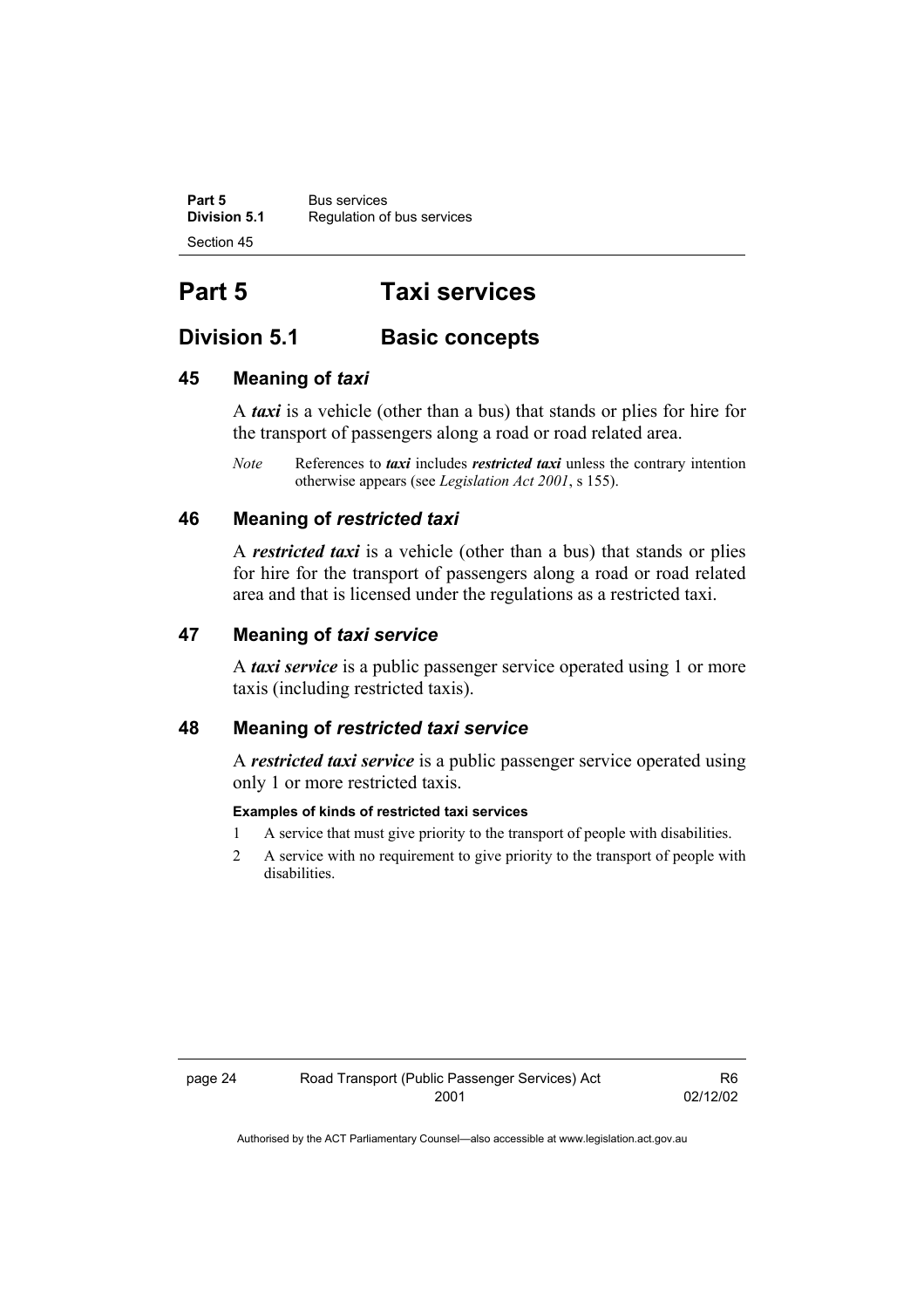# Part 5 Taxi services

## Division 5.1 Basic concepts

### 45 Meaning of *taxi*

A ***taxi*** is a vehicle (other than a bus) that stands or plies for hire for the transport of passengers along a road or road related area.

*Note* References to ***taxi*** includes ***restricted taxi*** unless the contrary intention otherwise appears (see *Legislation Act 2001*, s 155).

### 46 Meaning of *restricted taxi*

A ***restricted taxi*** is a vehicle (other than a bus) that stands or plies for hire for the transport of passengers along a road or road related area and that is licensed under the regulations as a restricted taxi.

### 47 Meaning of *taxi service*

A ***taxi service*** is a public passenger service operated using 1 or more taxis (including restricted taxis).

### 48 Meaning of *restricted taxi service*

A ***restricted taxi service*** is a public passenger service operated using only 1 or more restricted taxis.

**Examples of kinds of restricted taxi services**

1 A service that must give priority to the transport of people with disabilities.

2 A service with no requirement to give priority to the transport of people with disabilities.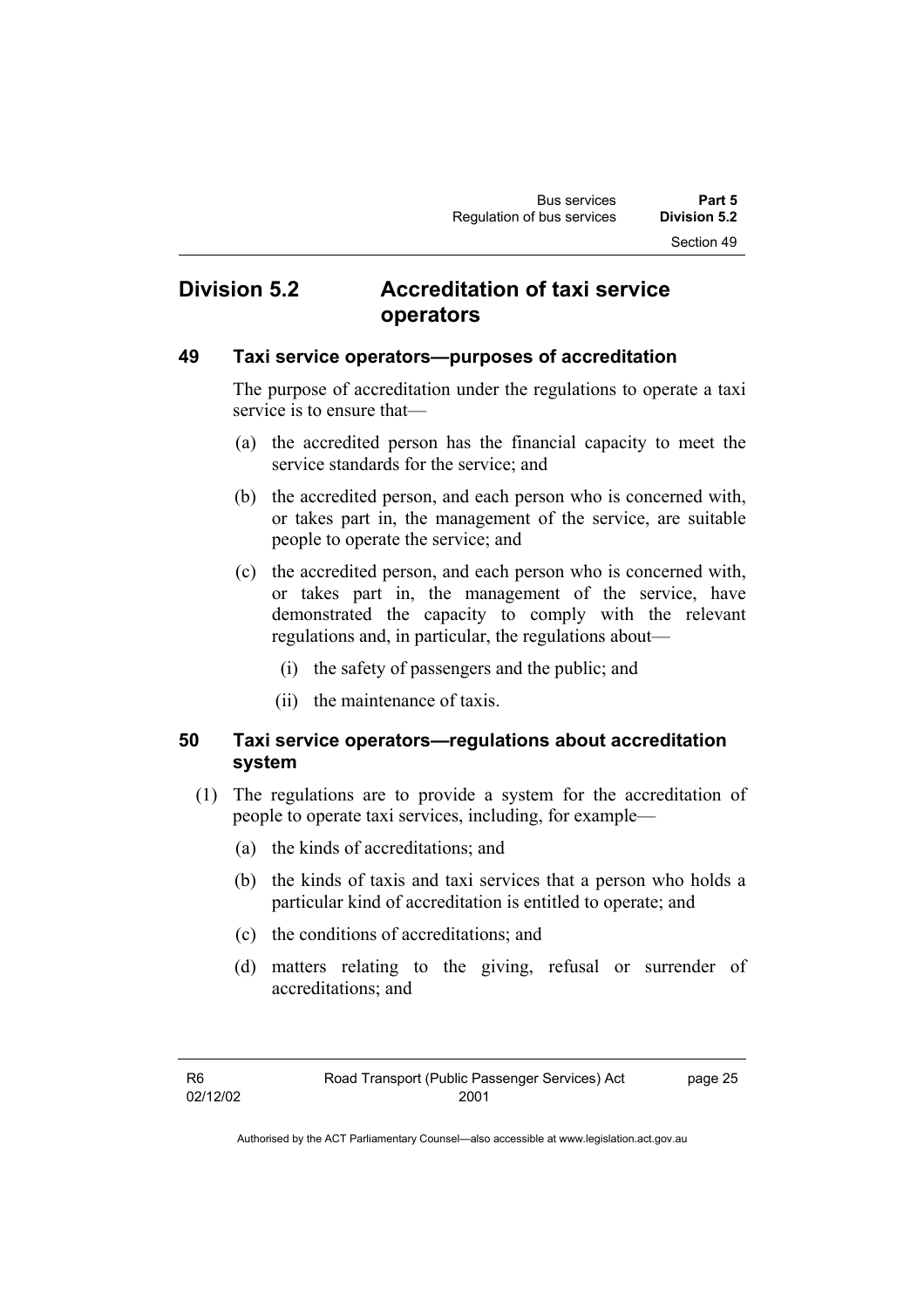## Division 5.2 Accreditation of taxi service operators

### 49 Taxi service operators—purposes of accreditation

The purpose of accreditation under the regulations to operate a taxi service is to ensure that—

(a) the accredited person has the financial capacity to meet the service standards for the service; and

(b) the accredited person, and each person who is concerned with, or takes part in, the management of the service, are suitable people to operate the service; and

(c) the accredited person, and each person who is concerned with, or takes part in, the management of the service, have demonstrated the capacity to comply with the relevant regulations and, in particular, the regulations about—

  (i) the safety of passengers and the public; and

  (ii) the maintenance of taxis.

### 50 Taxi service operators—regulations about accreditation system

(1) The regulations are to provide a system for the accreditation of people to operate taxi services, including, for example—

  (a) the kinds of accreditations; and

  (b) the kinds of taxis and taxi services that a person who holds a particular kind of accreditation is entitled to operate; and

  (c) the conditions of accreditations; and

  (d) matters relating to the giving, refusal or surrender of accreditations; and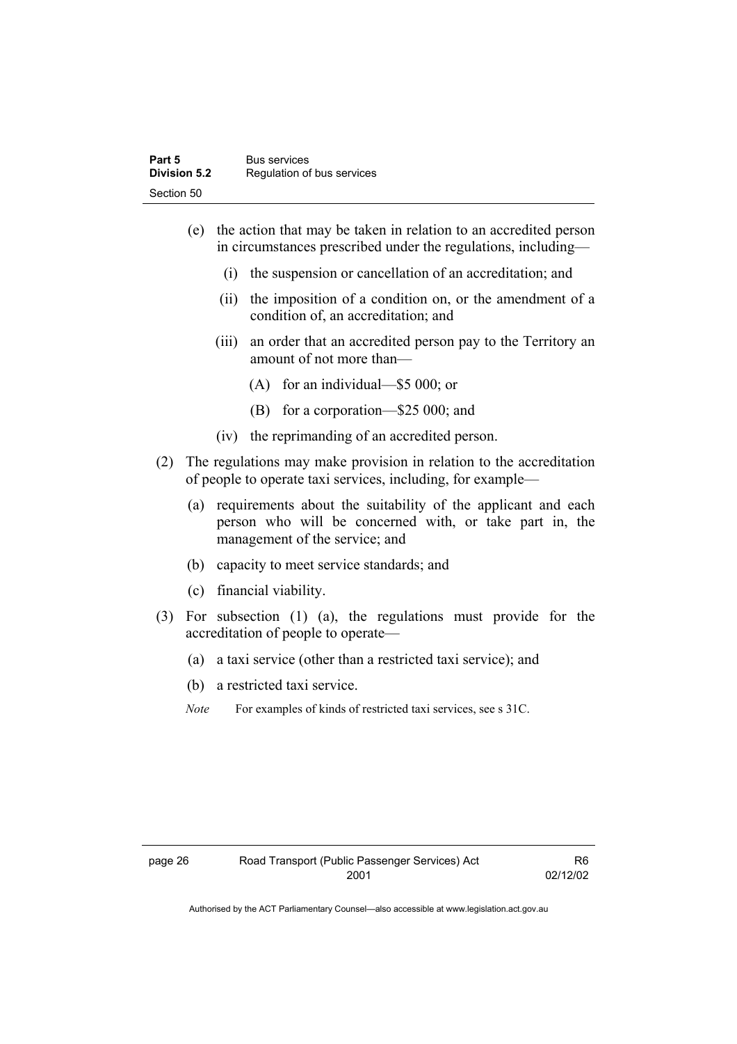(e) the action that may be taken in relation to an accredited person in circumstances prescribed under the regulations, including—

  (i) the suspension or cancellation of an accreditation; and

  (ii) the imposition of a condition on, or the amendment of a condition of, an accreditation; and

  (iii) an order that an accredited person pay to the Territory an amount of not more than—

    (A) for an individual—$5 000; or

    (B) for a corporation—$25 000; and

  (iv) the reprimanding of an accredited person.

(2) The regulations may make provision in relation to the accreditation of people to operate taxi services, including, for example—

  (a) requirements about the suitability of the applicant and each person who will be concerned with, or take part in, the management of the service; and

  (b) capacity to meet service standards; and

  (c) financial viability.

(3) For subsection (1) (a), the regulations must provide for the accreditation of people to operate—

  (a) a taxi service (other than a restricted taxi service); and

  (b) a restricted taxi service.

*Note* For examples of kinds of restricted taxi services, see s 31C.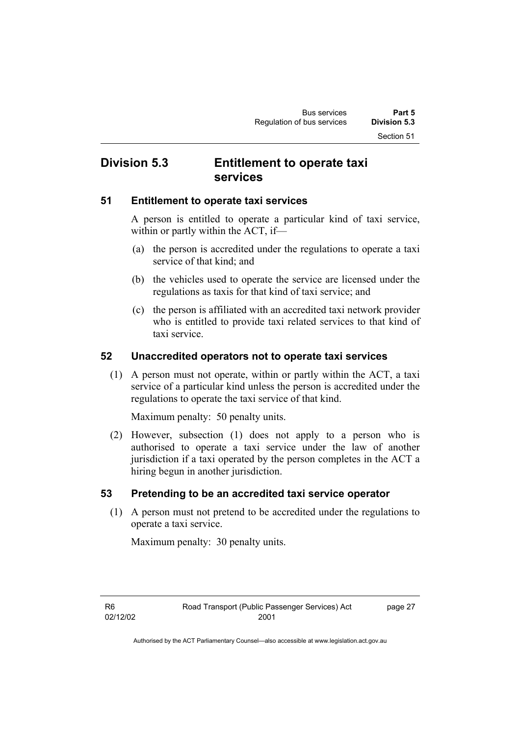## Division 5.3 Entitlement to operate taxi services

### 51 Entitlement to operate taxi services

A person is entitled to operate a particular kind of taxi service, within or partly within the ACT, if—

(a) the person is accredited under the regulations to operate a taxi service of that kind; and

(b) the vehicles used to operate the service are licensed under the regulations as taxis for that kind of taxi service; and

(c) the person is affiliated with an accredited taxi network provider who is entitled to provide taxi related services to that kind of taxi service.

### 52 Unaccredited operators not to operate taxi services

(1) A person must not operate, within or partly within the ACT, a taxi service of a particular kind unless the person is accredited under the regulations to operate the taxi service of that kind.

Maximum penalty: 50 penalty units.

(2) However, subsection (1) does not apply to a person who is authorised to operate a taxi service under the law of another jurisdiction if a taxi operated by the person completes in the ACT a hiring begun in another jurisdiction.

### 53 Pretending to be an accredited taxi service operator

(1) A person must not pretend to be accredited under the regulations to operate a taxi service.

Maximum penalty: 30 penalty units.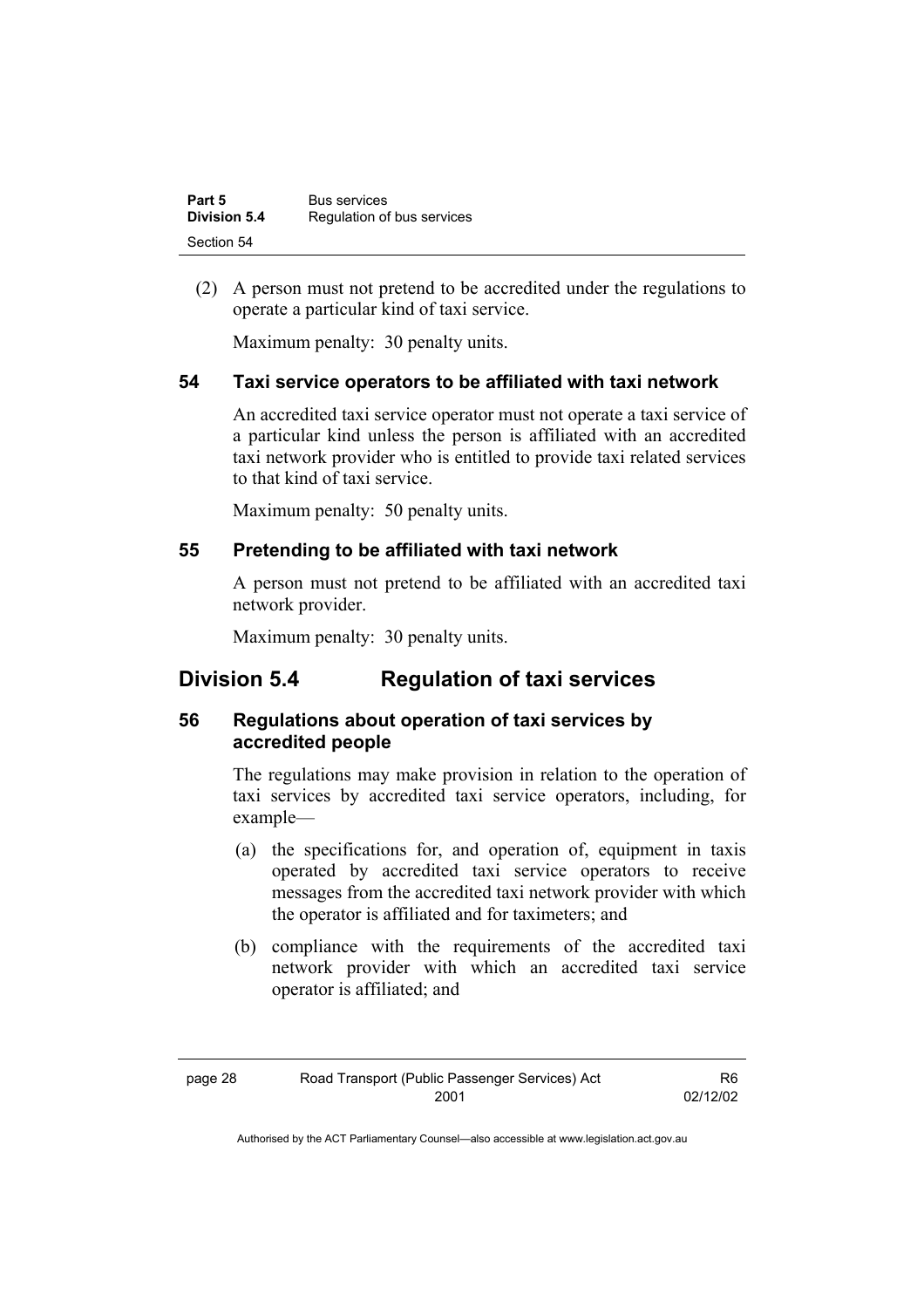(2) A person must not pretend to be accredited under the regulations to operate a particular kind of taxi service.

Maximum penalty: 30 penalty units.

### 54 Taxi service operators to be affiliated with taxi network

An accredited taxi service operator must not operate a taxi service of a particular kind unless the person is affiliated with an accredited taxi network provider who is entitled to provide taxi related services to that kind of taxi service.

Maximum penalty: 50 penalty units.

### 55 Pretending to be affiliated with taxi network

A person must not pretend to be affiliated with an accredited taxi network provider.

Maximum penalty: 30 penalty units.

## Division 5.4 Regulation of taxi services

### 56 Regulations about operation of taxi services by accredited people

The regulations may make provision in relation to the operation of taxi services by accredited taxi service operators, including, for example—

(a) the specifications for, and operation of, equipment in taxis operated by accredited taxi service operators to receive messages from the accredited taxi network provider with which the operator is affiliated and for taximeters; and

(b) compliance with the requirements of the accredited taxi network provider with which an accredited taxi service operator is affiliated; and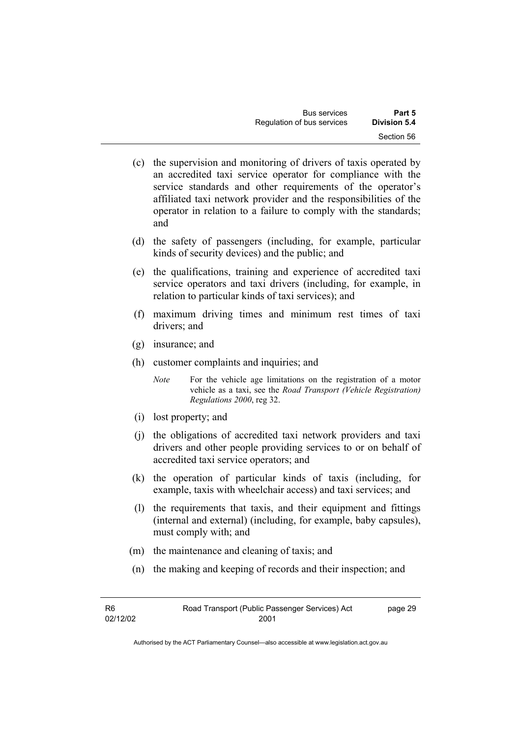(c) the supervision and monitoring of drivers of taxis operated by an accredited taxi service operator for compliance with the service standards and other requirements of the operator's affiliated taxi network provider and the responsibilities of the operator in relation to a failure to comply with the standards; and

(d) the safety of passengers (including, for example, particular kinds of security devices) and the public; and

(e) the qualifications, training and experience of accredited taxi service operators and taxi drivers (including, for example, in relation to particular kinds of taxi services); and

(f) maximum driving times and minimum rest times of taxi drivers; and

(g) insurance; and

(h) customer complaints and inquiries; and

*Note* For the vehicle age limitations on the registration of a motor vehicle as a taxi, see the *Road Transport (Vehicle Registration) Regulations 2000*, reg 32.

(i) lost property; and

(j) the obligations of accredited taxi network providers and taxi drivers and other people providing services to or on behalf of accredited taxi service operators; and

(k) the operation of particular kinds of taxis (including, for example, taxis with wheelchair access) and taxi services; and

(l) the requirements that taxis, and their equipment and fittings (internal and external) (including, for example, baby capsules), must comply with; and

(m) the maintenance and cleaning of taxis; and

(n) the making and keeping of records and their inspection; and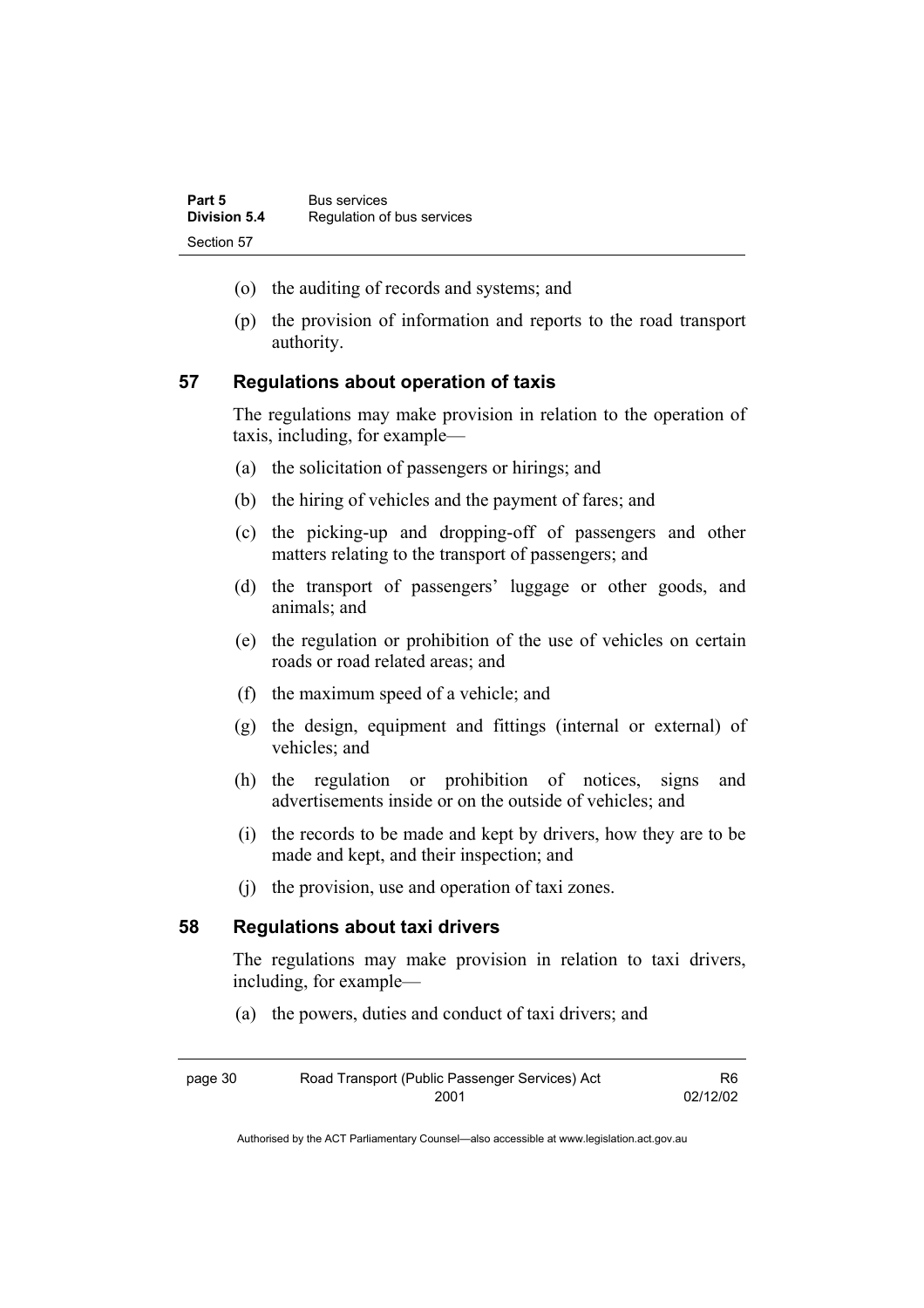(o) the auditing of records and systems; and

(p) the provision of information and reports to the road transport authority.

## 57 Regulations about operation of taxis

The regulations may make provision in relation to the operation of taxis, including, for example—

(a) the solicitation of passengers or hirings; and

(b) the hiring of vehicles and the payment of fares; and

(c) the picking-up and dropping-off of passengers and other matters relating to the transport of passengers; and

(d) the transport of passengers' luggage or other goods, and animals; and

(e) the regulation or prohibition of the use of vehicles on certain roads or road related areas; and

(f) the maximum speed of a vehicle; and

(g) the design, equipment and fittings (internal or external) of vehicles; and

(h) the regulation or prohibition of notices, signs and advertisements inside or on the outside of vehicles; and

(i) the records to be made and kept by drivers, how they are to be made and kept, and their inspection; and

(j) the provision, use and operation of taxi zones.

## 58 Regulations about taxi drivers

The regulations may make provision in relation to taxi drivers, including, for example—

(a) the powers, duties and conduct of taxi drivers; and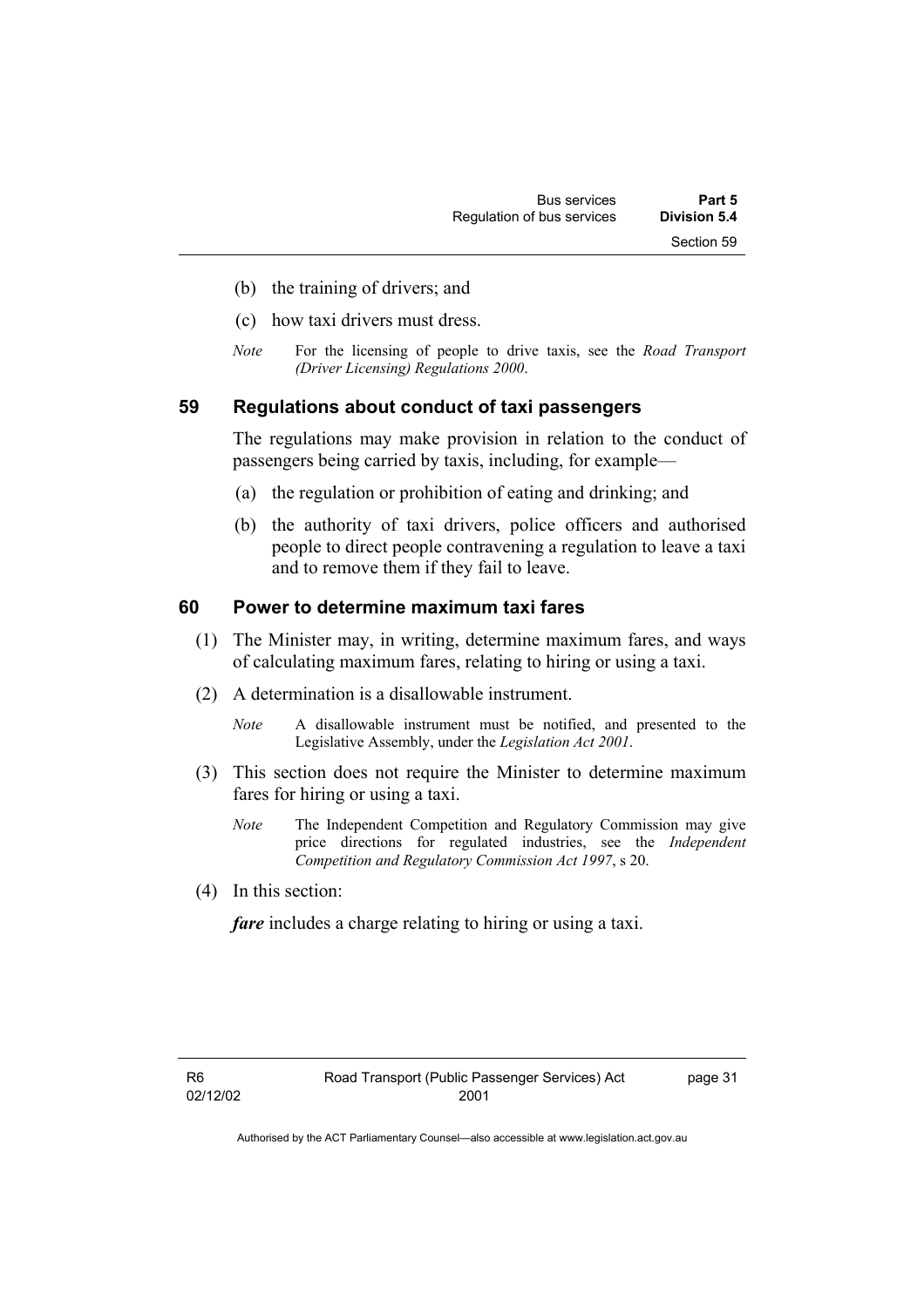(b) the training of drivers; and

(c) how taxi drivers must dress.

*Note* For the licensing of people to drive taxis, see the *Road Transport (Driver Licensing) Regulations 2000*.

## 59 Regulations about conduct of taxi passengers

The regulations may make provision in relation to the conduct of passengers being carried by taxis, including, for example—

(a) the regulation or prohibition of eating and drinking; and

(b) the authority of taxi drivers, police officers and authorised people to direct people contravening a regulation to leave a taxi and to remove them if they fail to leave.

## 60 Power to determine maximum taxi fares

(1) The Minister may, in writing, determine maximum fares, and ways of calculating maximum fares, relating to hiring or using a taxi.

(2) A determination is a disallowable instrument.

*Note* A disallowable instrument must be notified, and presented to the Legislative Assembly, under the *Legislation Act 2001*.

(3) This section does not require the Minister to determine maximum fares for hiring or using a taxi.

*Note* The Independent Competition and Regulatory Commission may give price directions for regulated industries, see the *Independent Competition and Regulatory Commission Act 1997*, s 20.

(4) In this section:

***fare*** includes a charge relating to hiring or using a taxi.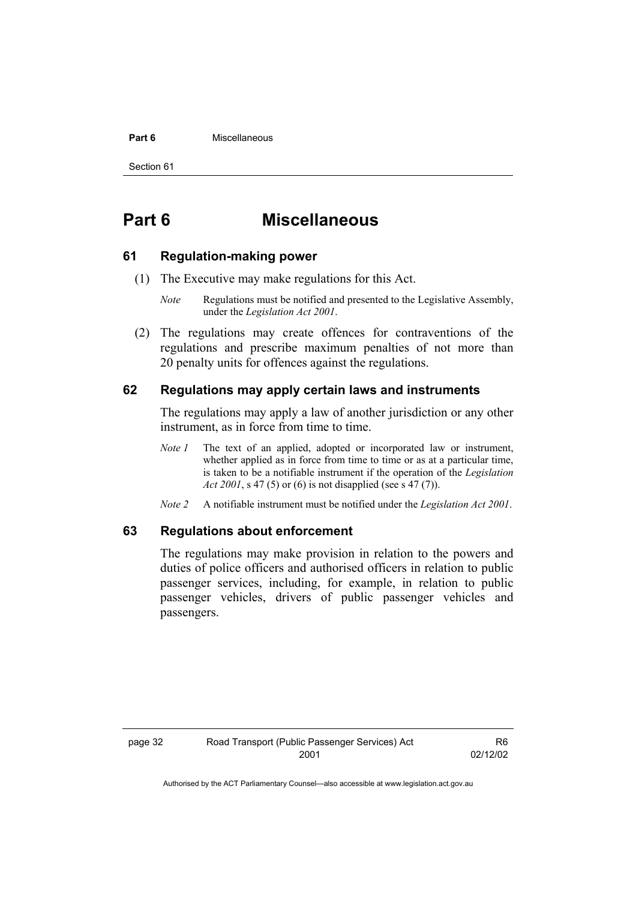# Part 6 Miscellaneous

## 61 Regulation-making power

(1) The Executive may make regulations for this Act.

*Note* Regulations must be notified and presented to the Legislative Assembly, under the *Legislation Act 2001*.

(2) The regulations may create offences for contraventions of the regulations and prescribe maximum penalties of not more than 20 penalty units for offences against the regulations.

## 62 Regulations may apply certain laws and instruments

The regulations may apply a law of another jurisdiction or any other instrument, as in force from time to time.

*Note 1* The text of an applied, adopted or incorporated law or instrument, whether applied as in force from time to time or as at a particular time, is taken to be a notifiable instrument if the operation of the *Legislation Act 2001*, s 47 (5) or (6) is not disapplied (see s 47 (7)).

*Note 2* A notifiable instrument must be notified under the *Legislation Act 2001*.

## 63 Regulations about enforcement

The regulations may make provision in relation to the powers and duties of police officers and authorised officers in relation to public passenger services, including, for example, in relation to public passenger vehicles, drivers of public passenger vehicles and passengers.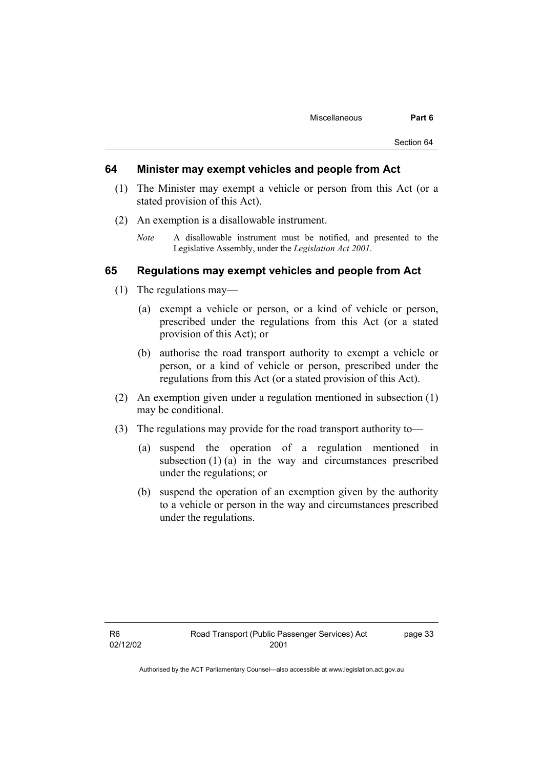## 64 Minister may exempt vehicles and people from Act

(1) The Minister may exempt a vehicle or person from this Act (or a stated provision of this Act).

(2) An exemption is a disallowable instrument.

*Note* A disallowable instrument must be notified, and presented to the Legislative Assembly, under the *Legislation Act 2001*.

## 65 Regulations may exempt vehicles and people from Act

(1) The regulations may—

(a) exempt a vehicle or person, or a kind of vehicle or person, prescribed under the regulations from this Act (or a stated provision of this Act); or

(b) authorise the road transport authority to exempt a vehicle or person, or a kind of vehicle or person, prescribed under the regulations from this Act (or a stated provision of this Act).

(2) An exemption given under a regulation mentioned in subsection (1) may be conditional.

(3) The regulations may provide for the road transport authority to—

(a) suspend the operation of a regulation mentioned in subsection (1) (a) in the way and circumstances prescribed under the regulations; or

(b) suspend the operation of an exemption given by the authority to a vehicle or person in the way and circumstances prescribed under the regulations.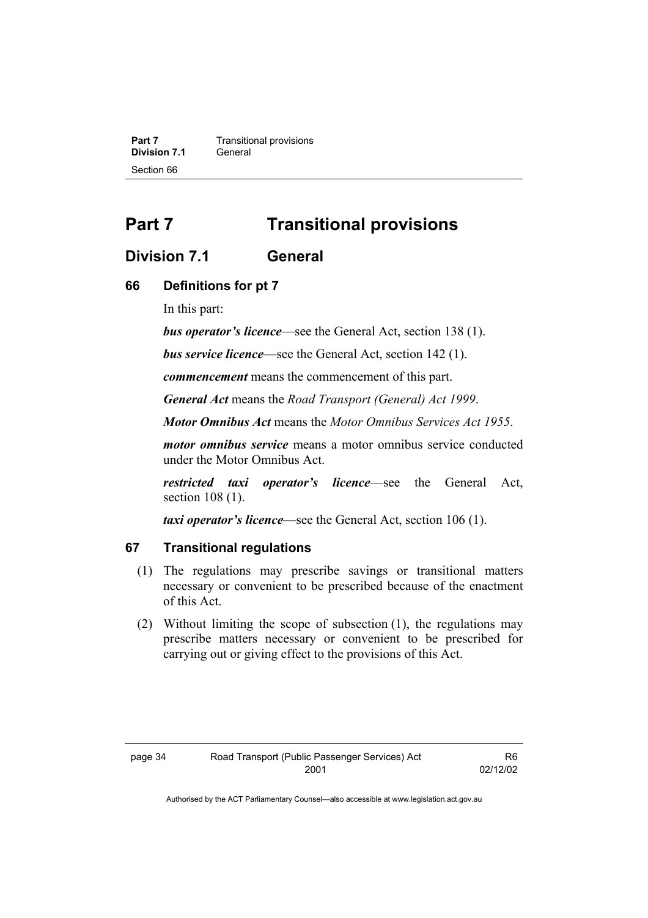# Part 7 Transitional provisions

## Division 7.1 General

### 66 Definitions for pt 7

In this part:

***bus operator's licence***—see the General Act, section 138 (1).

***bus service licence***—see the General Act, section 142 (1).

***commencement*** means the commencement of this part.

***General Act*** means the *Road Transport (General) Act 1999*.

***Motor Omnibus Act*** means the *Motor Omnibus Services Act 1955*.

***motor omnibus service*** means a motor omnibus service conducted under the Motor Omnibus Act.

***restricted taxi operator's licence***—see the General Act, section 108 (1).

***taxi operator's licence***—see the General Act, section 106 (1).

### 67 Transitional regulations

(1) The regulations may prescribe savings or transitional matters necessary or convenient to be prescribed because of the enactment of this Act.

(2) Without limiting the scope of subsection (1), the regulations may prescribe matters necessary or convenient to be prescribed for carrying out or giving effect to the provisions of this Act.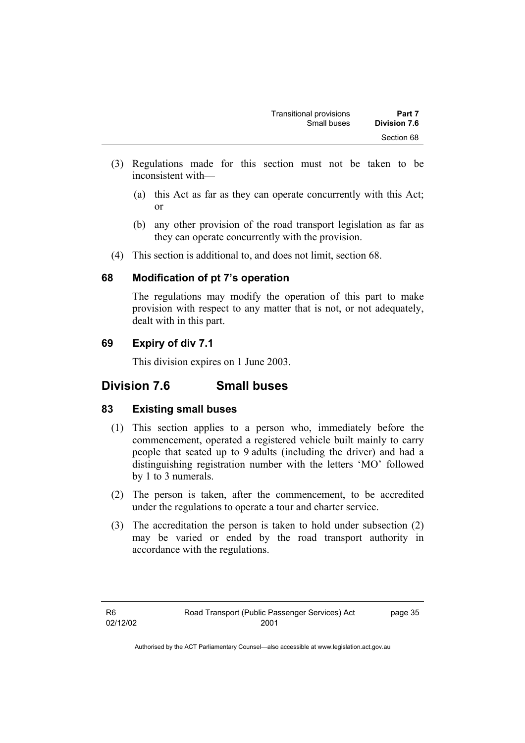(3) Regulations made for this section must not be taken to be inconsistent with—

   (a) this Act as far as they can operate concurrently with this Act; or

   (b) any other provision of the road transport legislation as far as they can operate concurrently with the provision.

(4) This section is additional to, and does not limit, section 68.

### 68 Modification of pt 7's operation

The regulations may modify the operation of this part to make provision with respect to any matter that is not, or not adequately, dealt with in this part.

### 69 Expiry of div 7.1

This division expires on 1 June 2003.

## Division 7.6 Small buses

### 83 Existing small buses

(1) This section applies to a person who, immediately before the commencement, operated a registered vehicle built mainly to carry people that seated up to 9 adults (including the driver) and had a distinguishing registration number with the letters 'MO' followed by 1 to 3 numerals.

(2) The person is taken, after the commencement, to be accredited under the regulations to operate a tour and charter service.

(3) The accreditation the person is taken to hold under subsection (2) may be varied or ended by the road transport authority in accordance with the regulations.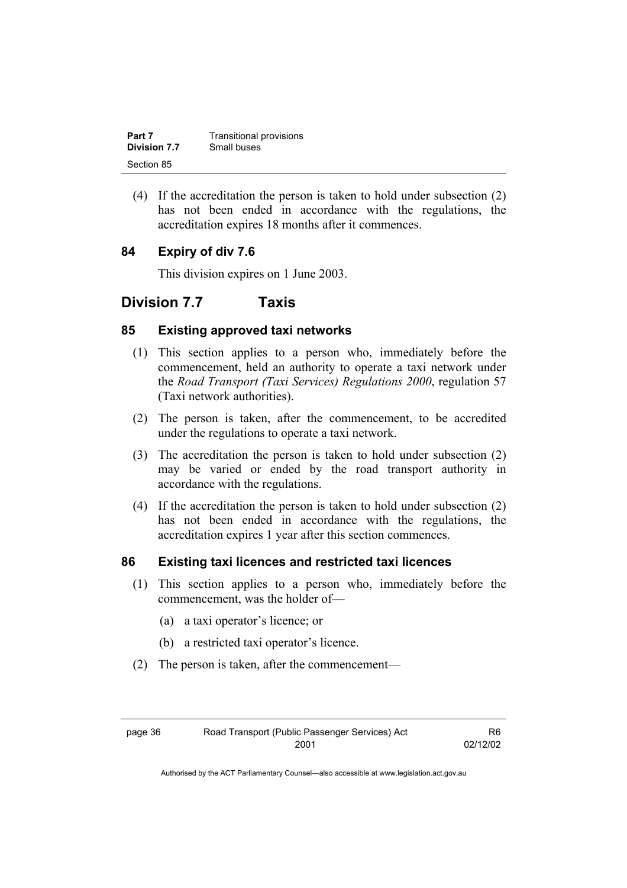(4) If the accreditation the person is taken to hold under subsection (2) has not been ended in accordance with the regulations, the accreditation expires 18 months after it commences.

### 84 Expiry of div 7.6

This division expires on 1 June 2003.

## Division 7.7 Taxis

### 85 Existing approved taxi networks

(1) This section applies to a person who, immediately before the commencement, held an authority to operate a taxi network under the *Road Transport (Taxi Services) Regulations 2000*, regulation 57 (Taxi network authorities).

(2) The person is taken, after the commencement, to be accredited under the regulations to operate a taxi network.

(3) The accreditation the person is taken to hold under subsection (2) may be varied or ended by the road transport authority in accordance with the regulations.

(4) If the accreditation the person is taken to hold under subsection (2) has not been ended in accordance with the regulations, the accreditation expires 1 year after this section commences.

### 86 Existing taxi licences and restricted taxi licences

(1) This section applies to a person who, immediately before the commencement, was the holder of—

(a) a taxi operator's licence; or

(b) a restricted taxi operator's licence.

(2) The person is taken, after the commencement—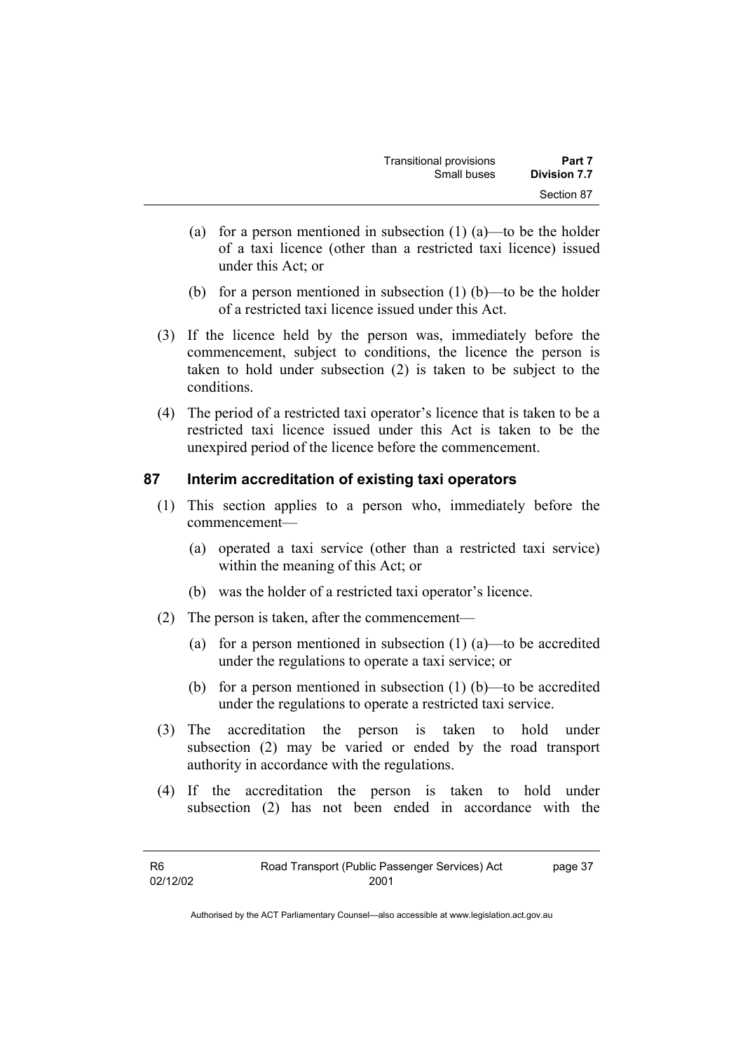(a) for a person mentioned in subsection (1) (a)—to be the holder of a taxi licence (other than a restricted taxi licence) issued under this Act; or

(b) for a person mentioned in subsection (1) (b)—to be the holder of a restricted taxi licence issued under this Act.

(3) If the licence held by the person was, immediately before the commencement, subject to conditions, the licence the person is taken to hold under subsection (2) is taken to be subject to the conditions.

(4) The period of a restricted taxi operator's licence that is taken to be a restricted taxi licence issued under this Act is taken to be the unexpired period of the licence before the commencement.

## 87 Interim accreditation of existing taxi operators

(1) This section applies to a person who, immediately before the commencement—

(a) operated a taxi service (other than a restricted taxi service) within the meaning of this Act; or

(b) was the holder of a restricted taxi operator's licence.

(2) The person is taken, after the commencement—

(a) for a person mentioned in subsection (1) (a)—to be accredited under the regulations to operate a taxi service; or

(b) for a person mentioned in subsection (1) (b)—to be accredited under the regulations to operate a restricted taxi service.

(3) The accreditation the person is taken to hold under subsection (2) may be varied or ended by the road transport authority in accordance with the regulations.

(4) If the accreditation the person is taken to hold under subsection (2) has not been ended in accordance with the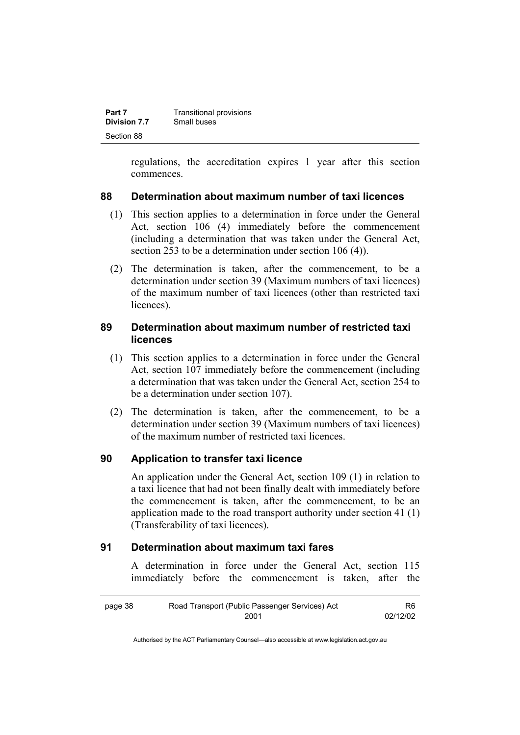regulations, the accreditation expires 1 year after this section commences.

### 88 Determination about maximum number of taxi licences

(1) This section applies to a determination in force under the General Act, section 106 (4) immediately before the commencement (including a determination that was taken under the General Act, section 253 to be a determination under section 106 (4)).

(2) The determination is taken, after the commencement, to be a determination under section 39 (Maximum numbers of taxi licences) of the maximum number of taxi licences (other than restricted taxi licences).

### 89 Determination about maximum number of restricted taxi licences

(1) This section applies to a determination in force under the General Act, section 107 immediately before the commencement (including a determination that was taken under the General Act, section 254 to be a determination under section 107).

(2) The determination is taken, after the commencement, to be a determination under section 39 (Maximum numbers of taxi licences) of the maximum number of restricted taxi licences.

### 90 Application to transfer taxi licence

An application under the General Act, section 109 (1) in relation to a taxi licence that had not been finally dealt with immediately before the commencement is taken, after the commencement, to be an application made to the road transport authority under section 41 (1) (Transferability of taxi licences).

### 91 Determination about maximum taxi fares

A determination in force under the General Act, section 115 immediately before the commencement is taken, after the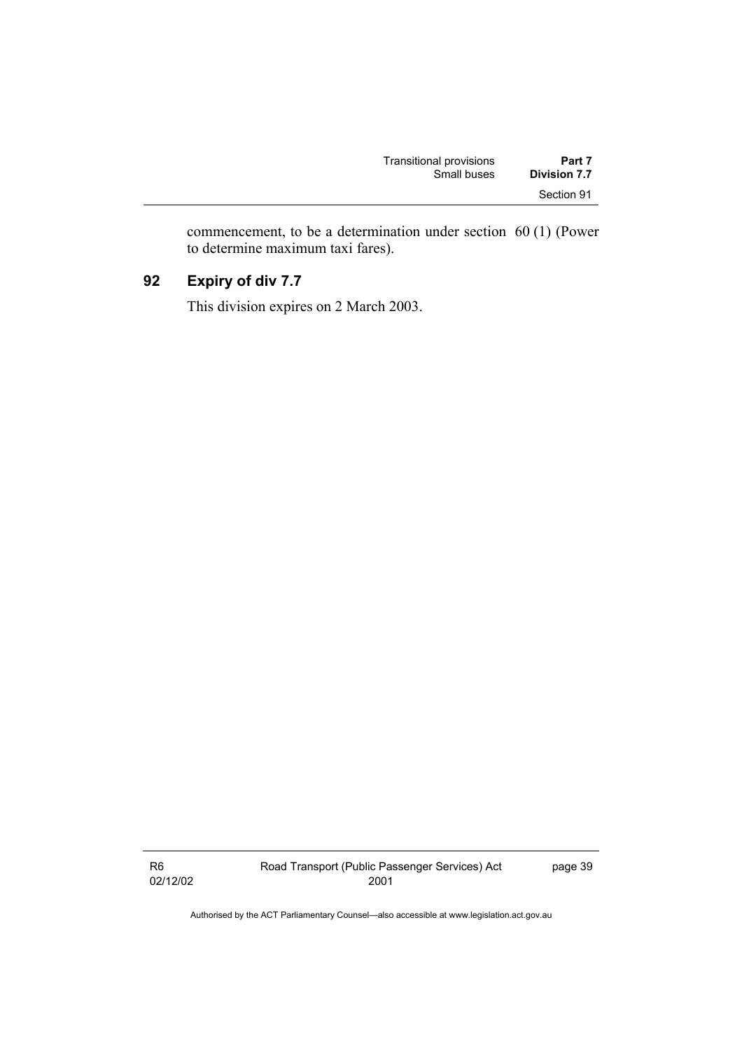commencement, to be a determination under section 60 (1) (Power to determine maximum taxi fares).

## 92 Expiry of div 7.7

This division expires on 2 March 2003.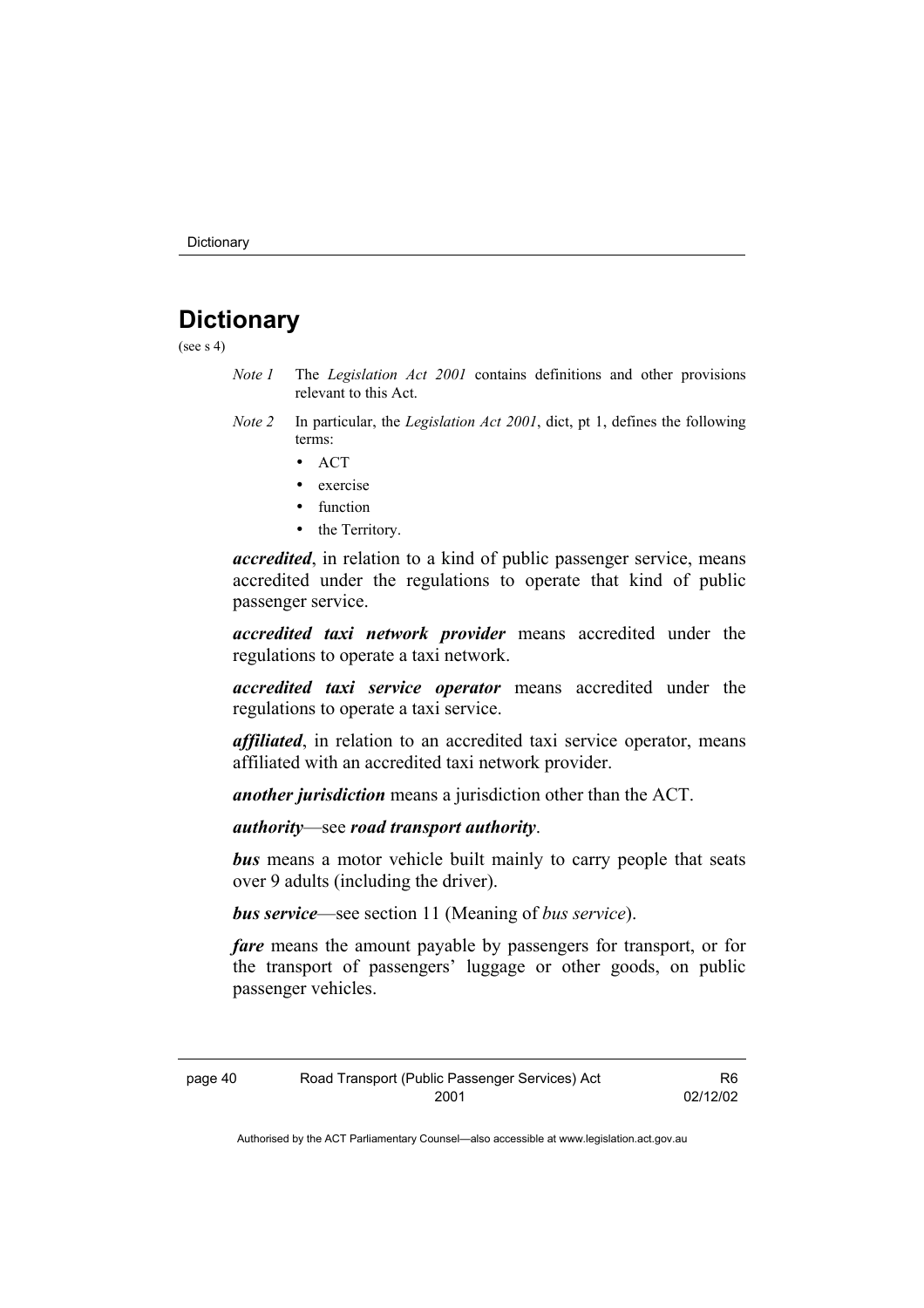# Dictionary

(see s 4)

*Note 1* The *Legislation Act 2001* contains definitions and other provisions relevant to this Act.

*Note 2* In particular, the *Legislation Act 2001*, dict, pt 1, defines the following terms:

- ACT
- exercise
- function
- the Territory.

***accredited***, in relation to a kind of public passenger service, means accredited under the regulations to operate that kind of public passenger service.

***accredited taxi network provider*** means accredited under the regulations to operate a taxi network.

***accredited taxi service operator*** means accredited under the regulations to operate a taxi service.

***affiliated***, in relation to an accredited taxi service operator, means affiliated with an accredited taxi network provider.

***another jurisdiction*** means a jurisdiction other than the ACT.

***authority***—see ***road transport authority***.

***bus*** means a motor vehicle built mainly to carry people that seats over 9 adults (including the driver).

***bus service***—see section 11 (Meaning of *bus service*).

***fare*** means the amount payable by passengers for transport, or for the transport of passengers' luggage or other goods, on public passenger vehicles.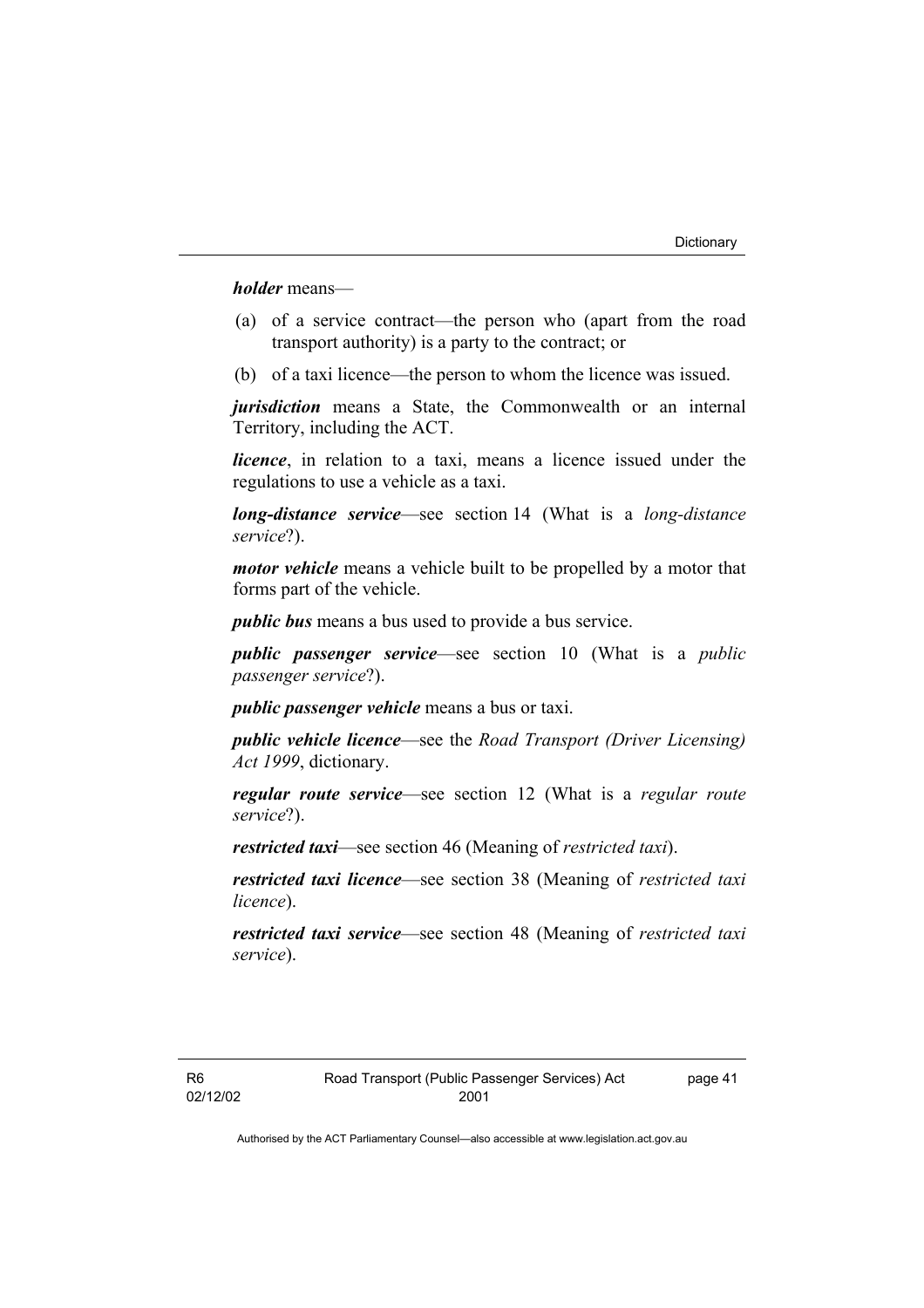***holder*** means—

(a) of a service contract—the person who (apart from the road transport authority) is a party to the contract; or

(b) of a taxi licence—the person to whom the licence was issued.

***jurisdiction*** means a State, the Commonwealth or an internal Territory, including the ACT.

***licence***, in relation to a taxi, means a licence issued under the regulations to use a vehicle as a taxi.

***long-distance service***—see section 14 (What is a *long-distance service*?).

***motor vehicle*** means a vehicle built to be propelled by a motor that forms part of the vehicle.

***public bus*** means a bus used to provide a bus service.

***public passenger service***—see section 10 (What is a *public passenger service*?).

***public passenger vehicle*** means a bus or taxi.

***public vehicle licence***—see the *Road Transport (Driver Licensing) Act 1999*, dictionary.

***regular route service***—see section 12 (What is a *regular route service*?).

***restricted taxi***—see section 46 (Meaning of *restricted taxi*).

***restricted taxi licence***—see section 38 (Meaning of *restricted taxi licence*).

***restricted taxi service***—see section 48 (Meaning of *restricted taxi service*).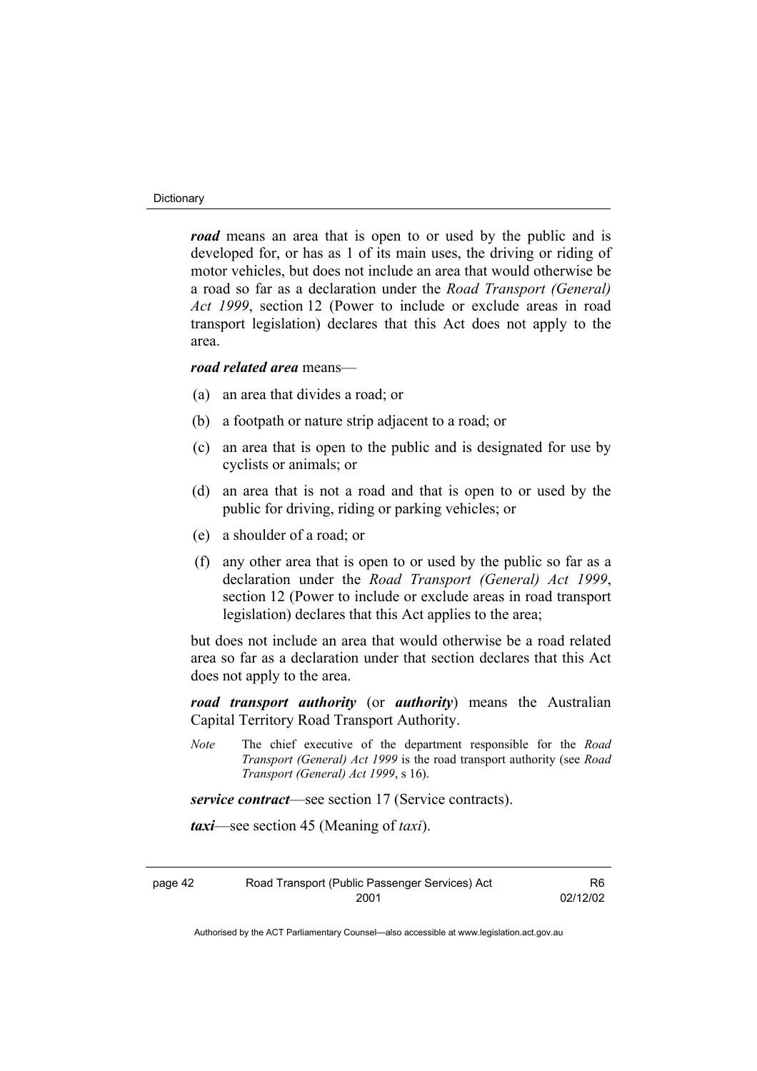***road*** means an area that is open to or used by the public and is developed for, or has as 1 of its main uses, the driving or riding of motor vehicles, but does not include an area that would otherwise be a road so far as a declaration under the *Road Transport (General) Act 1999*, section 12 (Power to include or exclude areas in road transport legislation) declares that this Act does not apply to the area.

***road related area*** means—

(a) an area that divides a road; or

(b) a footpath or nature strip adjacent to a road; or

(c) an area that is open to the public and is designated for use by cyclists or animals; or

(d) an area that is not a road and that is open to or used by the public for driving, riding or parking vehicles; or

(e) a shoulder of a road; or

(f) any other area that is open to or used by the public so far as a declaration under the *Road Transport (General) Act 1999*, section 12 (Power to include or exclude areas in road transport legislation) declares that this Act applies to the area;

but does not include an area that would otherwise be a road related area so far as a declaration under that section declares that this Act does not apply to the area.

***road transport authority*** (or ***authority***) means the Australian Capital Territory Road Transport Authority.

*Note* The chief executive of the department responsible for the *Road Transport (General) Act 1999* is the road transport authority (see *Road Transport (General) Act 1999*, s 16).

***service contract***—see section 17 (Service contracts).

***taxi***—see section 45 (Meaning of *taxi*).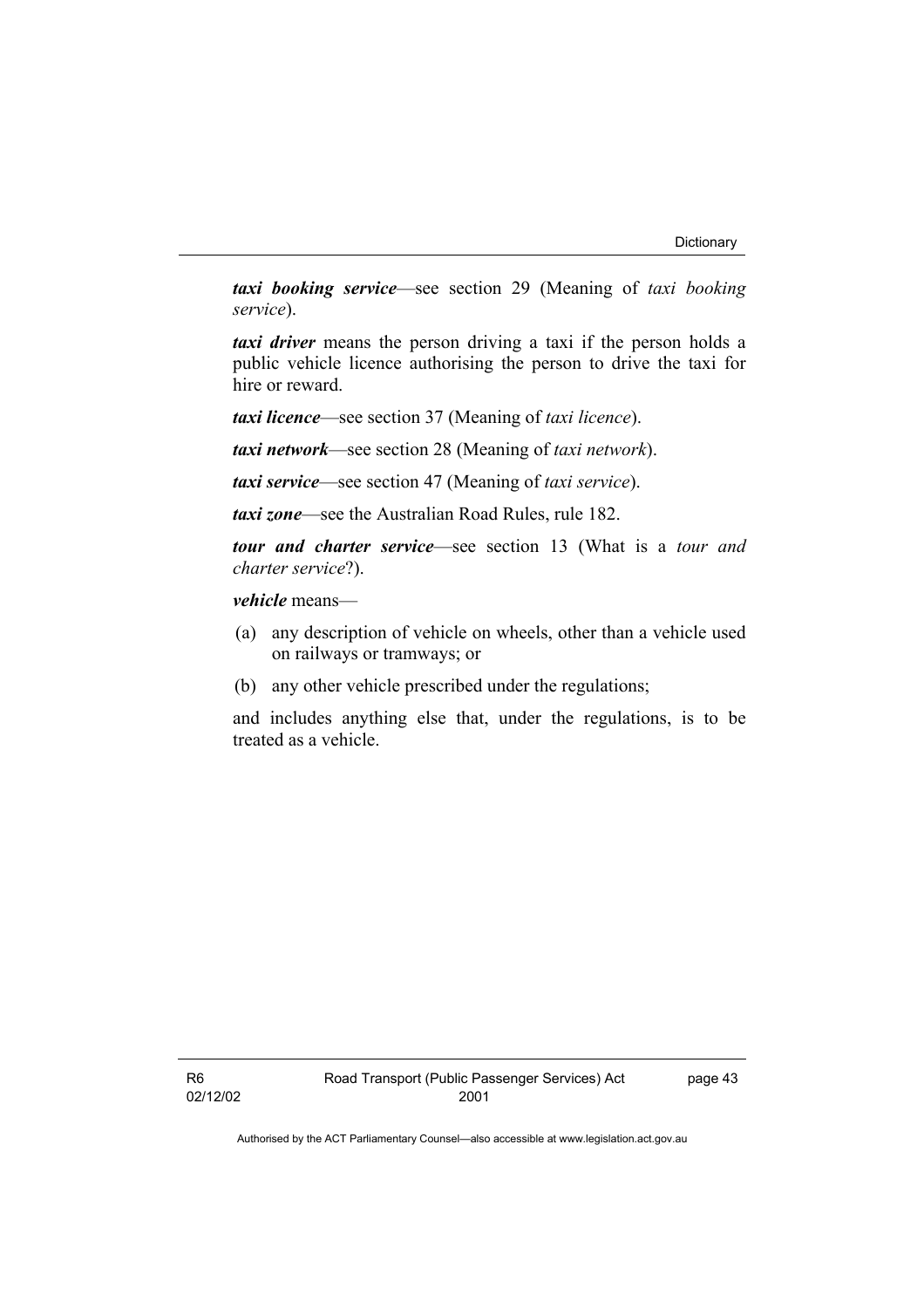***taxi booking service***—see section 29 (Meaning of *taxi booking service*).

***taxi driver*** means the person driving a taxi if the person holds a public vehicle licence authorising the person to drive the taxi for hire or reward.

***taxi licence***—see section 37 (Meaning of *taxi licence*).

***taxi network***—see section 28 (Meaning of *taxi network*).

***taxi service***—see section 47 (Meaning of *taxi service*).

***taxi zone***—see the Australian Road Rules, rule 182.

***tour and charter service***—see section 13 (What is a *tour and charter service*?).

***vehicle*** means—

(a) any description of vehicle on wheels, other than a vehicle used on railways or tramways; or

(b) any other vehicle prescribed under the regulations;

and includes anything else that, under the regulations, is to be treated as a vehicle.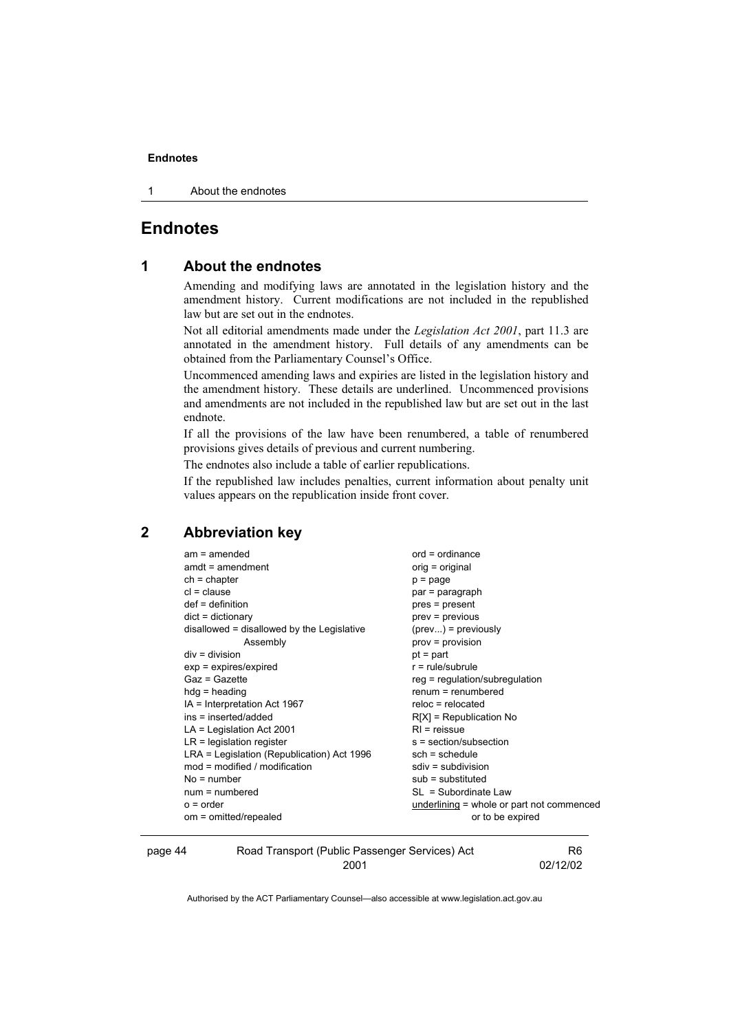# Endnotes

## 1 About the endnotes

Amending and modifying laws are annotated in the legislation history and the amendment history. Current modifications are not included in the republished law but are set out in the endnotes.

Not all editorial amendments made under the *Legislation Act 2001*, part 11.3 are annotated in the amendment history. Full details of any amendments can be obtained from the Parliamentary Counsel's Office.

Uncommenced amending laws and expiries are listed in the legislation history and the amendment history. These details are underlined. Uncommenced provisions and amendments are not included in the republished law but are set out in the last endnote.

If all the provisions of the law have been renumbered, a table of renumbered provisions gives details of previous and current numbering.

The endnotes also include a table of earlier republications.

If the republished law includes penalties, current information about penalty unit values appears on the republication inside front cover.

## 2 Abbreviation key

am = amended
amdt = amendment
ch = chapter
cl = clause
def = definition
dict = dictionary
disallowed = disallowed by the Legislative Assembly
div = division
exp = expires/expired
Gaz = Gazette
hdg = heading
IA = Interpretation Act 1967
ins = inserted/added
LA = Legislation Act 2001
LR = legislation register
LRA = Legislation (Republication) Act 1996
mod = modified / modification
No = number
num = numbered
o = order
om = omitted/repealed
ord = ordinance
orig = original
p = page
par = paragraph
pres = present
prev = previous
(prev...) = previously
prov = provision
pt = part
r = rule/subrule
reg = regulation/subregulation
renum = renumbered
reloc = relocated
R[X] = Republication No
RI = reissue
s = section/subsection
sch = schedule
sdiv = subdivision
sub = substituted
SL = Subordinate Law
<u>underlining</u> = whole or part not commenced or to be expired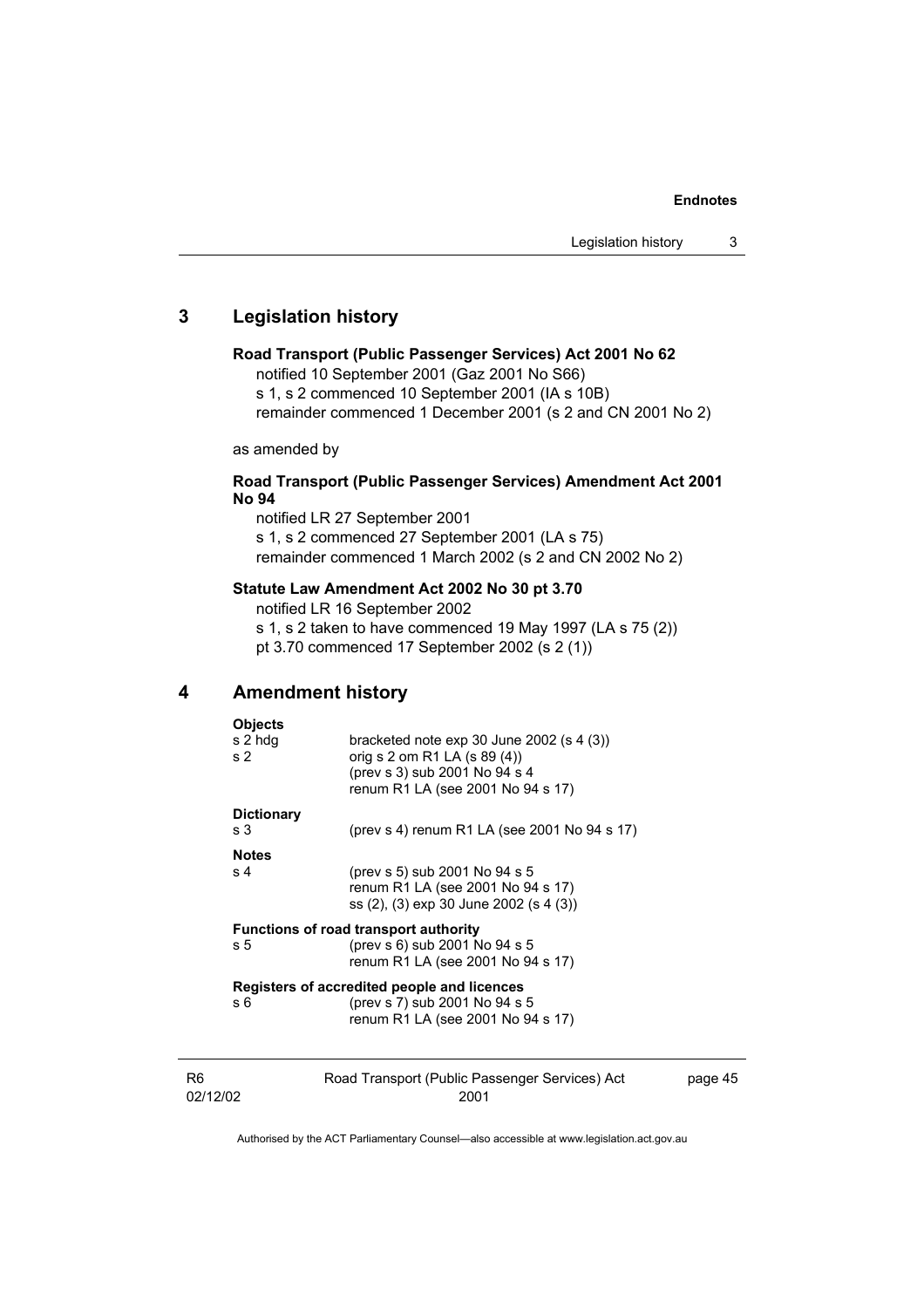## 3 Legislation history

**Road Transport (Public Passenger Services) Act 2001 No 62**

notified 10 September 2001 (Gaz 2001 No S66)
s 1, s 2 commenced 10 September 2001 (IA s 10B)
remainder commenced 1 December 2001 (s 2 and CN 2001 No 2)

as amended by

**Road Transport (Public Passenger Services) Amendment Act 2001 No 94**

notified LR 27 September 2001
s 1, s 2 commenced 27 September 2001 (LA s 75)
remainder commenced 1 March 2002 (s 2 and CN 2002 No 2)

**Statute Law Amendment Act 2002 No 30 pt 3.70**

notified LR 16 September 2002
s 1, s 2 taken to have commenced 19 May 1997 (LA s 75 (2))
pt 3.70 commenced 17 September 2002 (s 2 (1))

## 4 Amendment history

**Objects**

s 2 hdg — bracketed note exp 30 June 2002 (s 4 (3))
s 2 — orig s 2 om R1 LA (s 89 (4))
(prev s 3) sub 2001 No 94 s 4
renum R1 LA (see 2001 No 94 s 17)

**Dictionary**

s 3 — (prev s 4) renum R1 LA (see 2001 No 94 s 17)

**Notes**

s 4 — (prev s 5) sub 2001 No 94 s 5
renum R1 LA (see 2001 No 94 s 17)
ss (2), (3) exp 30 June 2002 (s 4 (3))

**Functions of road transport authority**

s 5 — (prev s 6) sub 2001 No 94 s 5
renum R1 LA (see 2001 No 94 s 17)

**Registers of accredited people and licences**

s 6 — (prev s 7) sub 2001 No 94 s 5
renum R1 LA (see 2001 No 94 s 17)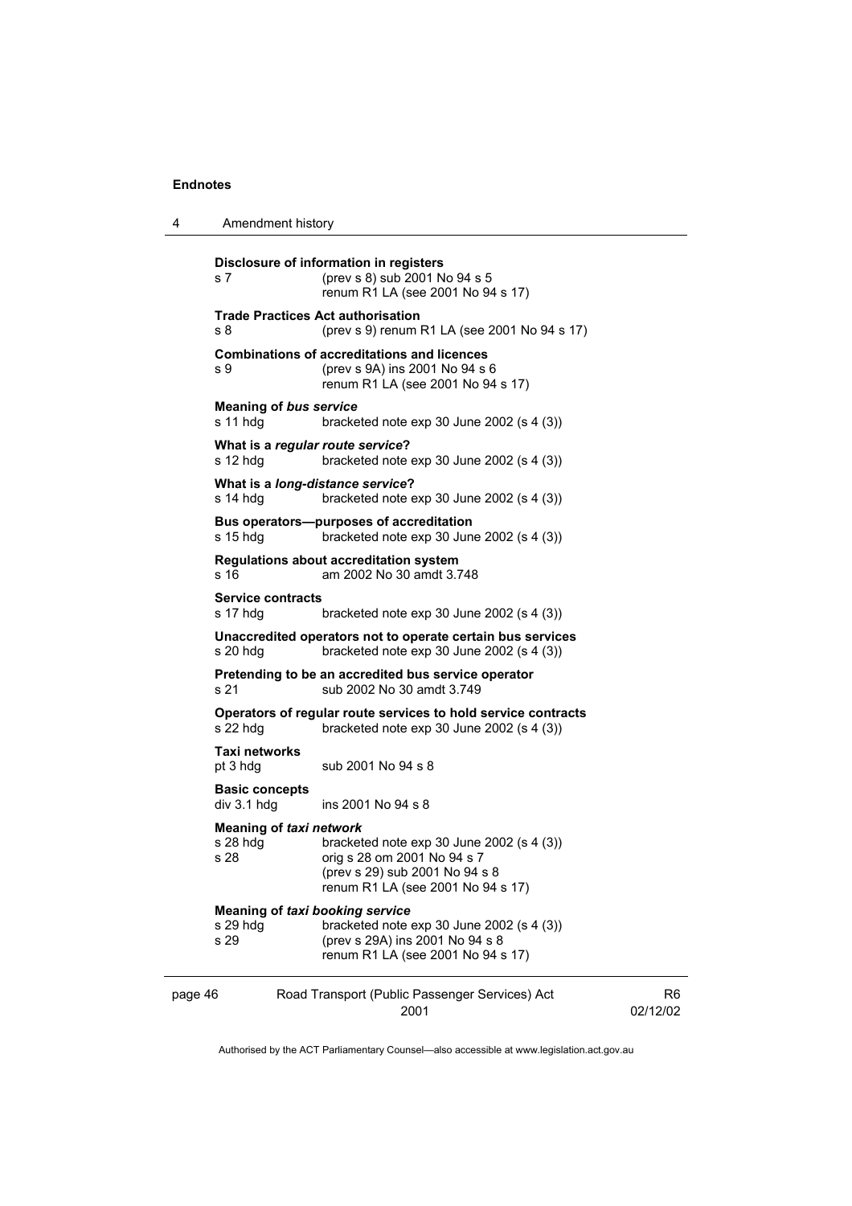**Disclosure of information in registers**
s 7 (prev s 8) sub 2001 No 94 s 5
renum R1 LA (see 2001 No 94 s 17)

**Trade Practices Act authorisation**
s 8 (prev s 9) renum R1 LA (see 2001 No 94 s 17)

**Combinations of accreditations and licences**
s 9 (prev s 9A) ins 2001 No 94 s 6
renum R1 LA (see 2001 No 94 s 17)

**Meaning of *bus service***
s 11 hdg bracketed note exp 30 June 2002 (s 4 (3))

**What is a *regular route service*?**
s 12 hdg bracketed note exp 30 June 2002 (s 4 (3))

**What is a *long-distance service*?**
s 14 hdg bracketed note exp 30 June 2002 (s 4 (3))

**Bus operators—purposes of accreditation**
s 15 hdg bracketed note exp 30 June 2002 (s 4 (3))

**Regulations about accreditation system**
s 16 am 2002 No 30 amdt 3.748

**Service contracts**
s 17 hdg bracketed note exp 30 June 2002 (s 4 (3))

**Unaccredited operators not to operate certain bus services**
s 20 hdg bracketed note exp 30 June 2002 (s 4 (3))

**Pretending to be an accredited bus service operator**
s 21 sub 2002 No 30 amdt 3.749

**Operators of regular route services to hold service contracts**
s 22 hdg bracketed note exp 30 June 2002 (s 4 (3))

**Taxi networks**
pt 3 hdg sub 2001 No 94 s 8

**Basic concepts**
div 3.1 hdg ins 2001 No 94 s 8

**Meaning of *taxi network***
s 28 hdg bracketed note exp 30 June 2002 (s 4 (3))
s 28 orig s 28 om 2001 No 94 s 7
(prev s 29) sub 2001 No 94 s 8
renum R1 LA (see 2001 No 94 s 17)

**Meaning of *taxi booking service***
s 29 hdg bracketed note exp 30 June 2002 (s 4 (3))
s 29 (prev s 29A) ins 2001 No 94 s 8
renum R1 LA (see 2001 No 94 s 17)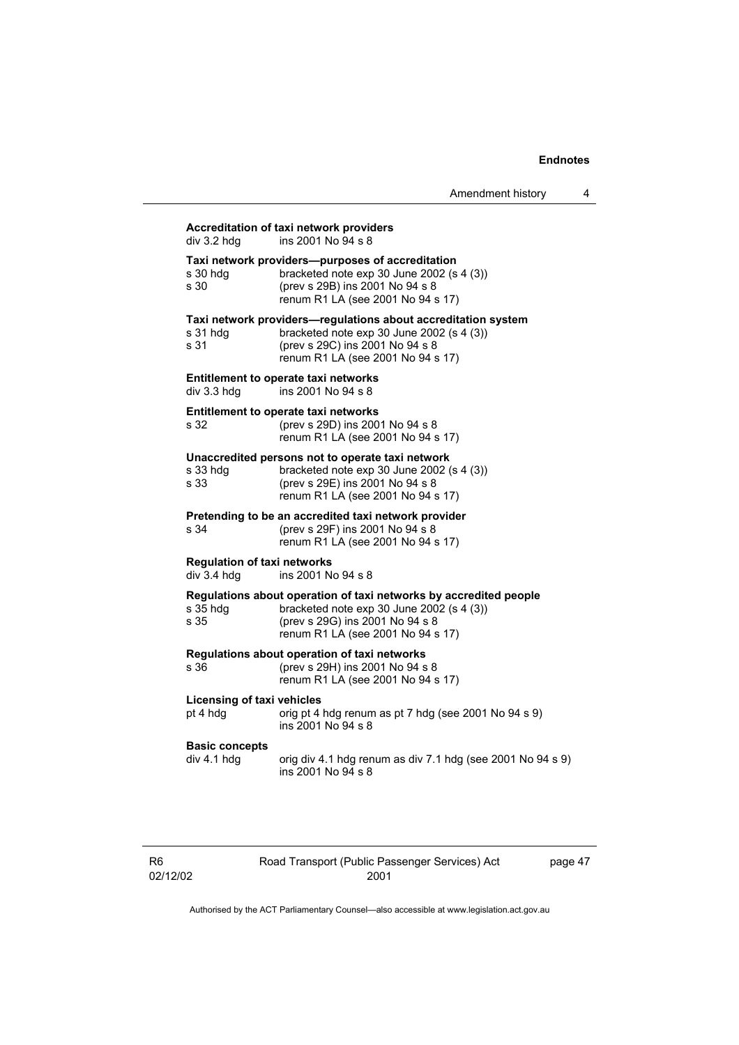**Accreditation of taxi network providers**
div 3.2 hdg ins 2001 No 94 s 8

**Taxi network providers—purposes of accreditation**
s 30 hdg bracketed note exp 30 June 2002 (s 4 (3))
s 30 (prev s 29B) ins 2001 No 94 s 8
renum R1 LA (see 2001 No 94 s 17)

**Taxi network providers—regulations about accreditation system**
s 31 hdg bracketed note exp 30 June 2002 (s 4 (3))
s 31 (prev s 29C) ins 2001 No 94 s 8
renum R1 LA (see 2001 No 94 s 17)

**Entitlement to operate taxi networks**
div 3.3 hdg ins 2001 No 94 s 8

**Entitlement to operate taxi networks**
s 32 (prev s 29D) ins 2001 No 94 s 8
renum R1 LA (see 2001 No 94 s 17)

**Unaccredited persons not to operate taxi network**
s 33 hdg bracketed note exp 30 June 2002 (s 4 (3))
s 33 (prev s 29E) ins 2001 No 94 s 8
renum R1 LA (see 2001 No 94 s 17)

**Pretending to be an accredited taxi network provider**
s 34 (prev s 29F) ins 2001 No 94 s 8
renum R1 LA (see 2001 No 94 s 17)

**Regulation of taxi networks**
div 3.4 hdg ins 2001 No 94 s 8

**Regulations about operation of taxi networks by accredited people**
s 35 hdg bracketed note exp 30 June 2002 (s 4 (3))
s 35 (prev s 29G) ins 2001 No 94 s 8
renum R1 LA (see 2001 No 94 s 17)

**Regulations about operation of taxi networks**
s 36 (prev s 29H) ins 2001 No 94 s 8
renum R1 LA (see 2001 No 94 s 17)

**Licensing of taxi vehicles**
pt 4 hdg orig pt 4 hdg renum as pt 7 hdg (see 2001 No 94 s 9)
ins 2001 No 94 s 8

**Basic concepts**
div 4.1 hdg orig div 4.1 hdg renum as div 7.1 hdg (see 2001 No 94 s 9)
ins 2001 No 94 s 8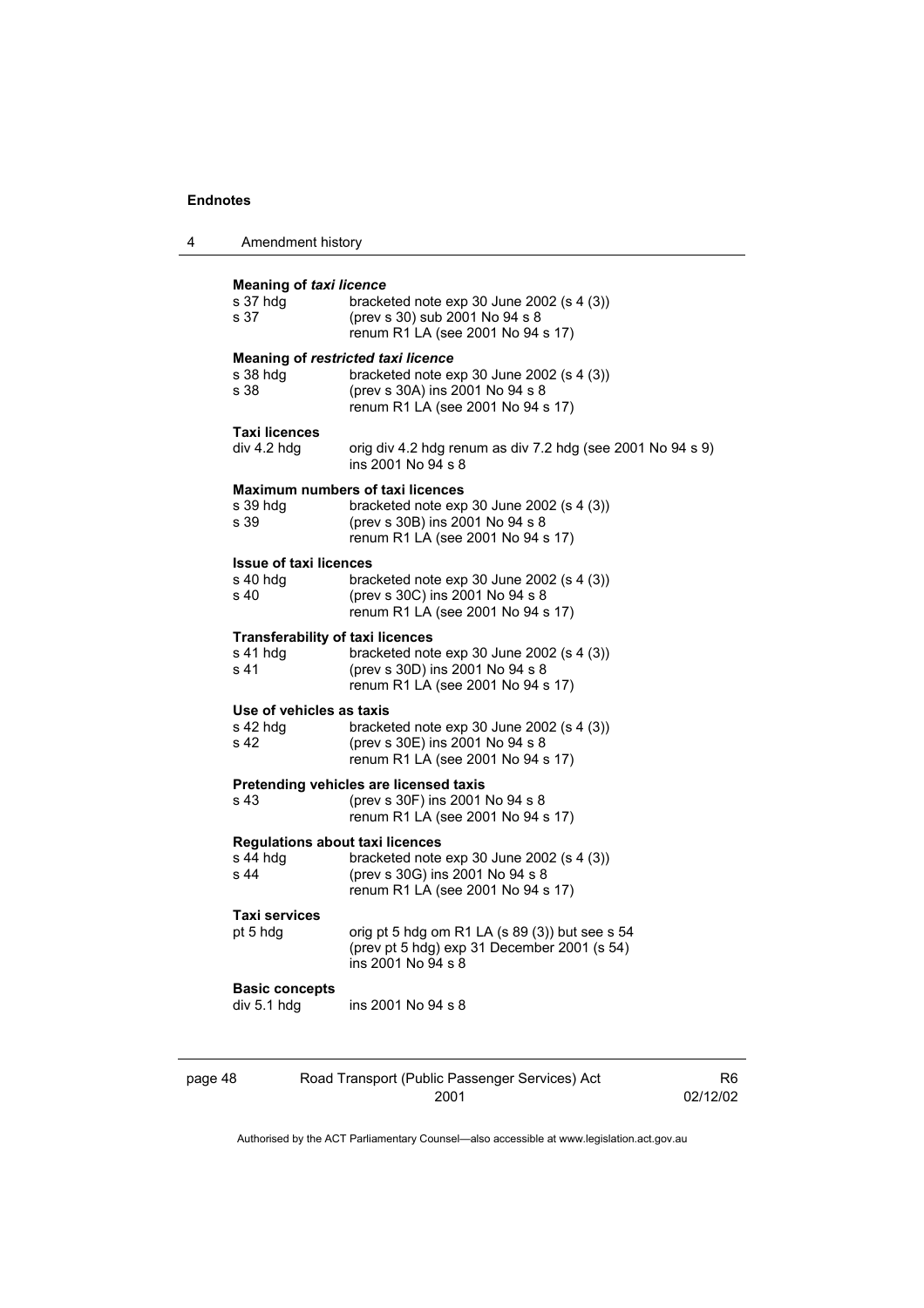**Meaning of *taxi licence***

s 37 hdg bracketed note exp 30 June 2002 (s 4 (3))
s 37 (prev s 30) sub 2001 No 94 s 8
renum R1 LA (see 2001 No 94 s 17)

**Meaning of *restricted taxi licence***

s 38 hdg bracketed note exp 30 June 2002 (s 4 (3))
s 38 (prev s 30A) ins 2001 No 94 s 8
renum R1 LA (see 2001 No 94 s 17)

**Taxi licences**

div 4.2 hdg orig div 4.2 hdg renum as div 7.2 hdg (see 2001 No 94 s 9)
ins 2001 No 94 s 8

**Maximum numbers of taxi licences**

s 39 hdg bracketed note exp 30 June 2002 (s 4 (3))
s 39 (prev s 30B) ins 2001 No 94 s 8
renum R1 LA (see 2001 No 94 s 17)

**Issue of taxi licences**

s 40 hdg bracketed note exp 30 June 2002 (s 4 (3))
s 40 (prev s 30C) ins 2001 No 94 s 8
renum R1 LA (see 2001 No 94 s 17)

**Transferability of taxi licences**

s 41 hdg bracketed note exp 30 June 2002 (s 4 (3))
s 41 (prev s 30D) ins 2001 No 94 s 8
renum R1 LA (see 2001 No 94 s 17)

**Use of vehicles as taxis**

s 42 hdg bracketed note exp 30 June 2002 (s 4 (3))
s 42 (prev s 30E) ins 2001 No 94 s 8
renum R1 LA (see 2001 No 94 s 17)

**Pretending vehicles are licensed taxis**

s 43 (prev s 30F) ins 2001 No 94 s 8
renum R1 LA (see 2001 No 94 s 17)

**Regulations about taxi licences**

s 44 hdg bracketed note exp 30 June 2002 (s 4 (3))
s 44 (prev s 30G) ins 2001 No 94 s 8
renum R1 LA (see 2001 No 94 s 17)

**Taxi services**

pt 5 hdg orig pt 5 hdg om R1 LA (s 89 (3)) but see s 54
(prev pt 5 hdg) exp 31 December 2001 (s 54)
ins 2001 No 94 s 8

**Basic concepts**

div 5.1 hdg ins 2001 No 94 s 8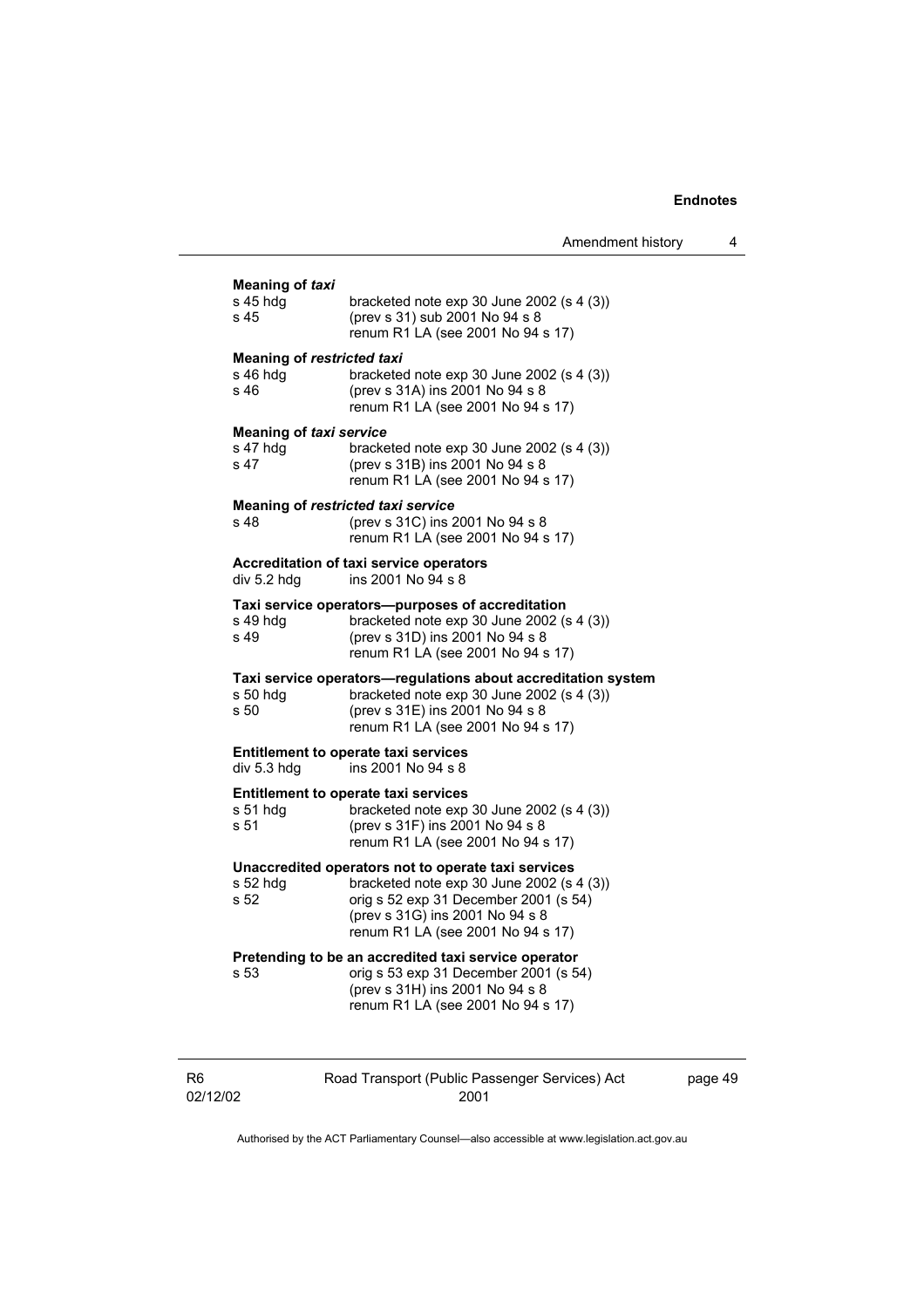**Meaning of *taxi***

| | |
|---|---|
| s 45 hdg | bracketed note exp 30 June 2002 (s 4 (3)) |
| s 45 | (prev s 31) sub 2001 No 94 s 8<br>renum R1 LA (see 2001 No 94 s 17) |

**Meaning of *restricted taxi***

| | |
|---|---|
| s 46 hdg | bracketed note exp 30 June 2002 (s 4 (3)) |
| s 46 | (prev s 31A) ins 2001 No 94 s 8<br>renum R1 LA (see 2001 No 94 s 17) |

**Meaning of *taxi service***

| | |
|---|---|
| s 47 hdg | bracketed note exp 30 June 2002 (s 4 (3)) |
| s 47 | (prev s 31B) ins 2001 No 94 s 8<br>renum R1 LA (see 2001 No 94 s 17) |

**Meaning of *restricted taxi service***

| | |
|---|---|
| s 48 | (prev s 31C) ins 2001 No 94 s 8<br>renum R1 LA (see 2001 No 94 s 17) |

**Accreditation of taxi service operators**

| | |
|---|---|
| div 5.2 hdg | ins 2001 No 94 s 8 |

**Taxi service operators—purposes of accreditation**

| | |
|---|---|
| s 49 hdg | bracketed note exp 30 June 2002 (s 4 (3)) |
| s 49 | (prev s 31D) ins 2001 No 94 s 8<br>renum R1 LA (see 2001 No 94 s 17) |

**Taxi service operators—regulations about accreditation system**

| | |
|---|---|
| s 50 hdg | bracketed note exp 30 June 2002 (s 4 (3)) |
| s 50 | (prev s 31E) ins 2001 No 94 s 8<br>renum R1 LA (see 2001 No 94 s 17) |

**Entitlement to operate taxi services**

| | |
|---|---|
| div 5.3 hdg | ins 2001 No 94 s 8 |

**Entitlement to operate taxi services**

| | |
|---|---|
| s 51 hdg | bracketed note exp 30 June 2002 (s 4 (3)) |
| s 51 | (prev s 31F) ins 2001 No 94 s 8<br>renum R1 LA (see 2001 No 94 s 17) |

**Unaccredited operators not to operate taxi services**

| | |
|---|---|
| s 52 hdg | bracketed note exp 30 June 2002 (s 4 (3)) |
| s 52 | orig s 52 exp 31 December 2001 (s 54)<br>(prev s 31G) ins 2001 No 94 s 8<br>renum R1 LA (see 2001 No 94 s 17) |

**Pretending to be an accredited taxi service operator**

| | |
|---|---|
| s 53 | orig s 53 exp 31 December 2001 (s 54)<br>(prev s 31H) ins 2001 No 94 s 8<br>renum R1 LA (see 2001 No 94 s 17) |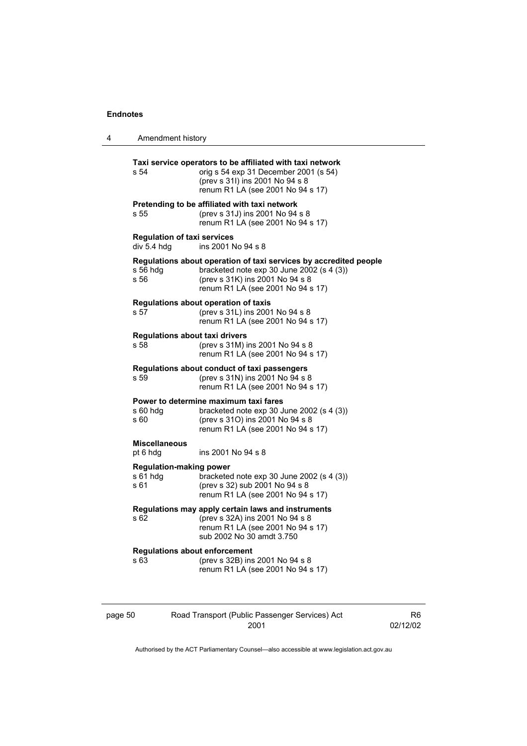**Taxi service operators to be affiliated with taxi network**

s 54 orig s 54 exp 31 December 2001 (s 54)
(prev s 31I) ins 2001 No 94 s 8
renum R1 LA (see 2001 No 94 s 17)

**Pretending to be affiliated with taxi network**

s 55 (prev s 31J) ins 2001 No 94 s 8
renum R1 LA (see 2001 No 94 s 17)

**Regulation of taxi services**

div 5.4 hdg ins 2001 No 94 s 8

**Regulations about operation of taxi services by accredited people**

s 56 hdg bracketed note exp 30 June 2002 (s 4 (3))
s 56 (prev s 31K) ins 2001 No 94 s 8
renum R1 LA (see 2001 No 94 s 17)

**Regulations about operation of taxis**

s 57 (prev s 31L) ins 2001 No 94 s 8
renum R1 LA (see 2001 No 94 s 17)

**Regulations about taxi drivers**

s 58 (prev s 31M) ins 2001 No 94 s 8
renum R1 LA (see 2001 No 94 s 17)

**Regulations about conduct of taxi passengers**

s 59 (prev s 31N) ins 2001 No 94 s 8
renum R1 LA (see 2001 No 94 s 17)

**Power to determine maximum taxi fares**

s 60 hdg bracketed note exp 30 June 2002 (s 4 (3))
s 60 (prev s 31O) ins 2001 No 94 s 8
renum R1 LA (see 2001 No 94 s 17)

**Miscellaneous**

pt 6 hdg ins 2001 No 94 s 8

**Regulation-making power**

s 61 hdg bracketed note exp 30 June 2002 (s 4 (3))
s 61 (prev s 32) sub 2001 No 94 s 8
renum R1 LA (see 2001 No 94 s 17)

**Regulations may apply certain laws and instruments**

s 62 (prev s 32A) ins 2001 No 94 s 8
renum R1 LA (see 2001 No 94 s 17)
sub 2002 No 30 amdt 3.750

**Regulations about enforcement**

s 63 (prev s 32B) ins 2001 No 94 s 8
renum R1 LA (see 2001 No 94 s 17)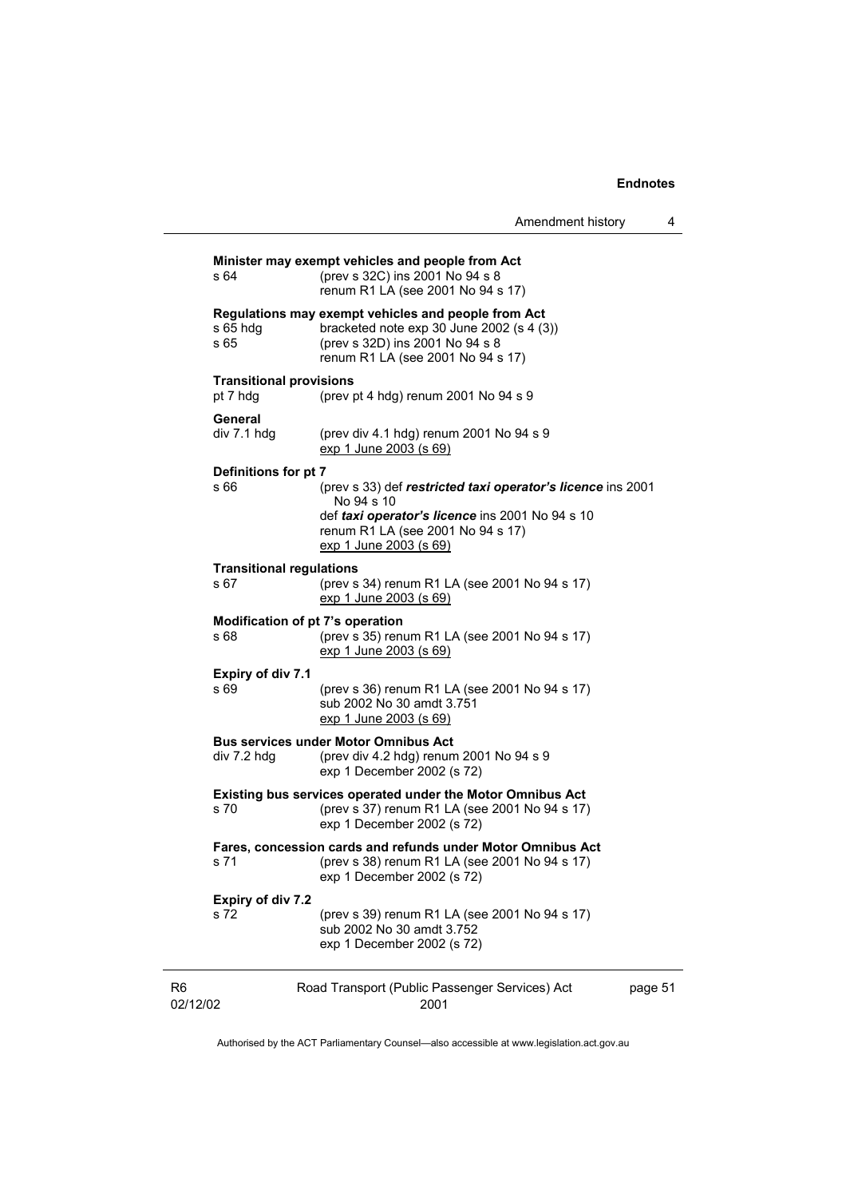**Minister may exempt vehicles and people from Act**

s 64 (prev s 32C) ins 2001 No 94 s 8
renum R1 LA (see 2001 No 94 s 17)

**Regulations may exempt vehicles and people from Act**

s 65 hdg bracketed note exp 30 June 2002 (s 4 (3))
s 65 (prev s 32D) ins 2001 No 94 s 8
renum R1 LA (see 2001 No 94 s 17)

**Transitional provisions**

pt 7 hdg (prev pt 4 hdg) renum 2001 No 94 s 9

**General**

div 7.1 hdg (prev div 4.1 hdg) renum 2001 No 94 s 9
exp 1 June 2003 (s 69)

**Definitions for pt 7**

s 66 (prev s 33) def ***restricted taxi operator's licence*** ins 2001 No 94 s 10
def ***taxi operator's licence*** ins 2001 No 94 s 10
renum R1 LA (see 2001 No 94 s 17)
exp 1 June 2003 (s 69)

**Transitional regulations**

s 67 (prev s 34) renum R1 LA (see 2001 No 94 s 17)
exp 1 June 2003 (s 69)

**Modification of pt 7's operation**

s 68 (prev s 35) renum R1 LA (see 2001 No 94 s 17)
exp 1 June 2003 (s 69)

**Expiry of div 7.1**

s 69 (prev s 36) renum R1 LA (see 2001 No 94 s 17)
sub 2002 No 30 amdt 3.751
exp 1 June 2003 (s 69)

**Bus services under Motor Omnibus Act**

div 7.2 hdg (prev div 4.2 hdg) renum 2001 No 94 s 9
exp 1 December 2002 (s 72)

**Existing bus services operated under the Motor Omnibus Act**

s 70 (prev s 37) renum R1 LA (see 2001 No 94 s 17)
exp 1 December 2002 (s 72)

**Fares, concession cards and refunds under Motor Omnibus Act**

s 71 (prev s 38) renum R1 LA (see 2001 No 94 s 17)
exp 1 December 2002 (s 72)

**Expiry of div 7.2**

s 72 (prev s 39) renum R1 LA (see 2001 No 94 s 17)
sub 2002 No 30 amdt 3.752
exp 1 December 2002 (s 72)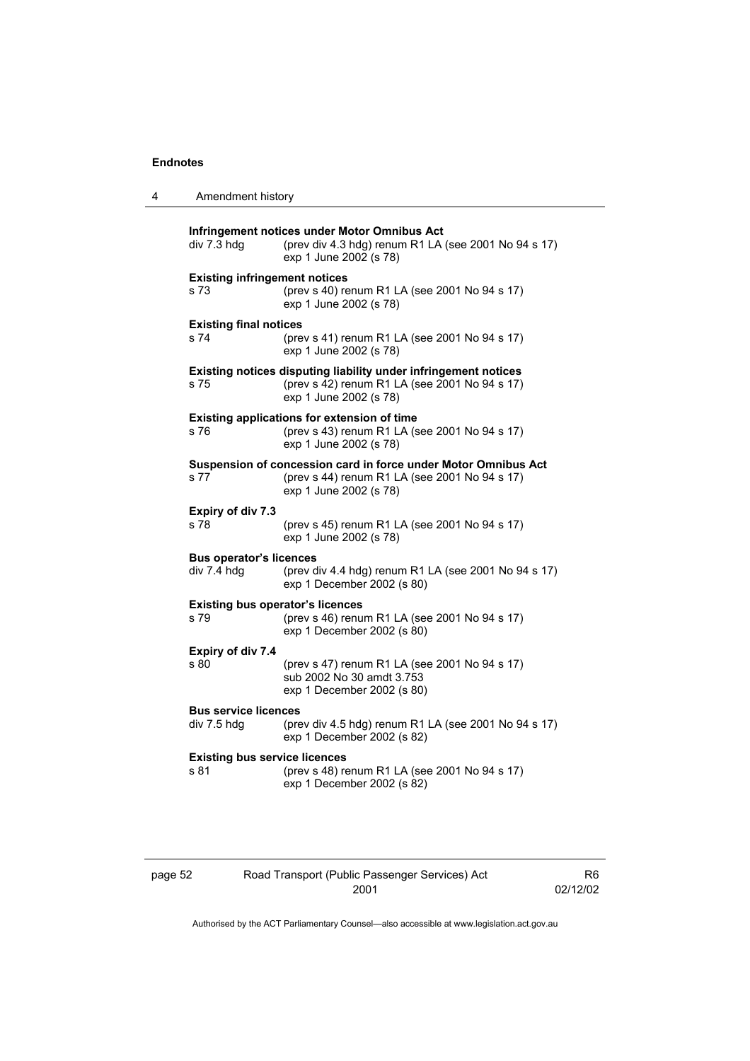**Infringement notices under Motor Omnibus Act**

div 7.3 hdg (prev div 4.3 hdg) renum R1 LA (see 2001 No 94 s 17)
exp 1 June 2002 (s 78)

**Existing infringement notices**

s 73 (prev s 40) renum R1 LA (see 2001 No 94 s 17)
exp 1 June 2002 (s 78)

**Existing final notices**

s 74 (prev s 41) renum R1 LA (see 2001 No 94 s 17)
exp 1 June 2002 (s 78)

**Existing notices disputing liability under infringement notices**

s 75 (prev s 42) renum R1 LA (see 2001 No 94 s 17)
exp 1 June 2002 (s 78)

**Existing applications for extension of time**

s 76 (prev s 43) renum R1 LA (see 2001 No 94 s 17)
exp 1 June 2002 (s 78)

**Suspension of concession card in force under Motor Omnibus Act**

s 77 (prev s 44) renum R1 LA (see 2001 No 94 s 17)
exp 1 June 2002 (s 78)

**Expiry of div 7.3**

s 78 (prev s 45) renum R1 LA (see 2001 No 94 s 17)
exp 1 June 2002 (s 78)

**Bus operator's licences**

div 7.4 hdg (prev div 4.4 hdg) renum R1 LA (see 2001 No 94 s 17)
exp 1 December 2002 (s 80)

**Existing bus operator's licences**

s 79 (prev s 46) renum R1 LA (see 2001 No 94 s 17)
exp 1 December 2002 (s 80)

**Expiry of div 7.4**

s 80 (prev s 47) renum R1 LA (see 2001 No 94 s 17)
sub 2002 No 30 amdt 3.753
exp 1 December 2002 (s 80)

**Bus service licences**

div 7.5 hdg (prev div 4.5 hdg) renum R1 LA (see 2001 No 94 s 17)
exp 1 December 2002 (s 82)

**Existing bus service licences**

s 81 (prev s 48) renum R1 LA (see 2001 No 94 s 17)
exp 1 December 2002 (s 82)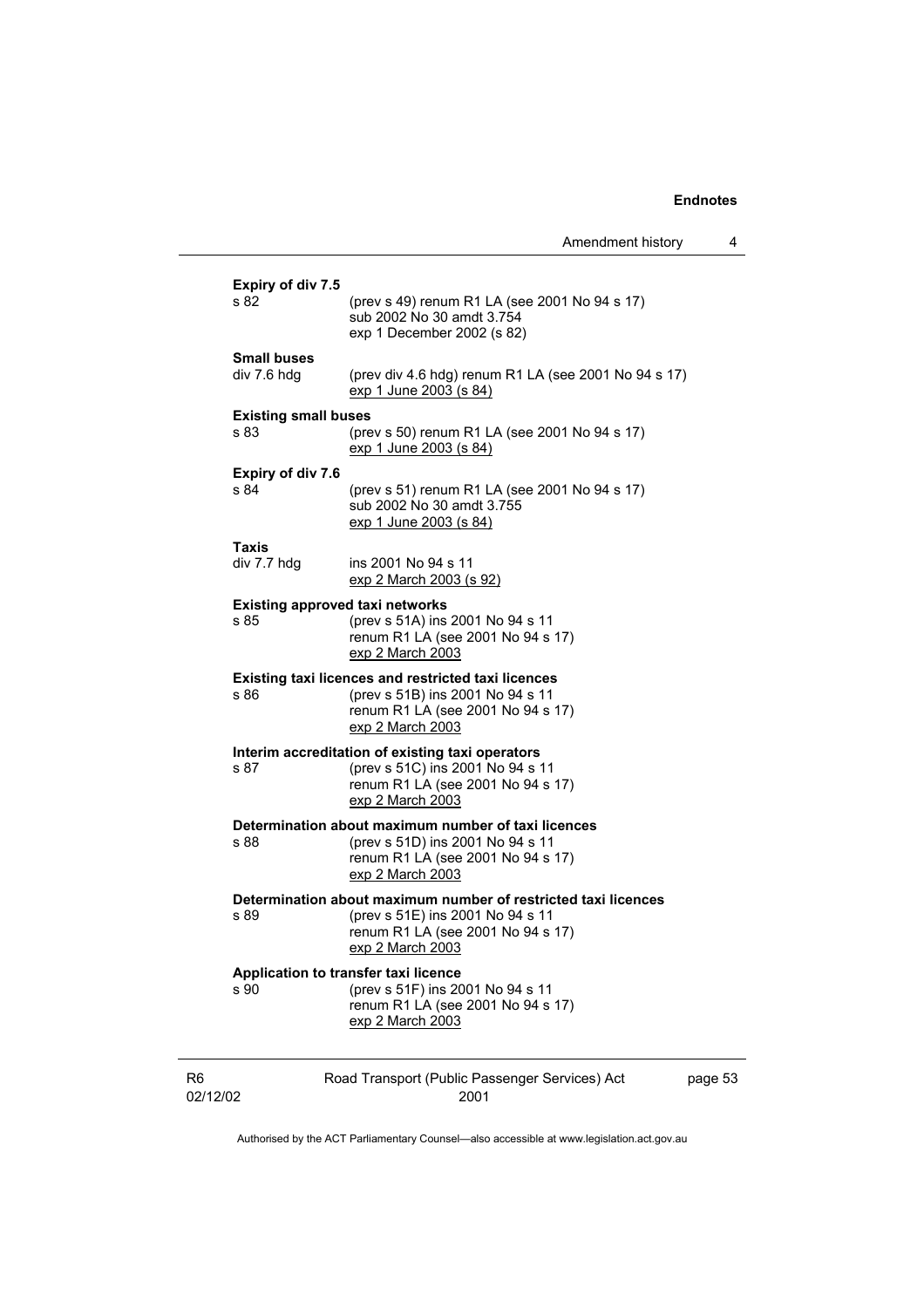**Expiry of div 7.5**

s 82 (prev s 49) renum R1 LA (see 2001 No 94 s 17)
sub 2002 No 30 amdt 3.754
exp 1 December 2002 (s 82)

**Small buses**

div 7.6 hdg (prev div 4.6 hdg) renum R1 LA (see 2001 No 94 s 17)
exp 1 June 2003 (s 84)

**Existing small buses**

s 83 (prev s 50) renum R1 LA (see 2001 No 94 s 17)
exp 1 June 2003 (s 84)

**Expiry of div 7.6**

s 84 (prev s 51) renum R1 LA (see 2001 No 94 s 17)
sub 2002 No 30 amdt 3.755
exp 1 June 2003 (s 84)

**Taxis**

div 7.7 hdg ins 2001 No 94 s 11
exp 2 March 2003 (s 92)

**Existing approved taxi networks**

s 85 (prev s 51A) ins 2001 No 94 s 11
renum R1 LA (see 2001 No 94 s 17)
exp 2 March 2003

**Existing taxi licences and restricted taxi licences**

s 86 (prev s 51B) ins 2001 No 94 s 11
renum R1 LA (see 2001 No 94 s 17)
exp 2 March 2003

**Interim accreditation of existing taxi operators**

s 87 (prev s 51C) ins 2001 No 94 s 11
renum R1 LA (see 2001 No 94 s 17)
exp 2 March 2003

**Determination about maximum number of taxi licences**

s 88 (prev s 51D) ins 2001 No 94 s 11
renum R1 LA (see 2001 No 94 s 17)
exp 2 March 2003

**Determination about maximum number of restricted taxi licences**

s 89 (prev s 51E) ins 2001 No 94 s 11
renum R1 LA (see 2001 No 94 s 17)
exp 2 March 2003

**Application to transfer taxi licence**

s 90 (prev s 51F) ins 2001 No 94 s 11
renum R1 LA (see 2001 No 94 s 17)
exp 2 March 2003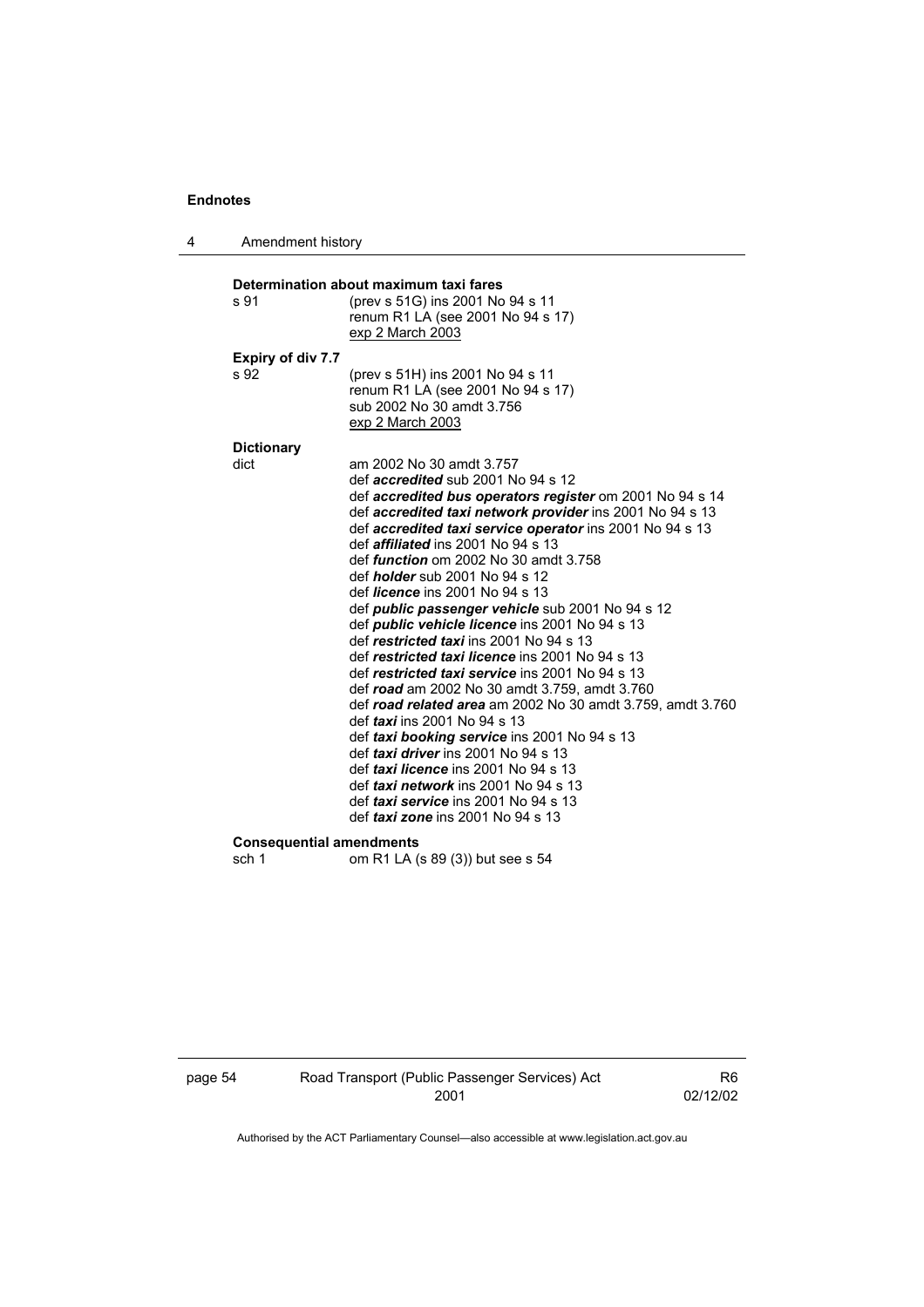**Determination about maximum taxi fares**

s 91 (prev s 51G) ins 2001 No 94 s 11
renum R1 LA (see 2001 No 94 s 17)
exp 2 March 2003

**Expiry of div 7.7**

s 92 (prev s 51H) ins 2001 No 94 s 11
renum R1 LA (see 2001 No 94 s 17)
sub 2002 No 30 amdt 3.756
exp 2 March 2003

**Dictionary**

dict am 2002 No 30 amdt 3.757
def ***accredited*** sub 2001 No 94 s 12
def ***accredited bus operators register*** om 2001 No 94 s 14
def ***accredited taxi network provider*** ins 2001 No 94 s 13
def ***accredited taxi service operator*** ins 2001 No 94 s 13
def ***affiliated*** ins 2001 No 94 s 13
def ***function*** om 2002 No 30 amdt 3.758
def ***holder*** sub 2001 No 94 s 12
def ***licence*** ins 2001 No 94 s 13
def ***public passenger vehicle*** sub 2001 No 94 s 12
def ***public vehicle licence*** ins 2001 No 94 s 13
def ***restricted taxi*** ins 2001 No 94 s 13
def ***restricted taxi licence*** ins 2001 No 94 s 13
def ***restricted taxi service*** ins 2001 No 94 s 13
def ***road*** am 2002 No 30 amdt 3.759, amdt 3.760
def ***road related area*** am 2002 No 30 amdt 3.759, amdt 3.760
def ***taxi*** ins 2001 No 94 s 13
def ***taxi booking service*** ins 2001 No 94 s 13
def ***taxi driver*** ins 2001 No 94 s 13
def ***taxi licence*** ins 2001 No 94 s 13
def ***taxi network*** ins 2001 No 94 s 13
def ***taxi service*** ins 2001 No 94 s 13
def ***taxi zone*** ins 2001 No 94 s 13

**Consequential amendments**

sch 1 om R1 LA (s 89 (3)) but see s 54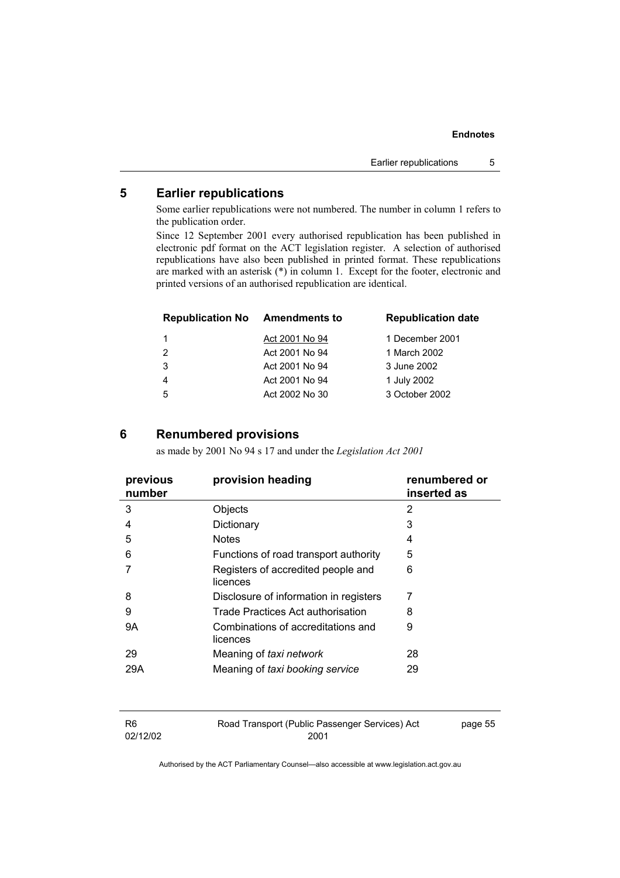## 5 Earlier republications

Some earlier republications were not numbered. The number in column 1 refers to the publication order.

Since 12 September 2001 every authorised republication has been published in electronic pdf format on the ACT legislation register. A selection of authorised republications have also been published in printed format. These republications are marked with an asterisk (*) in column 1. Except for the footer, electronic and printed versions of an authorised republication are identical.

| Republication No | Amendments to | Republication date |
|---|---|---|
| 1 | Act 2001 No 94 | 1 December 2001 |
| 2 | Act 2001 No 94 | 1 March 2002 |
| 3 | Act 2001 No 94 | 3 June 2002 |
| 4 | Act 2001 No 94 | 1 July 2002 |
| 5 | Act 2002 No 30 | 3 October 2002 |

## 6 Renumbered provisions

as made by 2001 No 94 s 17 and under the *Legislation Act 2001*

| previous number | provision heading | renumbered or inserted as |
|---|---|---|
| 3 | Objects | 2 |
| 4 | Dictionary | 3 |
| 5 | Notes | 4 |
| 6 | Functions of road transport authority | 5 |
| 7 | Registers of accredited people and licences | 6 |
| 8 | Disclosure of information in registers | 7 |
| 9 | Trade Practices Act authorisation | 8 |
| 9A | Combinations of accreditations and licences | 9 |
| 29 | Meaning of *taxi network* | 28 |
| 29A | Meaning of *taxi booking service* | 29 |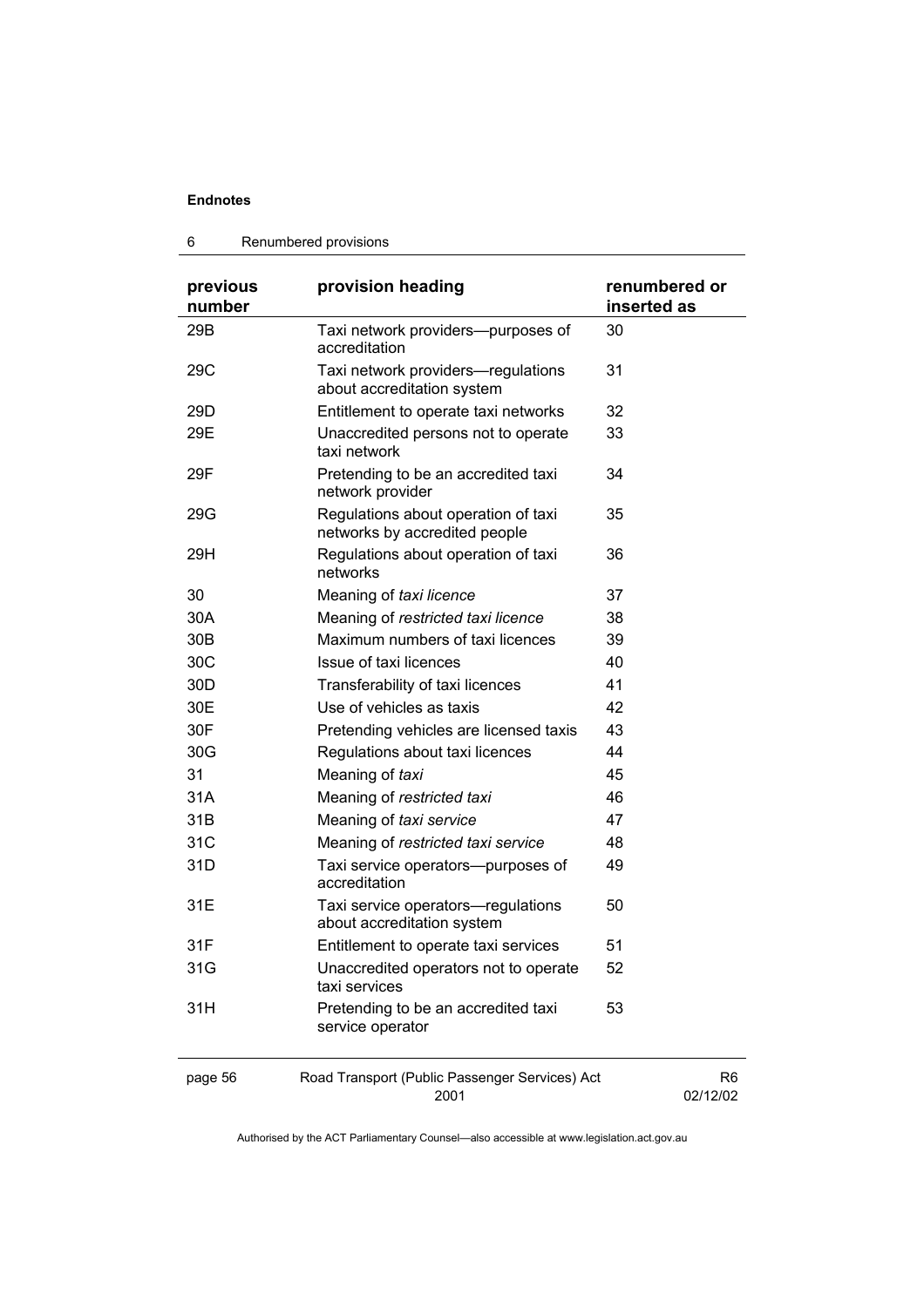## 6 Renumbered provisions

| previous number | provision heading | renumbered or inserted as |
|---|---|---|
| 29B | Taxi network providers—purposes of accreditation | 30 |
| 29C | Taxi network providers—regulations about accreditation system | 31 |
| 29D | Entitlement to operate taxi networks | 32 |
| 29E | Unaccredited persons not to operate taxi network | 33 |
| 29F | Pretending to be an accredited taxi network provider | 34 |
| 29G | Regulations about operation of taxi networks by accredited people | 35 |
| 29H | Regulations about operation of taxi networks | 36 |
| 30 | Meaning of *taxi licence* | 37 |
| 30A | Meaning of *restricted taxi licence* | 38 |
| 30B | Maximum numbers of taxi licences | 39 |
| 30C | Issue of taxi licences | 40 |
| 30D | Transferability of taxi licences | 41 |
| 30E | Use of vehicles as taxis | 42 |
| 30F | Pretending vehicles are licensed taxis | 43 |
| 30G | Regulations about taxi licences | 44 |
| 31 | Meaning of *taxi* | 45 |
| 31A | Meaning of *restricted taxi* | 46 |
| 31B | Meaning of *taxi service* | 47 |
| 31C | Meaning of *restricted taxi service* | 48 |
| 31D | Taxi service operators—purposes of accreditation | 49 |
| 31E | Taxi service operators—regulations about accreditation system | 50 |
| 31F | Entitlement to operate taxi services | 51 |
| 31G | Unaccredited operators not to operate taxi services | 52 |
| 31H | Pretending to be an accredited taxi service operator | 53 |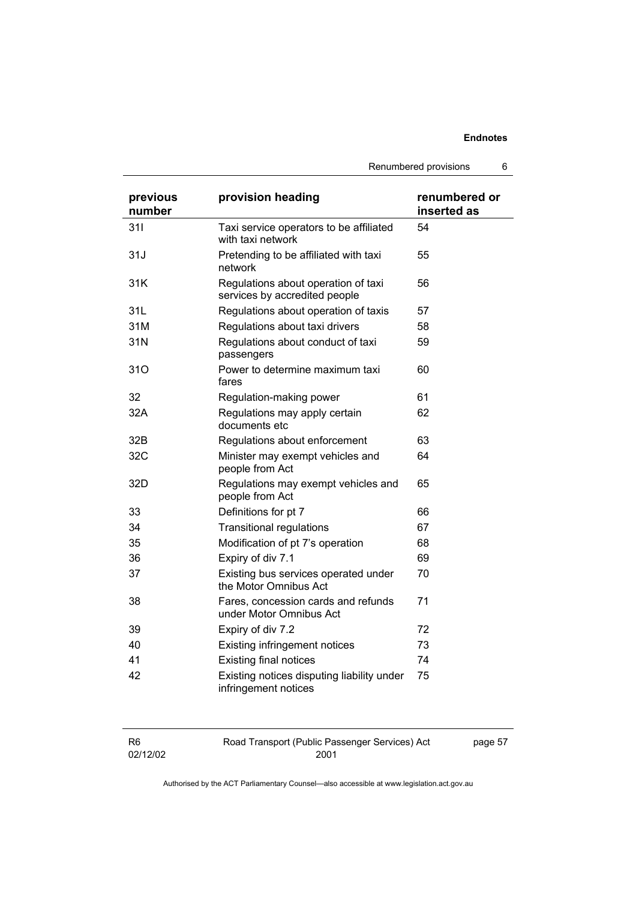| previous number | provision heading | renumbered or inserted as |
|---|---|---|
| 31I | Taxi service operators to be affiliated with taxi network | 54 |
| 31J | Pretending to be affiliated with taxi network | 55 |
| 31K | Regulations about operation of taxi services by accredited people | 56 |
| 31L | Regulations about operation of taxis | 57 |
| 31M | Regulations about taxi drivers | 58 |
| 31N | Regulations about conduct of taxi passengers | 59 |
| 31O | Power to determine maximum taxi fares | 60 |
| 32 | Regulation-making power | 61 |
| 32A | Regulations may apply certain documents etc | 62 |
| 32B | Regulations about enforcement | 63 |
| 32C | Minister may exempt vehicles and people from Act | 64 |
| 32D | Regulations may exempt vehicles and people from Act | 65 |
| 33 | Definitions for pt 7 | 66 |
| 34 | Transitional regulations | 67 |
| 35 | Modification of pt 7's operation | 68 |
| 36 | Expiry of div 7.1 | 69 |
| 37 | Existing bus services operated under the Motor Omnibus Act | 70 |
| 38 | Fares, concession cards and refunds under Motor Omnibus Act | 71 |
| 39 | Expiry of div 7.2 | 72 |
| 40 | Existing infringement notices | 73 |
| 41 | Existing final notices | 74 |
| 42 | Existing notices disputing liability under infringement notices | 75 |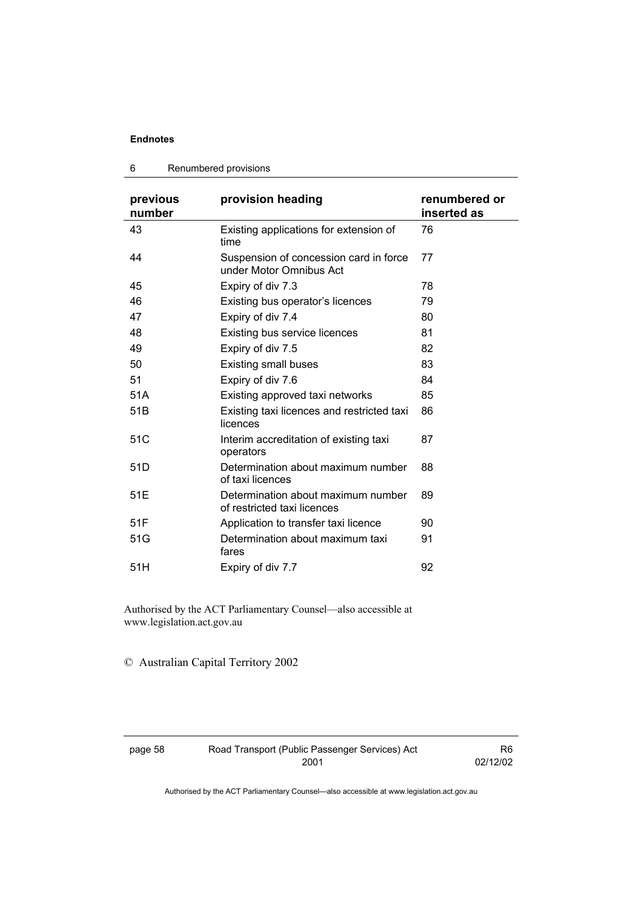## 6 Renumbered provisions

| previous number | provision heading | renumbered or inserted as |
|---|---|---|
| 43 | Existing applications for extension of time | 76 |
| 44 | Suspension of concession card in force under Motor Omnibus Act | 77 |
| 45 | Expiry of div 7.3 | 78 |
| 46 | Existing bus operator's licences | 79 |
| 47 | Expiry of div 7.4 | 80 |
| 48 | Existing bus service licences | 81 |
| 49 | Expiry of div 7.5 | 82 |
| 50 | Existing small buses | 83 |
| 51 | Expiry of div 7.6 | 84 |
| 51A | Existing approved taxi networks | 85 |
| 51B | Existing taxi licences and restricted taxi licences | 86 |
| 51C | Interim accreditation of existing taxi operators | 87 |
| 51D | Determination about maximum number of taxi licences | 88 |
| 51E | Determination about maximum number of restricted taxi licences | 89 |
| 51F | Application to transfer taxi licence | 90 |
| 51G | Determination about maximum taxi fares | 91 |
| 51H | Expiry of div 7.7 | 92 |

Authorised by the ACT Parliamentary Counsel—also accessible at www.legislation.act.gov.au

© Australian Capital Territory 2002